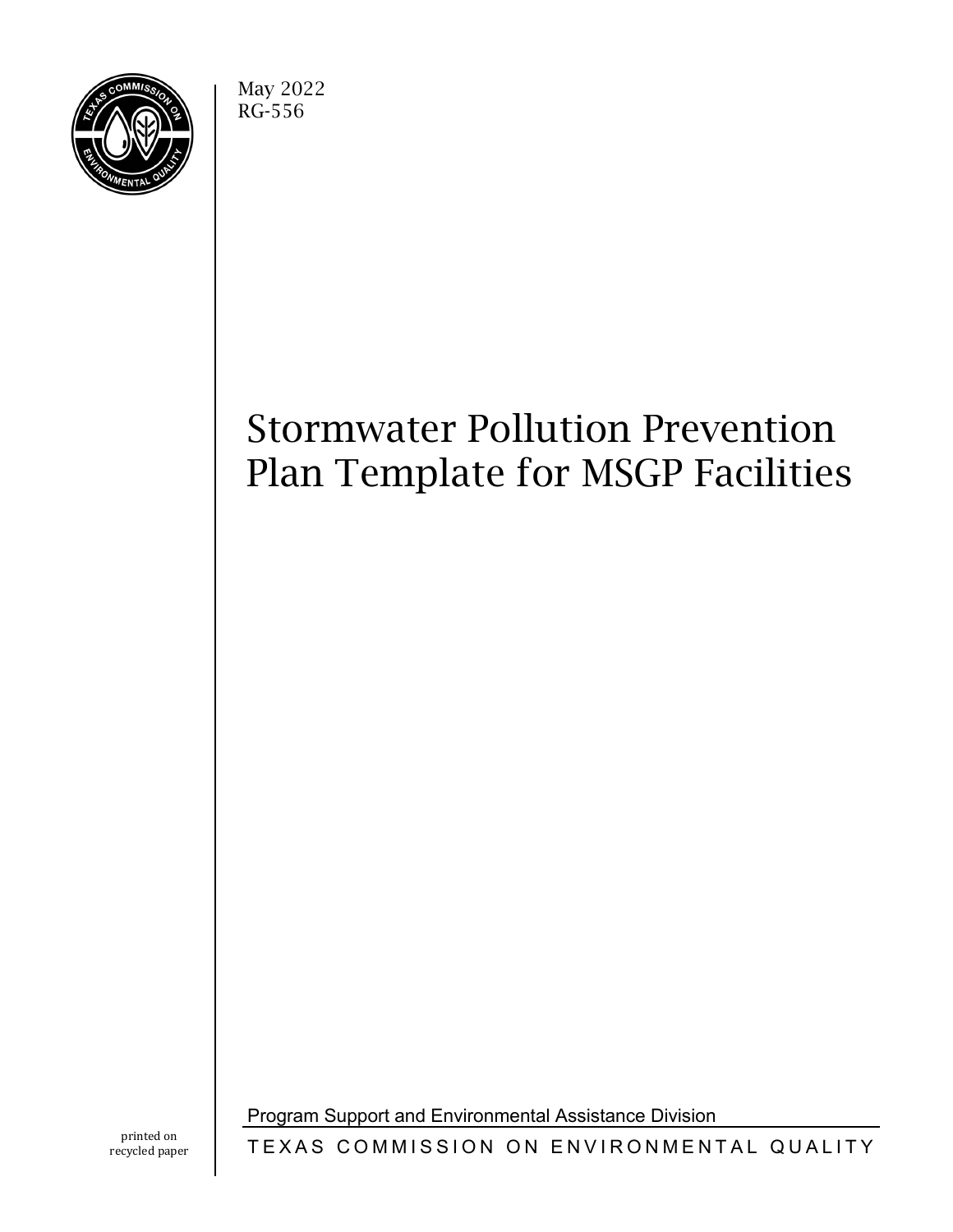May 2022
RG-556

# Stormwater Pollution Prevention Plan Template for MSGP Facilities

Program Support and Environmental Assistance Division

TEXAS COMMISSION ON ENVIRONMENTAL QUALITY

printed on recycled paper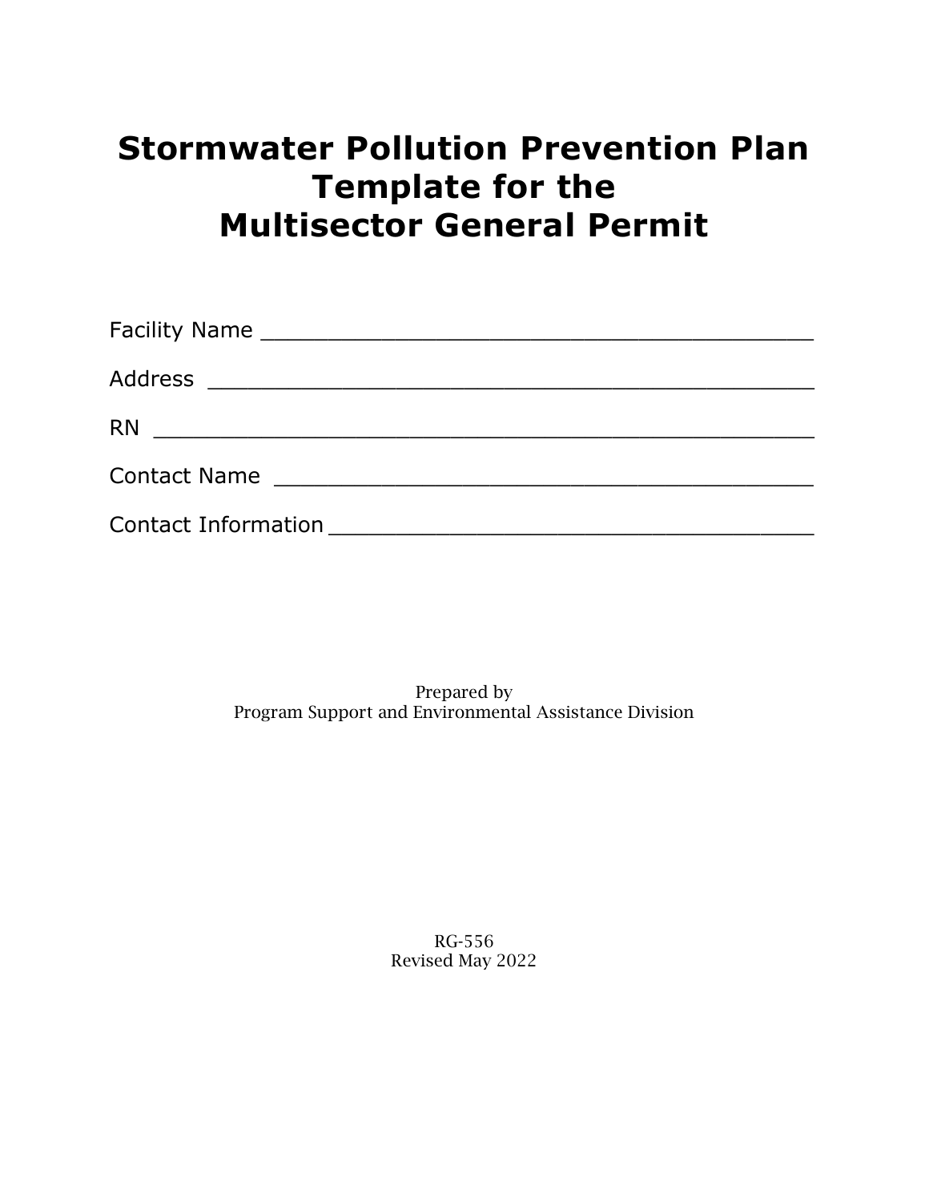# Stormwater Pollution Prevention Plan Template for the Multisector General Permit

Facility Name ___________________________________________

Address _______________________________________________

RN ___________________________________________________

Contact Name ___________________________________________

Contact Information ______________________________________

Prepared by
Program Support and Environmental Assistance Division

RG-556
Revised May 2022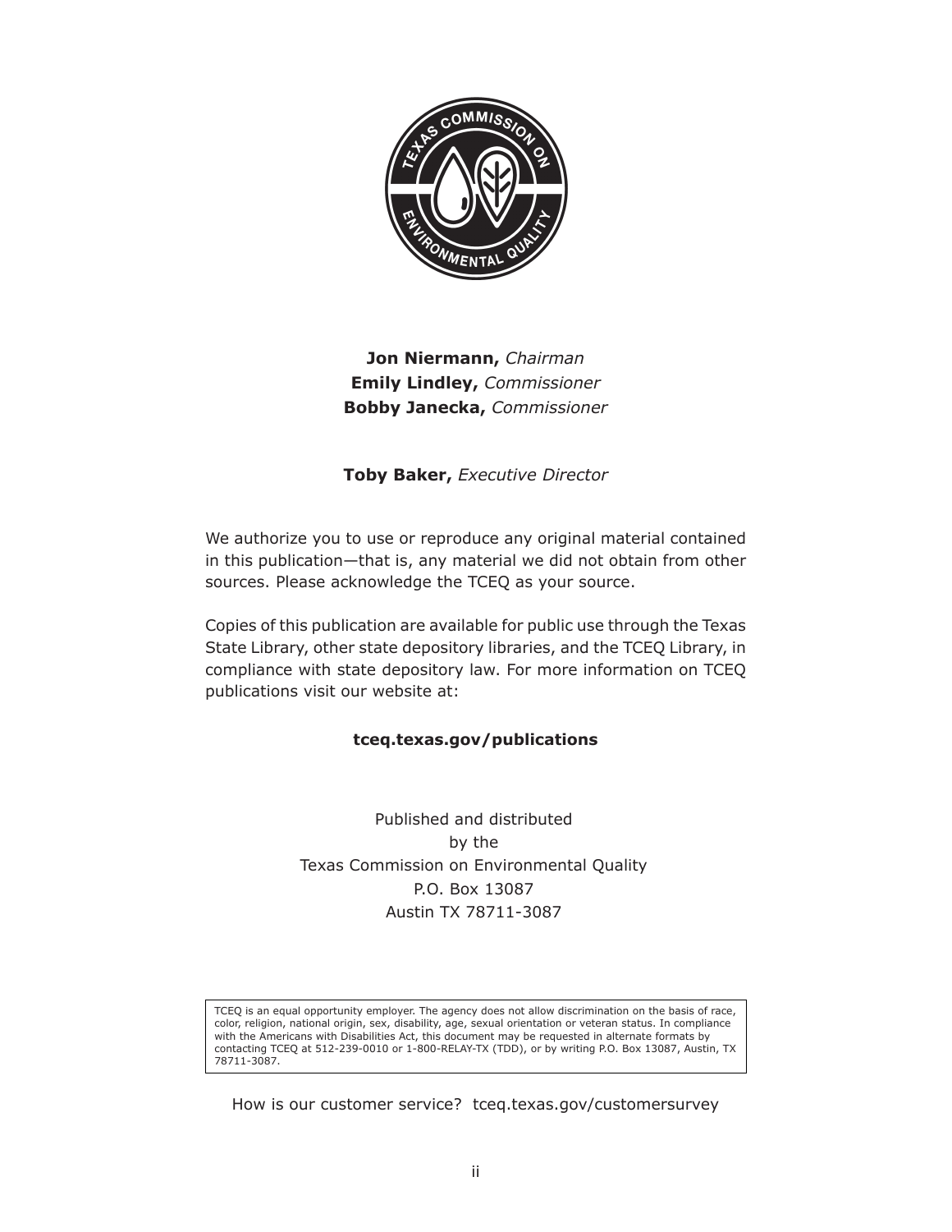**Jon Niermann,** *Chairman*
**Emily Lindley,** *Commissioner*
**Bobby Janecka,** *Commissioner*

**Toby Baker,** *Executive Director*

We authorize you to use or reproduce any original material contained in this publication—that is, any material we did not obtain from other sources. Please acknowledge the TCEQ as your source.

Copies of this publication are available for public use through the Texas State Library, other state depository libraries, and the TCEQ Library, in compliance with state depository law. For more information on TCEQ publications visit our website at:

**tceq.texas.gov/publications**

Published and distributed
by the
Texas Commission on Environmental Quality
P.O. Box 13087
Austin TX 78711-3087

TCEQ is an equal opportunity employer. The agency does not allow discrimination on the basis of race, color, religion, national origin, sex, disability, age, sexual orientation or veteran status. In compliance with the Americans with Disabilities Act, this document may be requested in alternate formats by contacting TCEQ at 512-239-0010 or 1-800-RELAY-TX (TDD), or by writing P.O. Box 13087, Austin, TX 78711-3087.

How is our customer service? tceq.texas.gov/customersurvey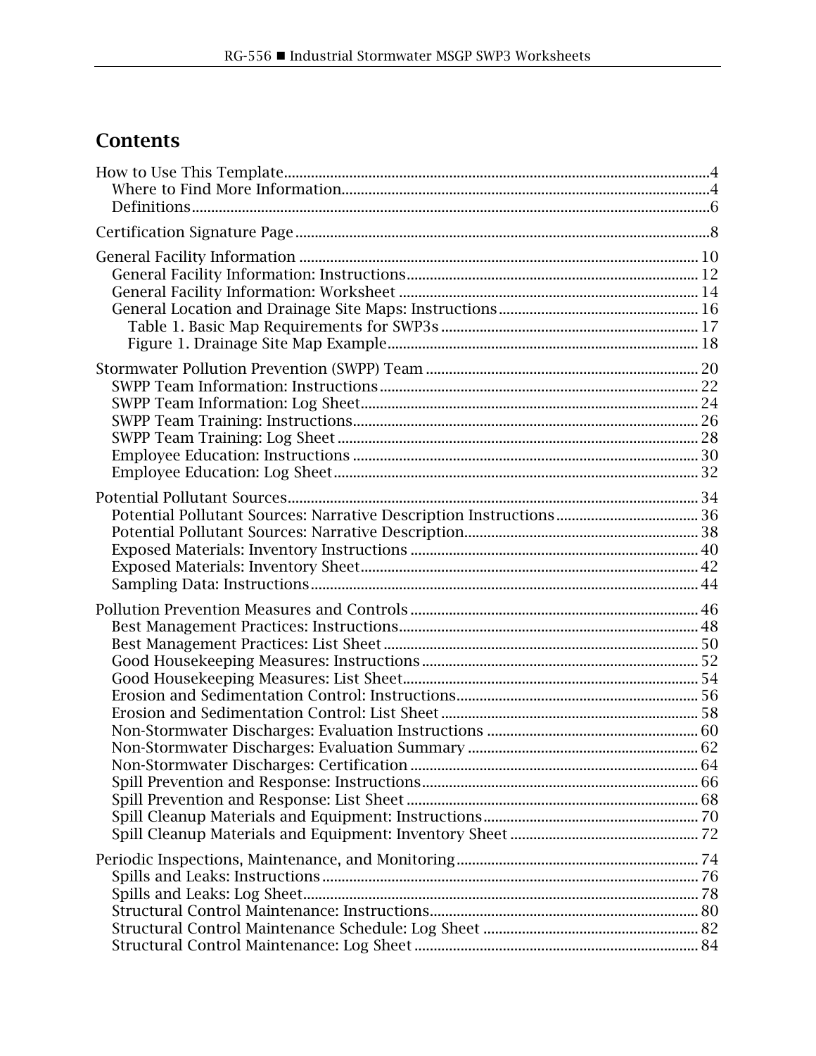# Contents

How to Use This Template .... 4
- Where to Find More Information .... 4
- Definitions .... 6

Certification Signature Page .... 8

General Facility Information .... 10
- General Facility Information: Instructions .... 12
- General Facility Information: Worksheet .... 14
- General Location and Drainage Site Maps: Instructions .... 16
  - Table 1. Basic Map Requirements for SWP3s .... 17
  - Figure 1. Drainage Site Map Example .... 18

Stormwater Pollution Prevention (SWPP) Team .... 20
- SWPP Team Information: Instructions .... 22
- SWPP Team Information: Log Sheet .... 24
- SWPP Team Training: Instructions .... 26
- SWPP Team Training: Log Sheet .... 28
- Employee Education: Instructions .... 30
- Employee Education: Log Sheet .... 32

Potential Pollutant Sources .... 34
- Potential Pollutant Sources: Narrative Description Instructions .... 36
- Potential Pollutant Sources: Narrative Description .... 38
- Exposed Materials: Inventory Instructions .... 40
- Exposed Materials: Inventory Sheet .... 42
- Sampling Data: Instructions .... 44

Pollution Prevention Measures and Controls .... 46
- Best Management Practices: Instructions .... 48
- Best Management Practices: List Sheet .... 50
- Good Housekeeping Measures: Instructions .... 52
- Good Housekeeping Measures: List Sheet .... 54
- Erosion and Sedimentation Control: Instructions .... 56
- Erosion and Sedimentation Control: List Sheet .... 58
- Non-Stormwater Discharges: Evaluation Instructions .... 60
- Non-Stormwater Discharges: Evaluation Summary .... 62
- Non-Stormwater Discharges: Certification .... 64
- Spill Prevention and Response: Instructions .... 66
- Spill Prevention and Response: List Sheet .... 68
- Spill Cleanup Materials and Equipment: Instructions .... 70
- Spill Cleanup Materials and Equipment: Inventory Sheet .... 72

Periodic Inspections, Maintenance, and Monitoring .... 74
- Spills and Leaks: Instructions .... 76
- Spills and Leaks: Log Sheet .... 78
- Structural Control Maintenance: Instructions .... 80
- Structural Control Maintenance Schedule: Log Sheet .... 82
- Structural Control Maintenance: Log Sheet .... 84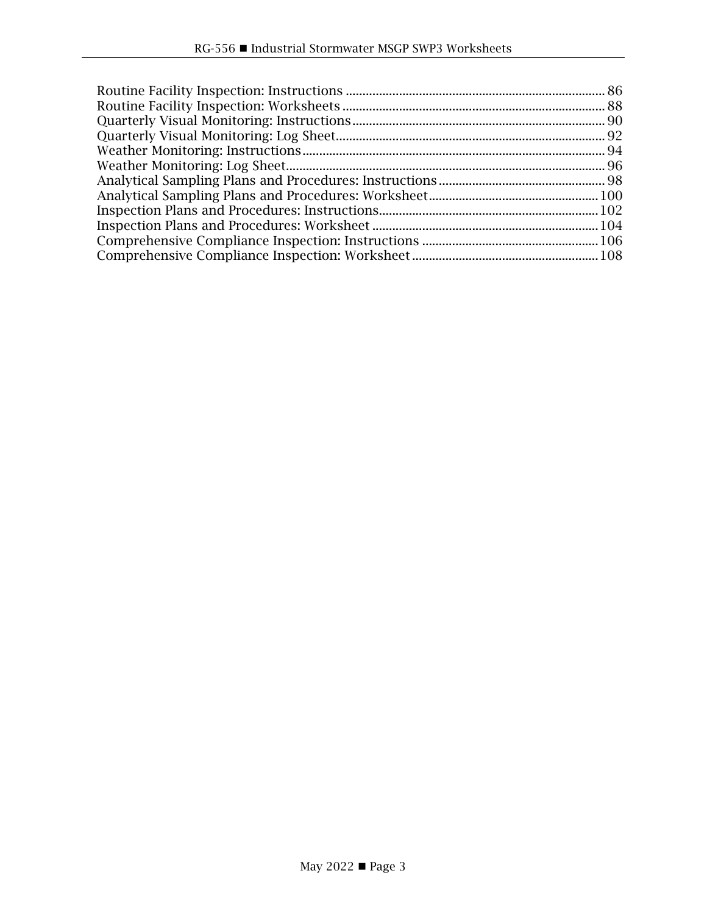Routine Facility Inspection: Instructions ............................................................................. 86
Routine Facility Inspection: Worksheets .............................................................................. 88
Quarterly Visual Monitoring: Instructions........................................................................... 90
Quarterly Visual Monitoring: Log Sheet................................................................................ 92
Weather Monitoring: Instructions.......................................................................................... 94
Weather Monitoring: Log Sheet............................................................................................... 96
Analytical Sampling Plans and Procedures: Instructions................................................. 98
Analytical Sampling Plans and Procedures: Worksheet.................................................. 100
Inspection Plans and Procedures: Instructions.................................................................. 102
Inspection Plans and Procedures: Worksheet ................................................................... 104
Comprehensive Compliance Inspection: Instructions .................................................... 106
Comprehensive Compliance Inspection: Worksheet ....................................................... 108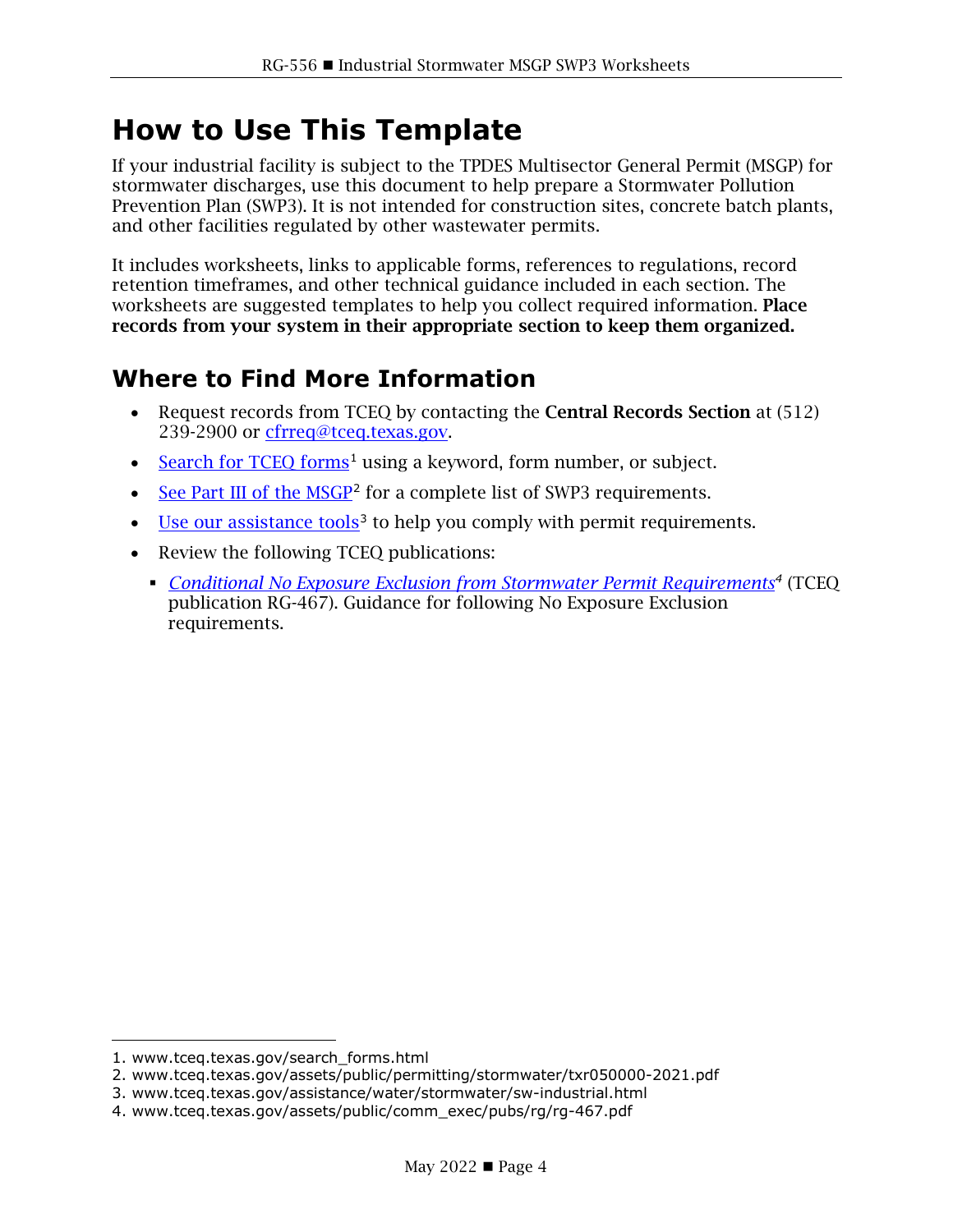# How to Use This Template

If your industrial facility is subject to the TPDES Multisector General Permit (MSGP) for stormwater discharges, use this document to help prepare a Stormwater Pollution Prevention Plan (SWP3). It is not intended for construction sites, concrete batch plants, and other facilities regulated by other wastewater permits.

It includes worksheets, links to applicable forms, references to regulations, record retention timeframes, and other technical guidance included in each section. The worksheets are suggested templates to help you collect required information. **Place records from your system in their appropriate section to keep them organized.**

## Where to Find More Information

- Request records from TCEQ by contacting the **Central Records Section** at (512) 239-2900 or cfrreq@tceq.texas.gov.
- Search for TCEQ forms[1] using a keyword, form number, or subject.
- See Part III of the MSGP[2] for a complete list of SWP3 requirements.
- Use our assistance tools[3] to help you comply with permit requirements.
- Review the following TCEQ publications:
  - *Conditional No Exposure Exclusion from Stormwater Permit Requirements*[4] (TCEQ publication RG-467). Guidance for following No Exposure Exclusion requirements.

---

1. www.tceq.texas.gov/search_forms.html
2. www.tceq.texas.gov/assets/public/permitting/stormwater/txr050000-2021.pdf
3. www.tceq.texas.gov/assistance/water/stormwater/sw-industrial.html
4. www.tceq.texas.gov/assets/public/comm_exec/pubs/rg/rg-467.pdf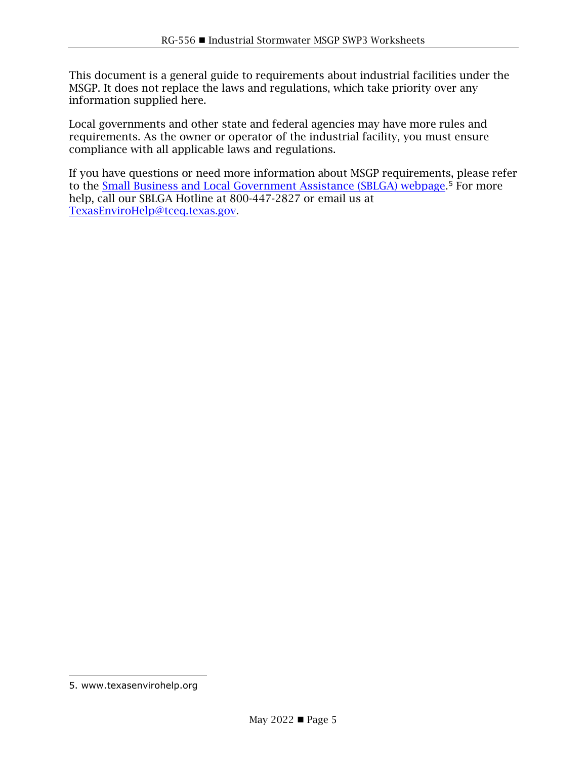This document is a general guide to requirements about industrial facilities under the MSGP. It does not replace the laws and regulations, which take priority over any information supplied here.

Local governments and other state and federal agencies may have more rules and requirements. As the owner or operator of the industrial facility, you must ensure compliance with all applicable laws and regulations.

If you have questions or need more information about MSGP requirements, please refer to the Small Business and Local Government Assistance (SBLGA) webpage.[5] For more help, call our SBLGA Hotline at 800-447-2827 or email us at TexasEnviroHelp@tceq.texas.gov.

5. www.texasenvirohelp.org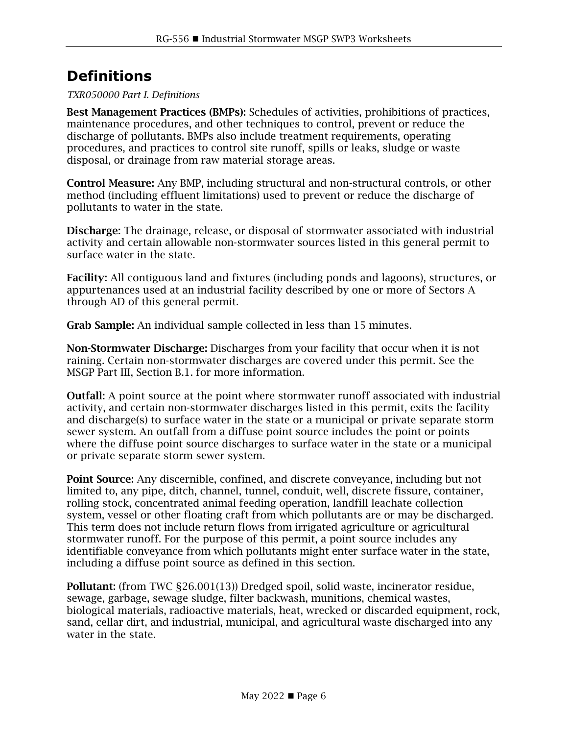# Definitions

*TXR050000 Part I. Definitions*

**Best Management Practices (BMPs):** Schedules of activities, prohibitions of practices, maintenance procedures, and other techniques to control, prevent or reduce the discharge of pollutants. BMPs also include treatment requirements, operating procedures, and practices to control site runoff, spills or leaks, sludge or waste disposal, or drainage from raw material storage areas.

**Control Measure:** Any BMP, including structural and non-structural controls, or other method (including effluent limitations) used to prevent or reduce the discharge of pollutants to water in the state.

**Discharge:** The drainage, release, or disposal of stormwater associated with industrial activity and certain allowable non-stormwater sources listed in this general permit to surface water in the state.

**Facility:** All contiguous land and fixtures (including ponds and lagoons), structures, or appurtenances used at an industrial facility described by one or more of Sectors A through AD of this general permit.

**Grab Sample:** An individual sample collected in less than 15 minutes.

**Non-Stormwater Discharge:** Discharges from your facility that occur when it is not raining. Certain non-stormwater discharges are covered under this permit. See the MSGP Part III, Section B.1. for more information.

**Outfall:** A point source at the point where stormwater runoff associated with industrial activity, and certain non-stormwater discharges listed in this permit, exits the facility and discharge(s) to surface water in the state or a municipal or private separate storm sewer system. An outfall from a diffuse point source includes the point or points where the diffuse point source discharges to surface water in the state or a municipal or private separate storm sewer system.

**Point Source:** Any discernible, confined, and discrete conveyance, including but not limited to, any pipe, ditch, channel, tunnel, conduit, well, discrete fissure, container, rolling stock, concentrated animal feeding operation, landfill leachate collection system, vessel or other floating craft from which pollutants are or may be discharged. This term does not include return flows from irrigated agriculture or agricultural stormwater runoff. For the purpose of this permit, a point source includes any identifiable conveyance from which pollutants might enter surface water in the state, including a diffuse point source as defined in this section.

**Pollutant:** (from TWC §26.001(13)) Dredged spoil, solid waste, incinerator residue, sewage, garbage, sewage sludge, filter backwash, munitions, chemical wastes, biological materials, radioactive materials, heat, wrecked or discarded equipment, rock, sand, cellar dirt, and industrial, municipal, and agricultural waste discharged into any water in the state.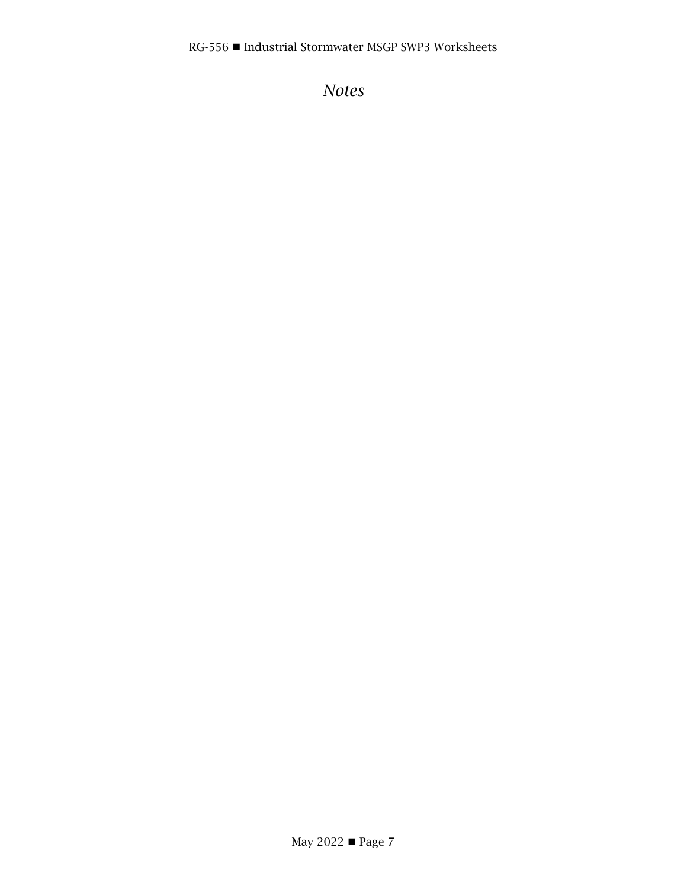*Notes*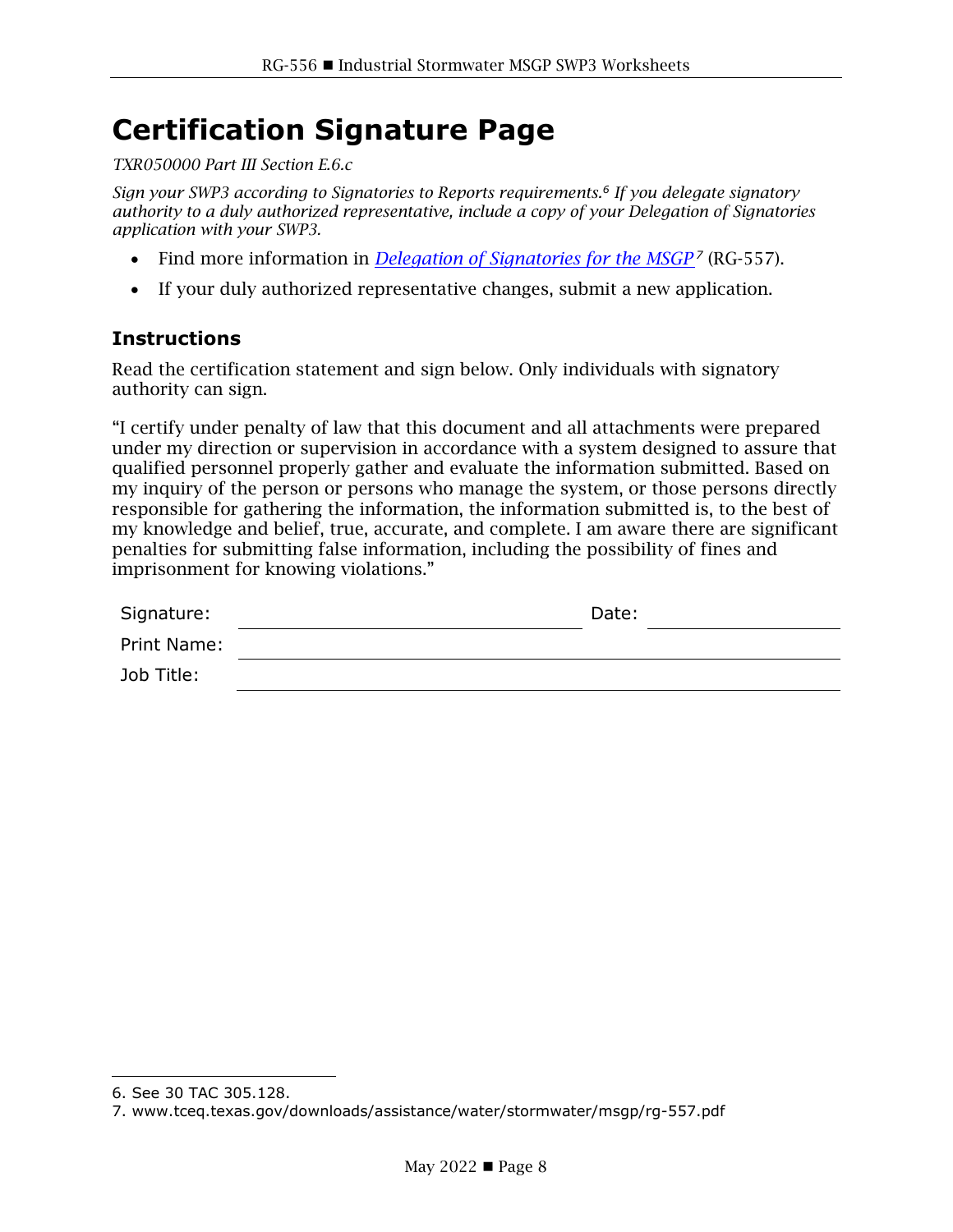# Certification Signature Page

*TXR050000 Part III Section E.6.c*

*Sign your SWP3 according to Signatories to Reports requirements.*[6] *If you delegate signatory authority to a duly authorized representative, include a copy of your Delegation of Signatories application with your SWP3.*

- Find more information in *Delegation of Signatories for the MSGP*[7] (RG-557).
- If your duly authorized representative changes, submit a new application.

## Instructions

Read the certification statement and sign below. Only individuals with signatory authority can sign.

"I certify under penalty of law that this document and all attachments were prepared under my direction or supervision in accordance with a system designed to assure that qualified personnel properly gather and evaluate the information submitted. Based on my inquiry of the person or persons who manage the system, or those persons directly responsible for gathering the information, the information submitted is, to the best of my knowledge and belief, true, accurate, and complete. I am aware there are significant penalties for submitting false information, including the possibility of fines and imprisonment for knowing violations."

| | | | |
|---|---|---|---|
| Signature: | | Date: | |
| Print Name: | | | |
| Job Title: | | | |

6. See 30 TAC 305.128.
7. www.tceq.texas.gov/downloads/assistance/water/stormwater/msgp/rg-557.pdf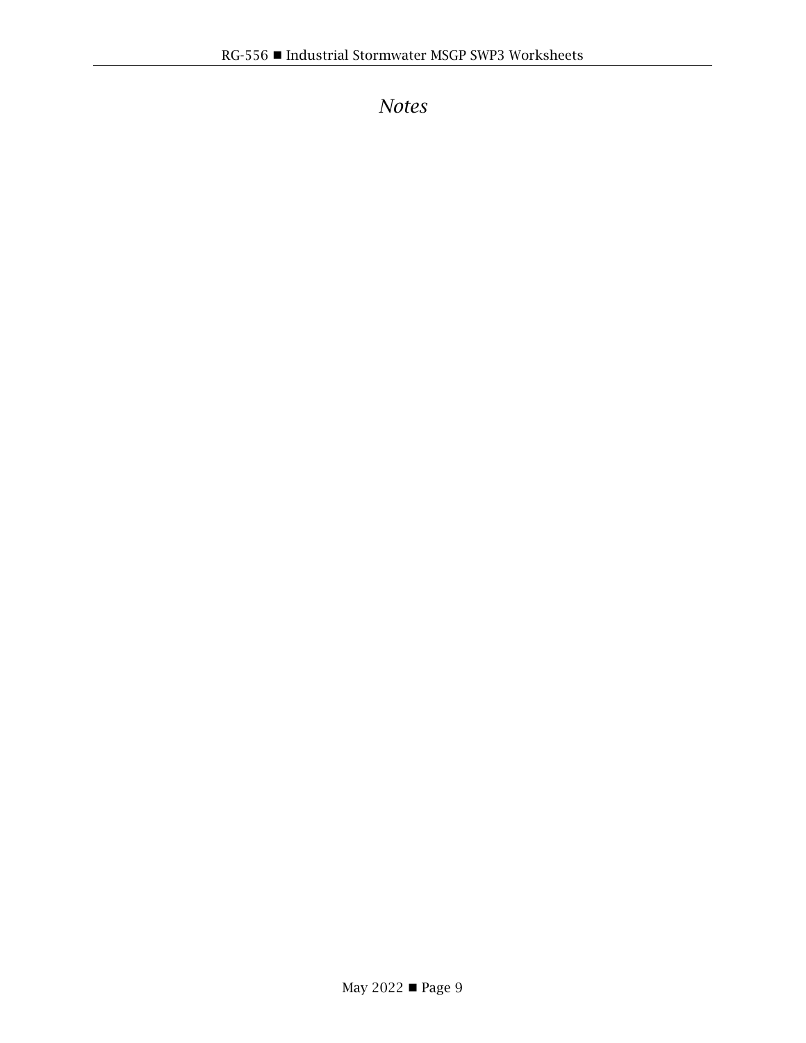*Notes*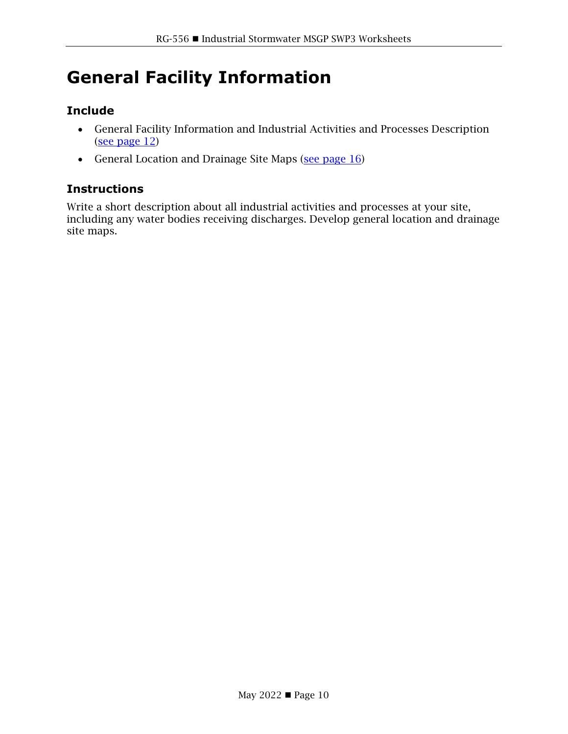# General Facility Information

## Include

- General Facility Information and Industrial Activities and Processes Description (see page 12)
- General Location and Drainage Site Maps (see page 16)

## Instructions

Write a short description about all industrial activities and processes at your site, including any water bodies receiving discharges. Develop general location and drainage site maps.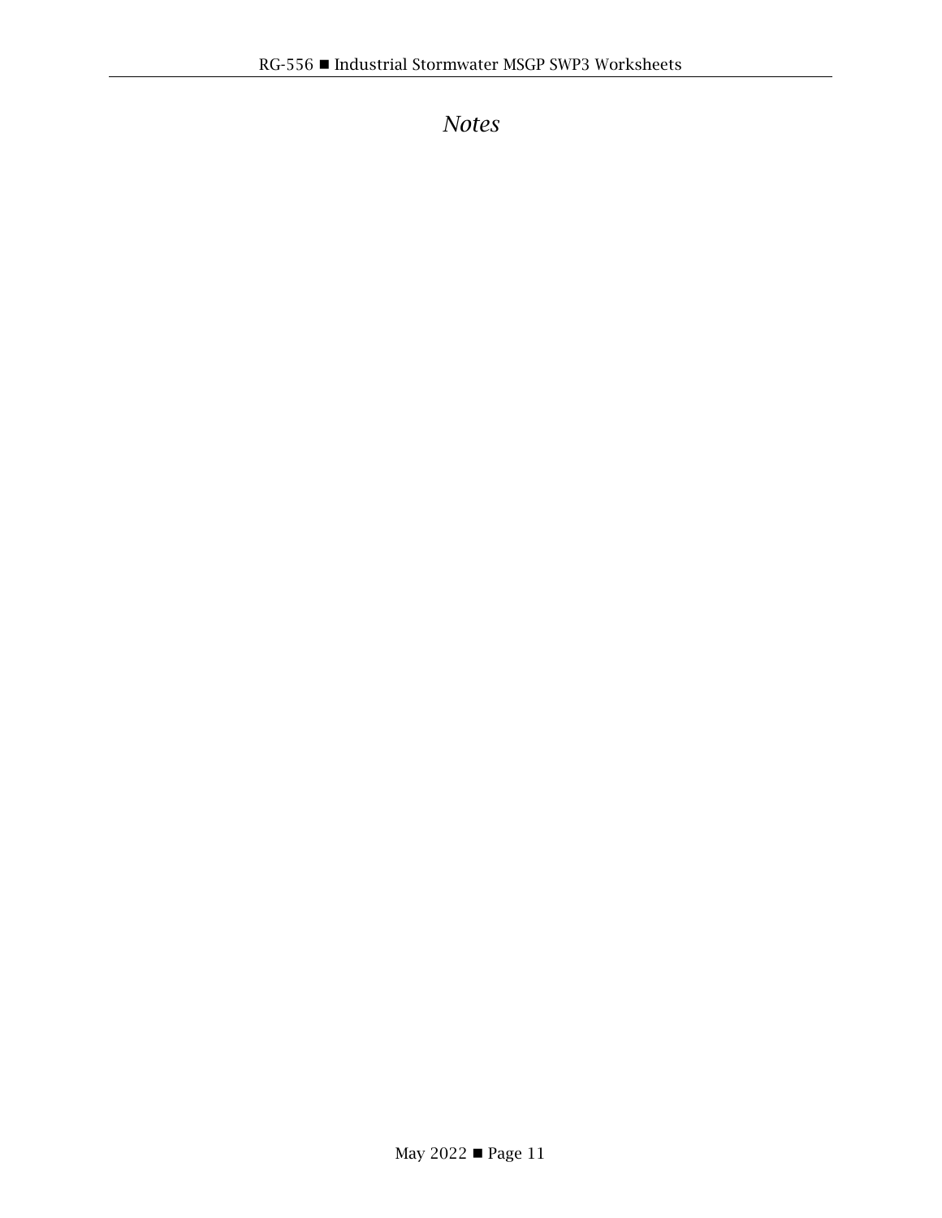*Notes*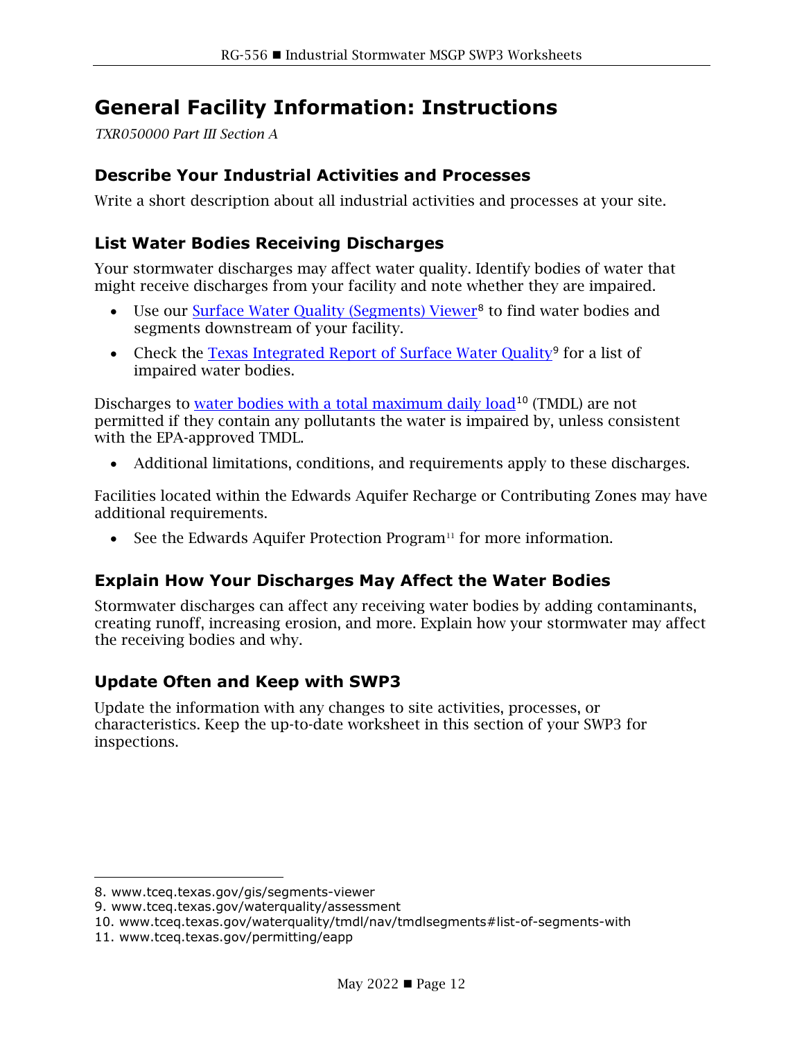# General Facility Information: Instructions

*TXR050000 Part III Section A*

## Describe Your Industrial Activities and Processes

Write a short description about all industrial activities and processes at your site.

## List Water Bodies Receiving Discharges

Your stormwater discharges may affect water quality. Identify bodies of water that might receive discharges from your facility and note whether they are impaired.

- Use our Surface Water Quality (Segments) Viewer[8] to find water bodies and segments downstream of your facility.
- Check the Texas Integrated Report of Surface Water Quality[9] for a list of impaired water bodies.

Discharges to water bodies with a total maximum daily load[10] (TMDL) are not permitted if they contain any pollutants the water is impaired by, unless consistent with the EPA-approved TMDL.

- Additional limitations, conditions, and requirements apply to these discharges.

Facilities located within the Edwards Aquifer Recharge or Contributing Zones may have additional requirements.

- See the Edwards Aquifer Protection Program[11] for more information.

## Explain How Your Discharges May Affect the Water Bodies

Stormwater discharges can affect any receiving water bodies by adding contaminants, creating runoff, increasing erosion, and more. Explain how your stormwater may affect the receiving bodies and why.

## Update Often and Keep with SWP3

Update the information with any changes to site activities, processes, or characteristics. Keep the up-to-date worksheet in this section of your SWP3 for inspections.

---

8. www.tceq.texas.gov/gis/segments-viewer
9. www.tceq.texas.gov/waterquality/assessment
10. www.tceq.texas.gov/waterquality/tmdl/nav/tmdlsegments#list-of-segments-with
11. www.tceq.texas.gov/permitting/eapp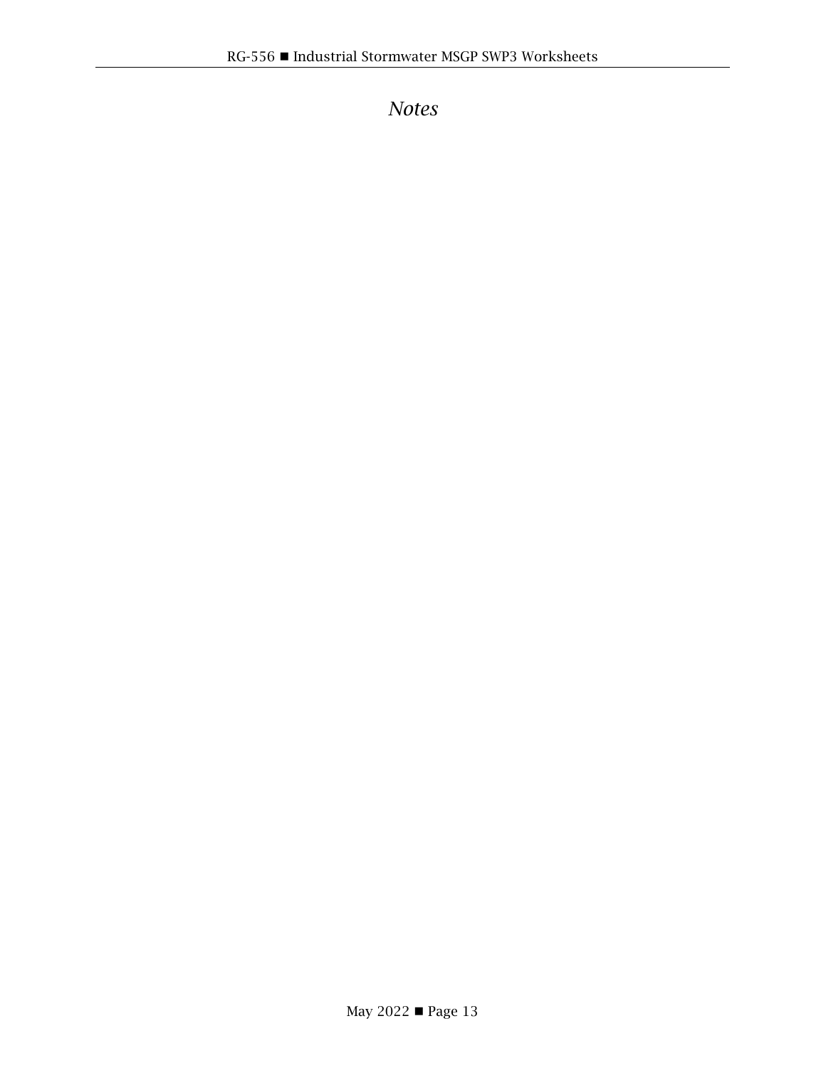*Notes*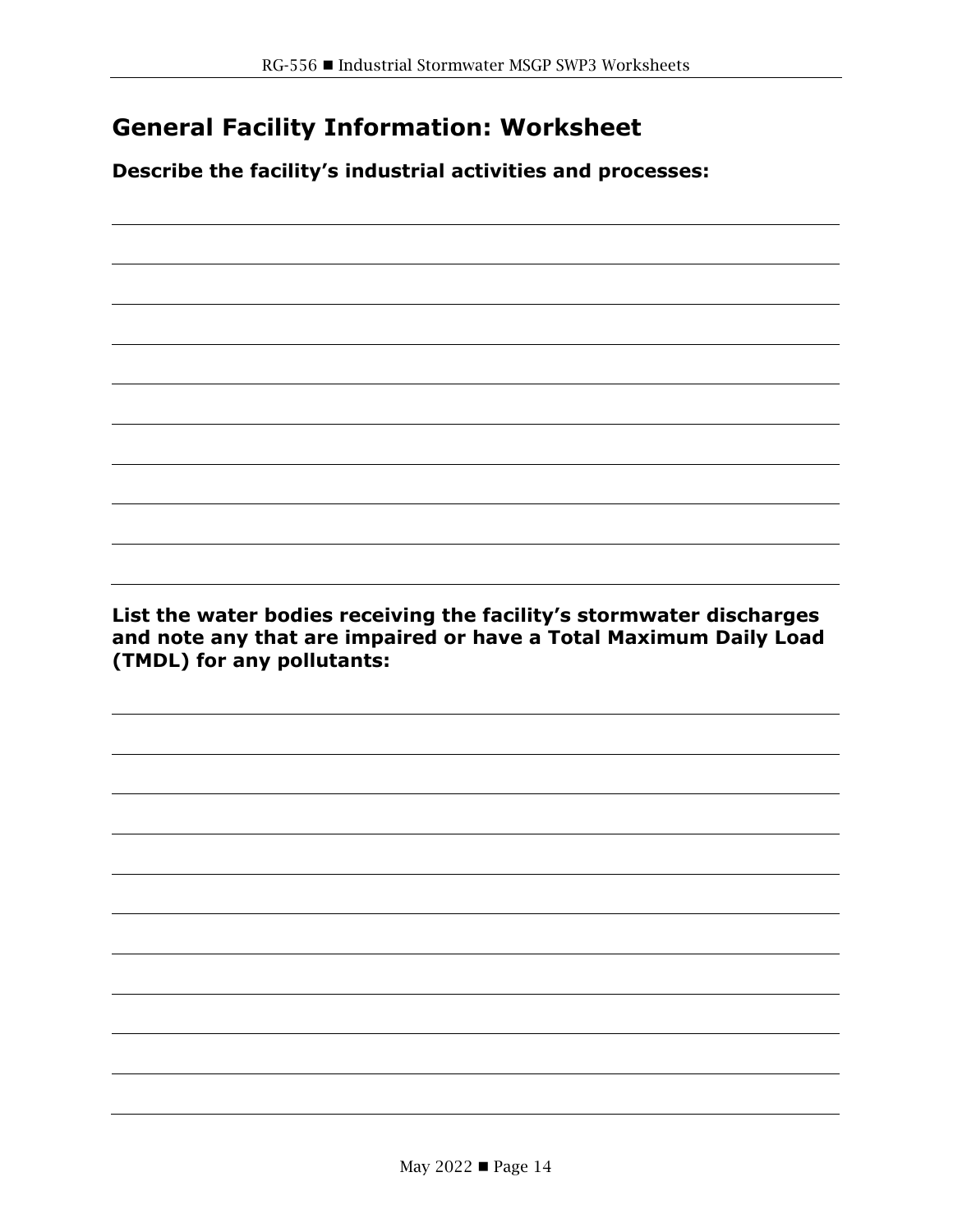## General Facility Information: Worksheet

**Describe the facility's industrial activities and processes:**

**List the water bodies receiving the facility's stormwater discharges and note any that are impaired or have a Total Maximum Daily Load (TMDL) for any pollutants:**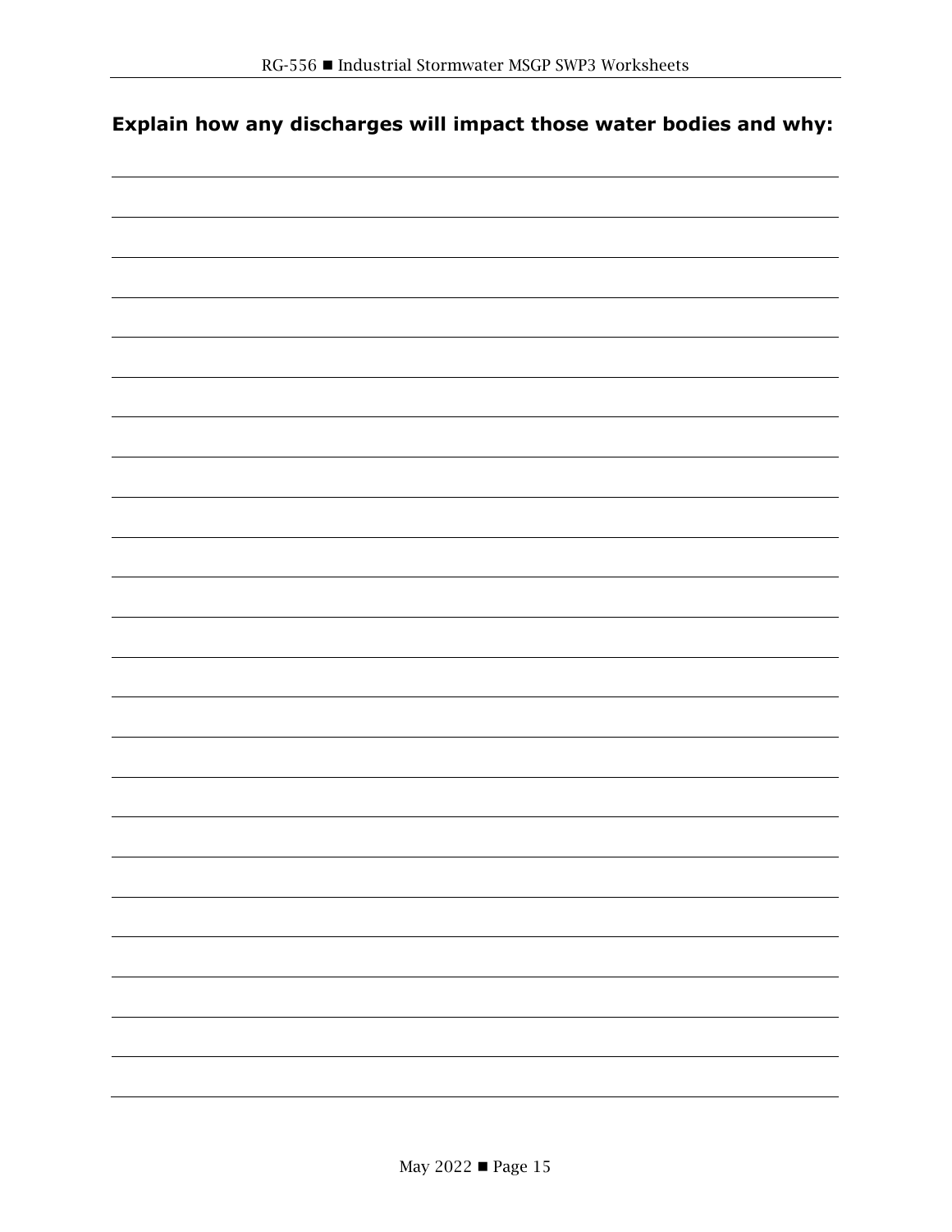**Explain how any discharges will impact those water bodies and why:**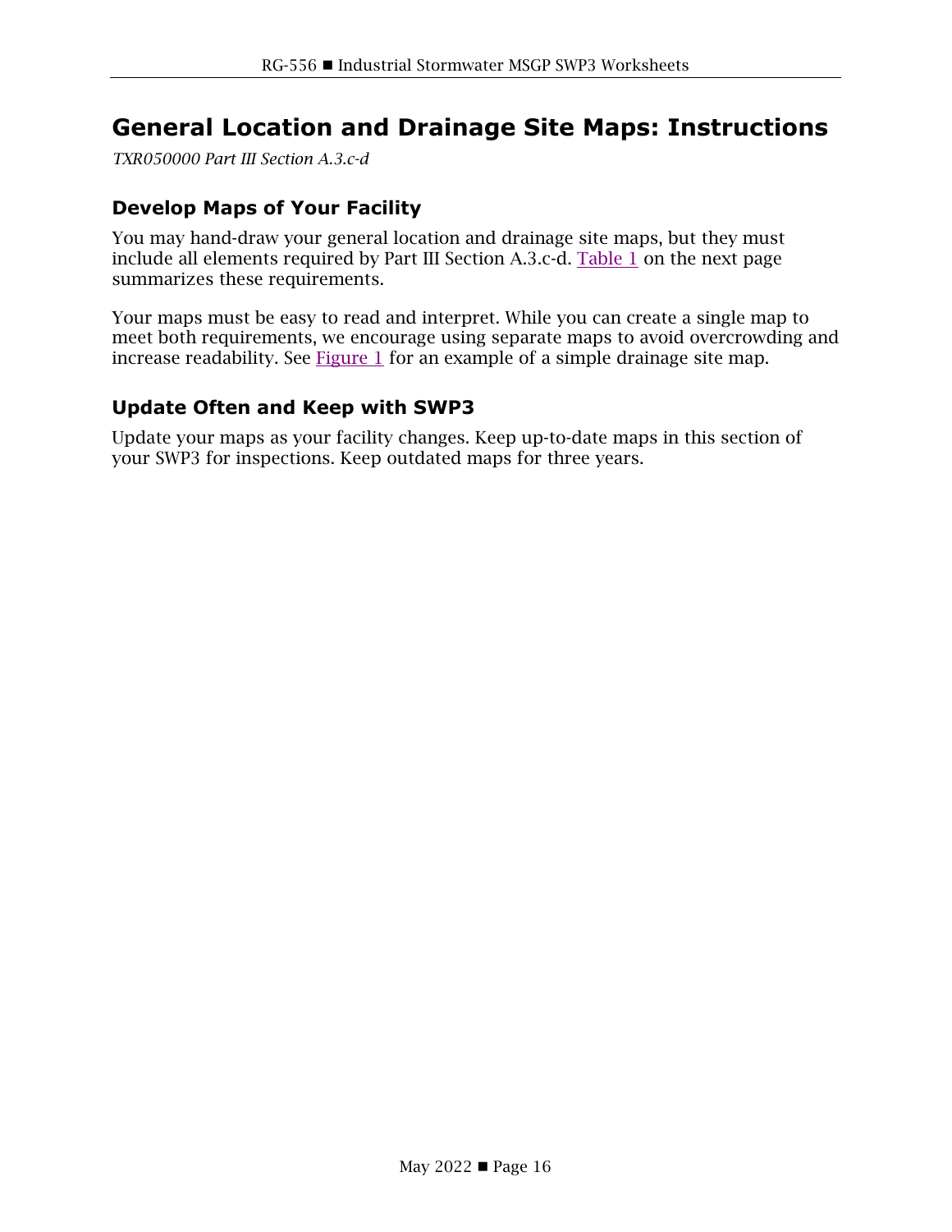# General Location and Drainage Site Maps: Instructions

*TXR050000 Part III Section A.3.c-d*

## Develop Maps of Your Facility

You may hand-draw your general location and drainage site maps, but they must include all elements required by Part III Section A.3.c-d. Table 1 on the next page summarizes these requirements.

Your maps must be easy to read and interpret. While you can create a single map to meet both requirements, we encourage using separate maps to avoid overcrowding and increase readability. See Figure 1 for an example of a simple drainage site map.

## Update Often and Keep with SWP3

Update your maps as your facility changes. Keep up-to-date maps in this section of your SWP3 for inspections. Keep outdated maps for three years.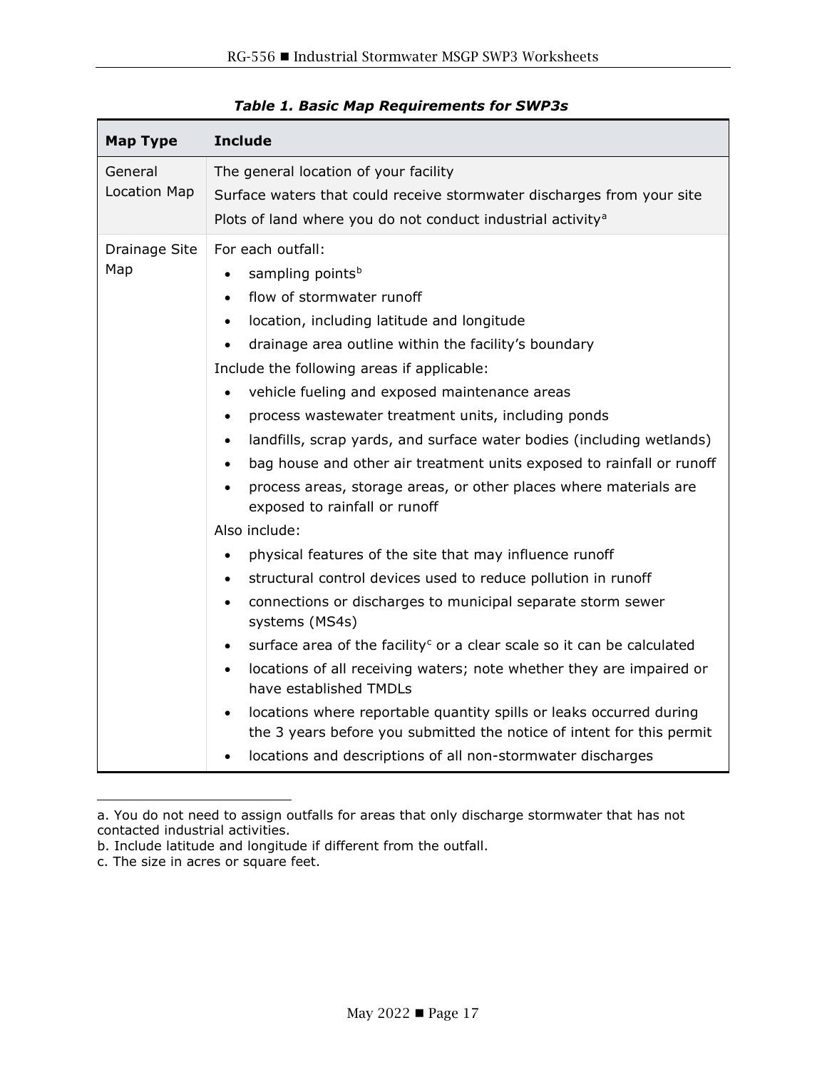***Table 1. Basic Map Requirements for SWP3s***

| Map Type | Include |
|---|---|
| General Location Map | The general location of your facility<br>Surface waters that could receive stormwater discharges from your site<br>Plots of land where you do not conduct industrial activity[a] |
| Drainage Site Map | For each outfall:<br>• sampling points[b]<br>• flow of stormwater runoff<br>• location, including latitude and longitude<br>• drainage area outline within the facility's boundary<br>Include the following areas if applicable:<br>• vehicle fueling and exposed maintenance areas<br>• process wastewater treatment units, including ponds<br>• landfills, scrap yards, and surface water bodies (including wetlands)<br>• bag house and other air treatment units exposed to rainfall or runoff<br>• process areas, storage areas, or other places where materials are exposed to rainfall or runoff<br>Also include:<br>• physical features of the site that may influence runoff<br>• structural control devices used to reduce pollution in runoff<br>• connections or discharges to municipal separate storm sewer systems (MS4s)<br>• surface area of the facility[c] or a clear scale so it can be calculated<br>• locations of all receiving waters; note whether they are impaired or have established TMDLs<br>• locations where reportable quantity spills or leaks occurred during the 3 years before you submitted the notice of intent for this permit<br>• locations and descriptions of all non-stormwater discharges |

a. You do not need to assign outfalls for areas that only discharge stormwater that has not contacted industrial activities.

b. Include latitude and longitude if different from the outfall.

c. The size in acres or square feet.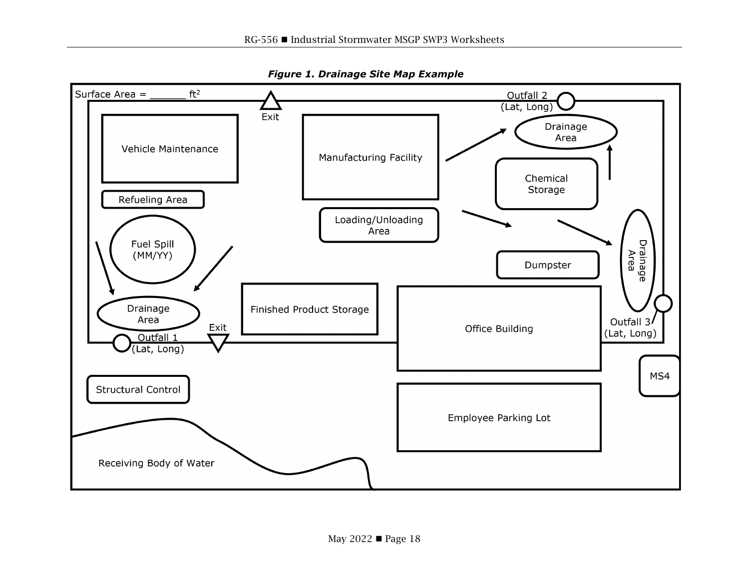***Figure 1. Drainage Site Map Example***

Surface Area = ______ ft²

Exit

Outfall 2
(Lat, Long)

Vehicle Maintenance

Manufacturing Facility

Drainage Area

Chemical Storage

Refueling Area

Loading/Unloading Area

Fuel Spill
(MM/YY)

Drainage Area

Dumpster

Drainage Area

Finished Product Storage

Office Building

Outfall 3
(Lat, Long)

Exit

Outfall 1
(Lat, Long)

MS4

Structural Control

Employee Parking Lot

Receiving Body of Water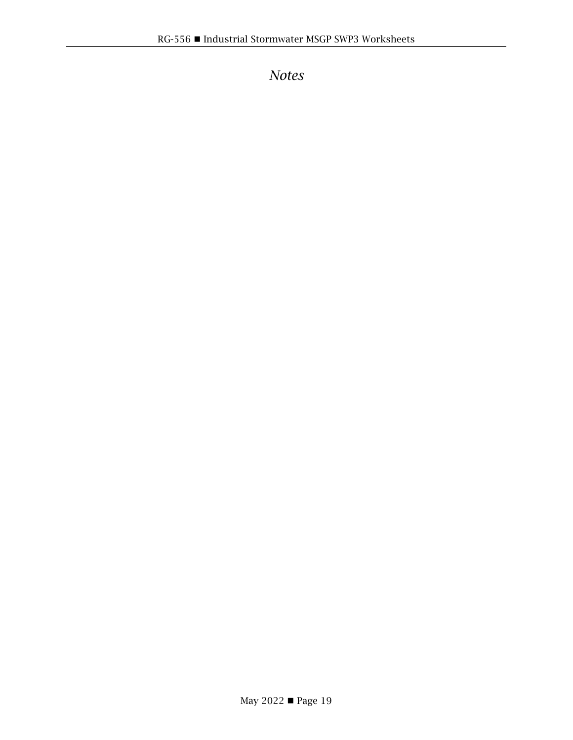*Notes*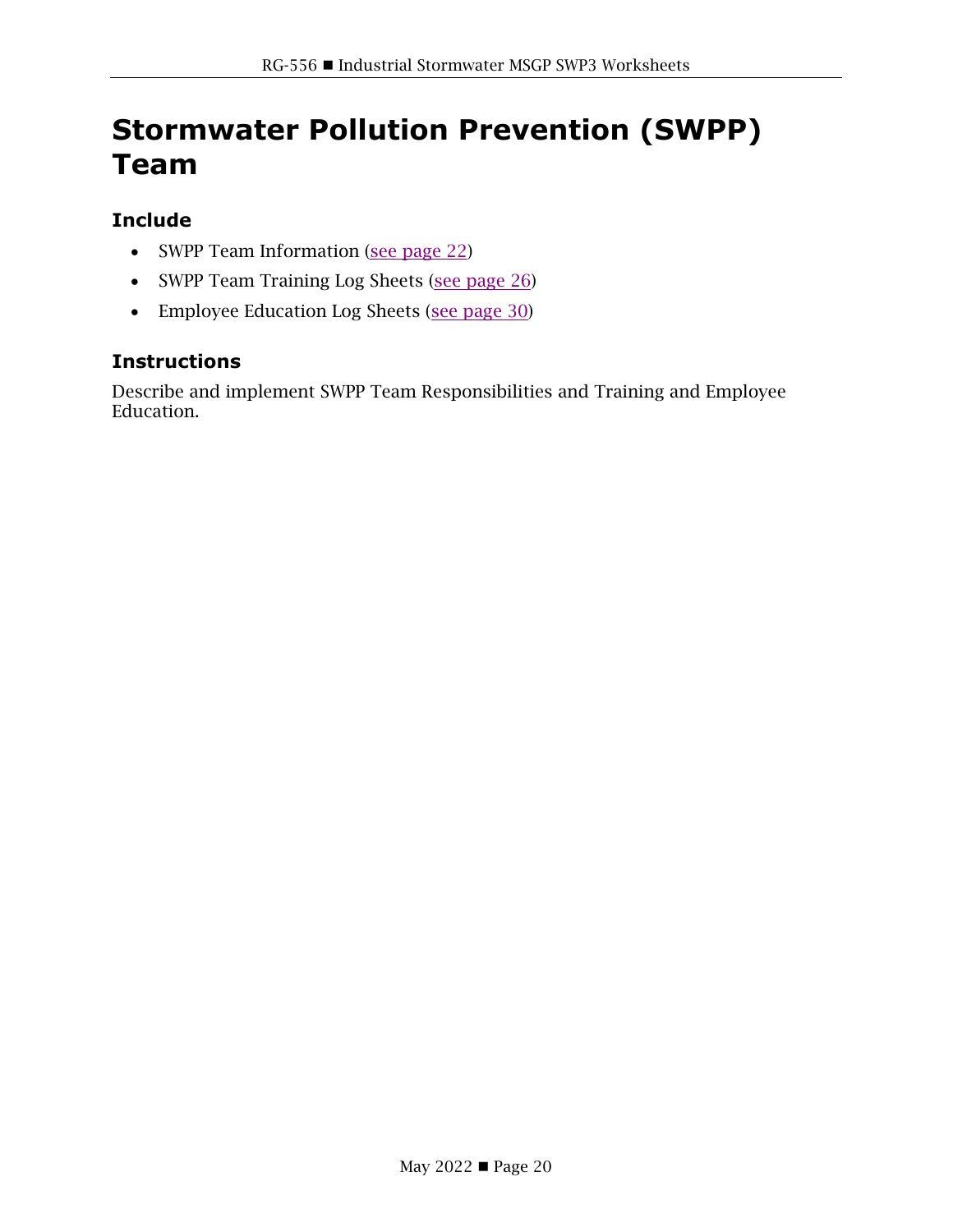# Stormwater Pollution Prevention (SWPP) Team

## Include

- SWPP Team Information (see page 22)
- SWPP Team Training Log Sheets (see page 26)
- Employee Education Log Sheets (see page 30)

## Instructions

Describe and implement SWPP Team Responsibilities and Training and Employee Education.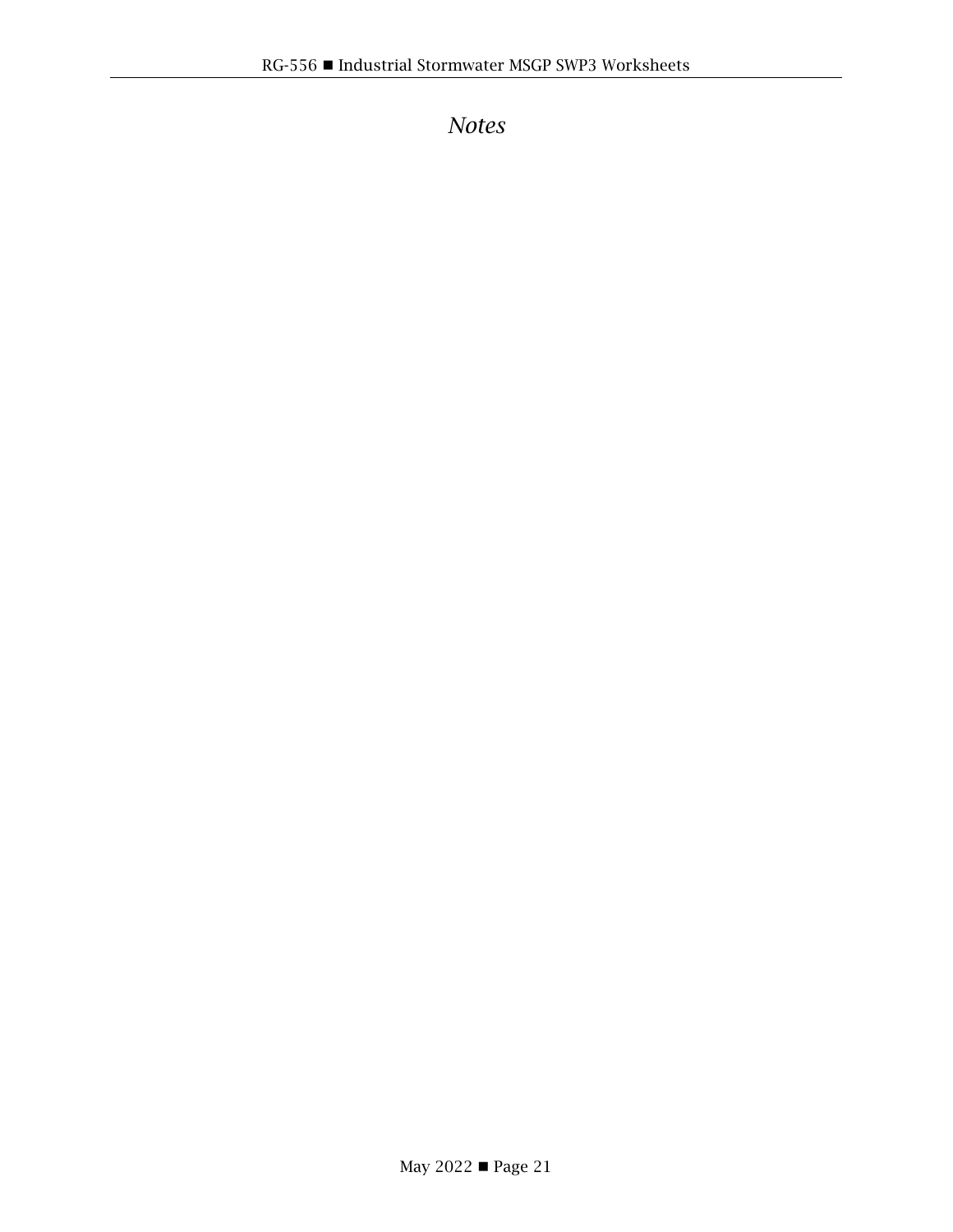*Notes*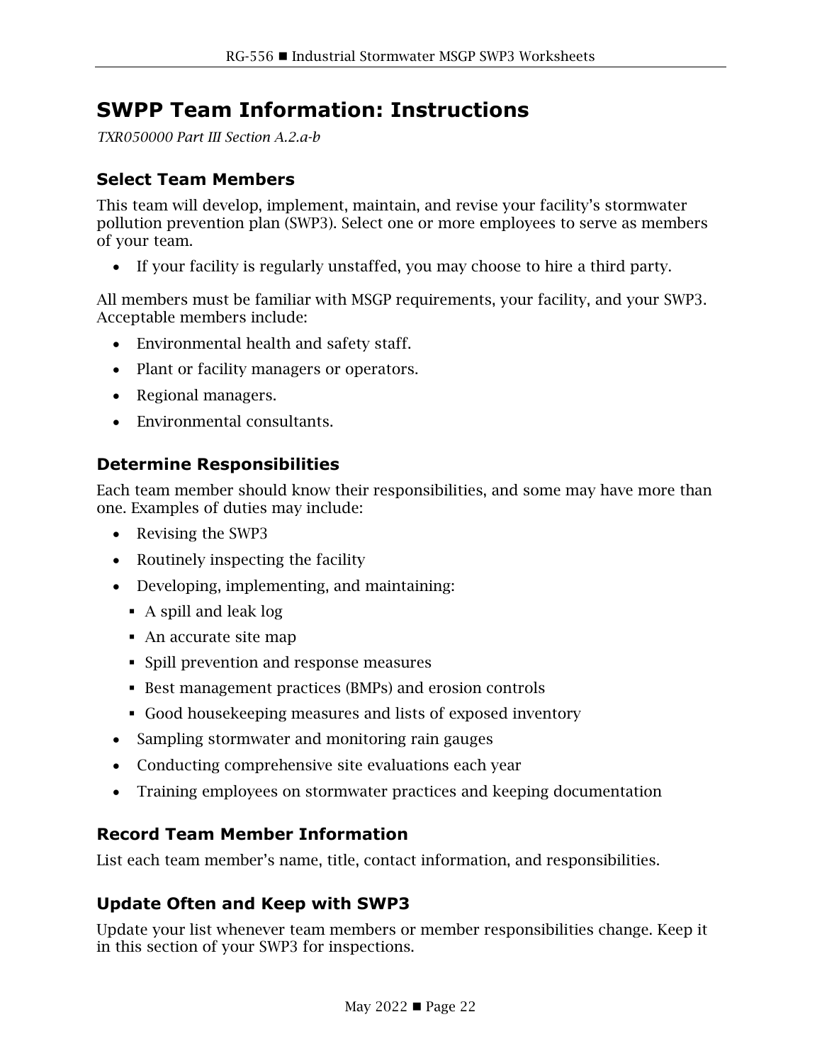# SWPP Team Information: Instructions

*TXR050000 Part III Section A.2.a-b*

## Select Team Members

This team will develop, implement, maintain, and revise your facility's stormwater pollution prevention plan (SWP3). Select one or more employees to serve as members of your team.

- If your facility is regularly unstaffed, you may choose to hire a third party.

All members must be familiar with MSGP requirements, your facility, and your SWP3. Acceptable members include:

- Environmental health and safety staff.
- Plant or facility managers or operators.
- Regional managers.
- Environmental consultants.

## Determine Responsibilities

Each team member should know their responsibilities, and some may have more than one. Examples of duties may include:

- Revising the SWP3
- Routinely inspecting the facility
- Developing, implementing, and maintaining:
  - A spill and leak log
  - An accurate site map
  - Spill prevention and response measures
  - Best management practices (BMPs) and erosion controls
  - Good housekeeping measures and lists of exposed inventory
- Sampling stormwater and monitoring rain gauges
- Conducting comprehensive site evaluations each year
- Training employees on stormwater practices and keeping documentation

## Record Team Member Information

List each team member's name, title, contact information, and responsibilities.

## Update Often and Keep with SWP3

Update your list whenever team members or member responsibilities change. Keep it in this section of your SWP3 for inspections.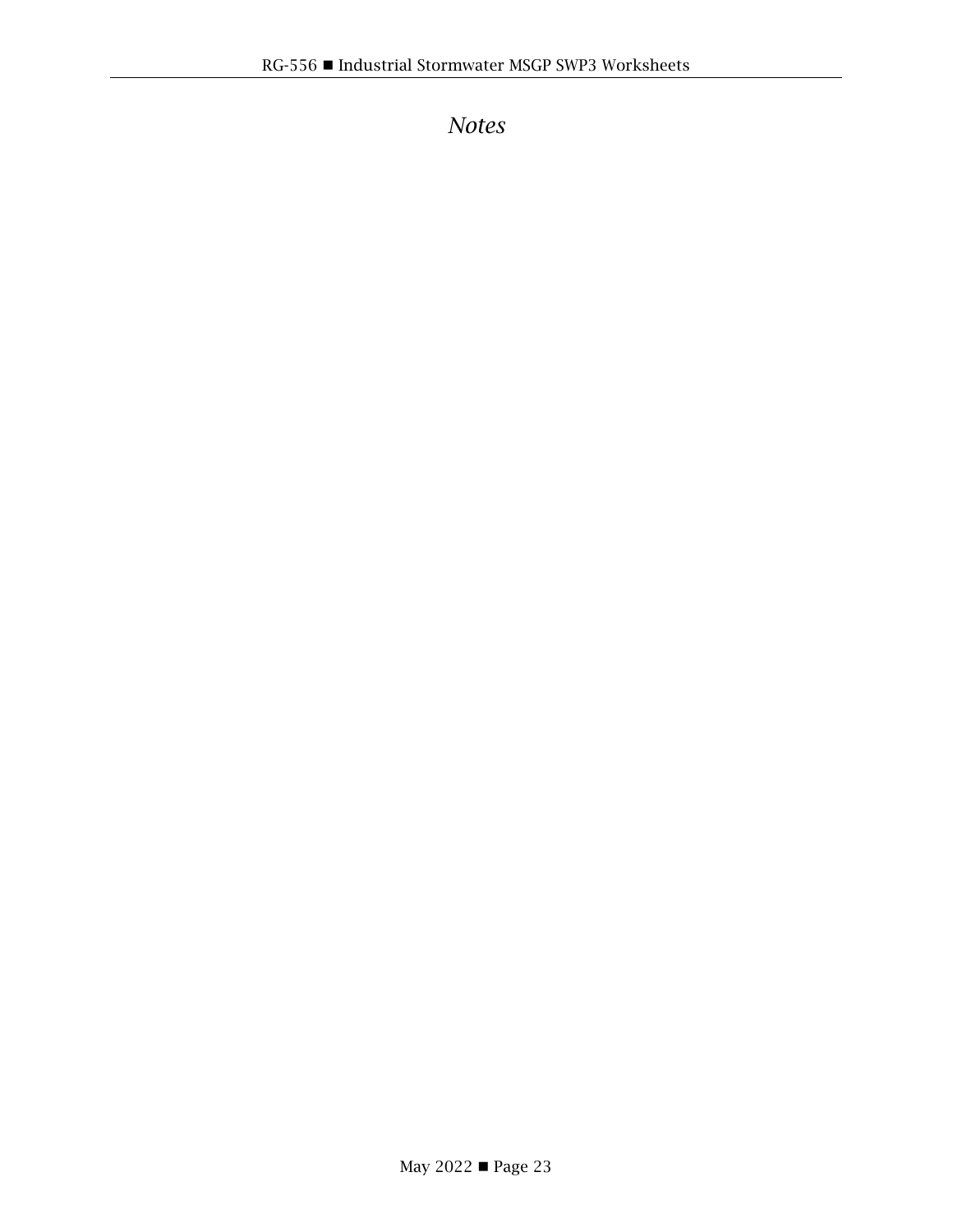*Notes*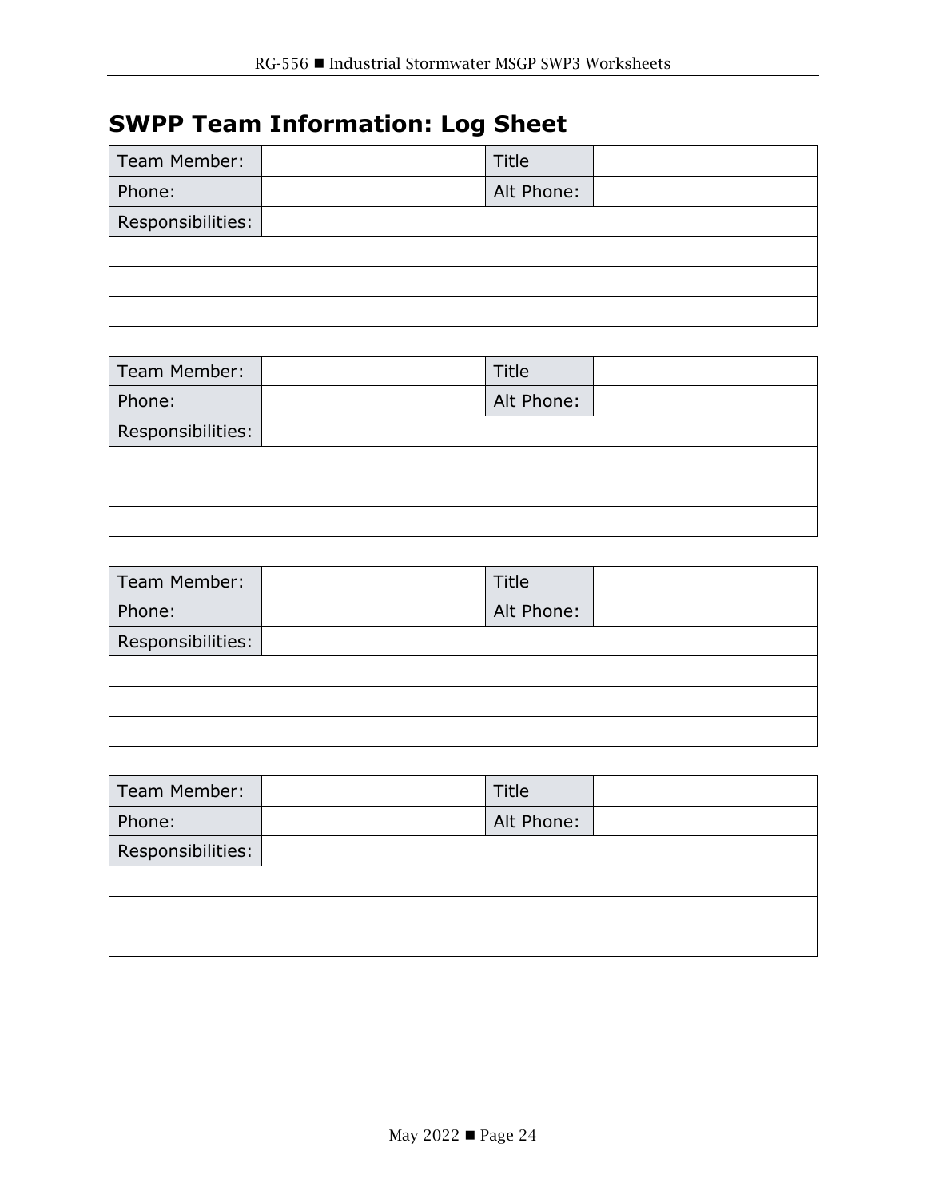## SWPP Team Information: Log Sheet

| Team Member: | | Title | |
|---|---|---|---|
| Phone: | | Alt Phone: | |
| Responsibilities: | | | |
| | | | |
| | | | |
| | | | |

| Team Member: | | Title | |
|---|---|---|---|
| Phone: | | Alt Phone: | |
| Responsibilities: | | | |
| | | | |
| | | | |
| | | | |

| Team Member: | | Title | |
|---|---|---|---|
| Phone: | | Alt Phone: | |
| Responsibilities: | | | |
| | | | |
| | | | |
| | | | |

| Team Member: | | Title | |
|---|---|---|---|
| Phone: | | Alt Phone: | |
| Responsibilities: | | | |
| | | | |
| | | | |
| | | | |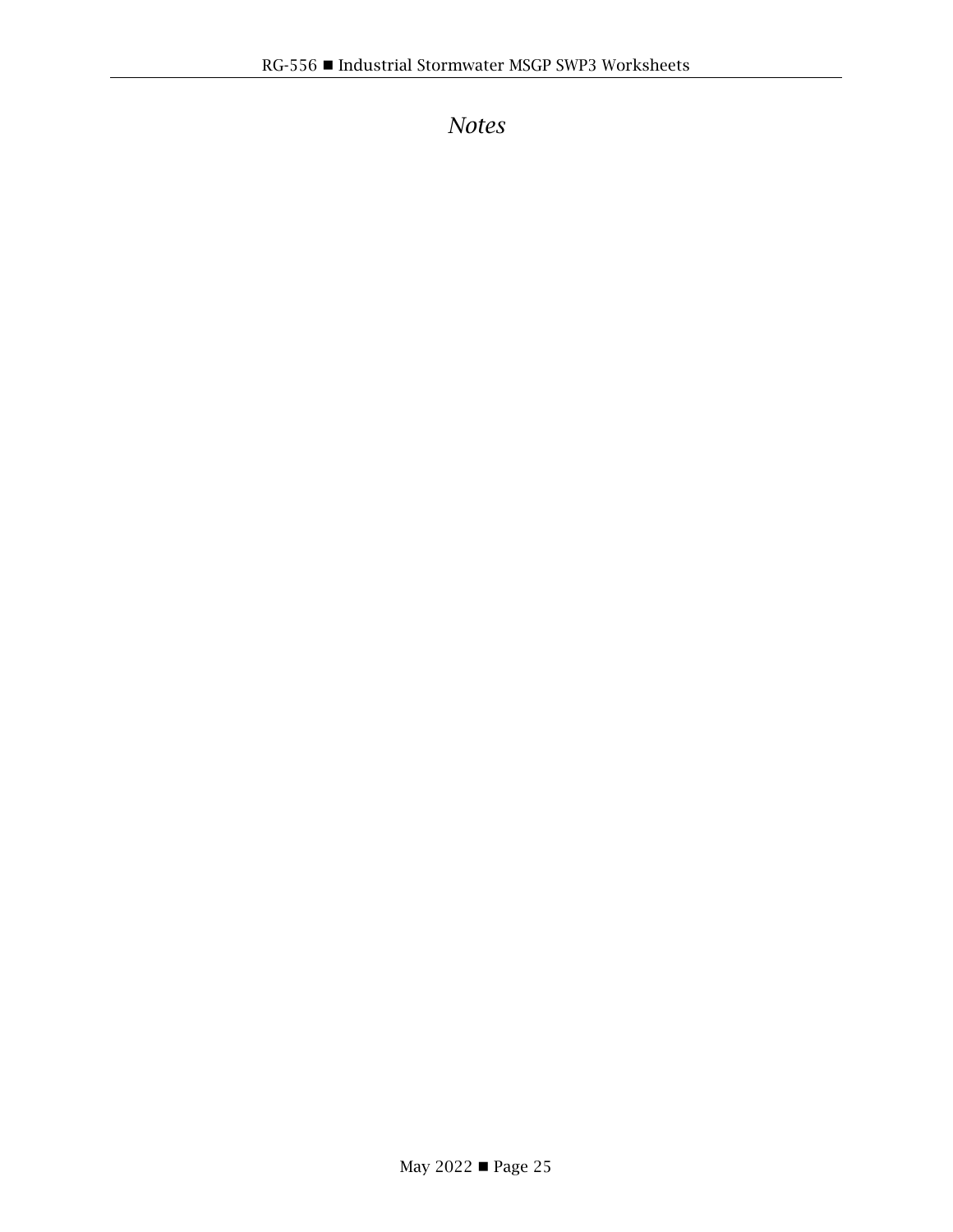*Notes*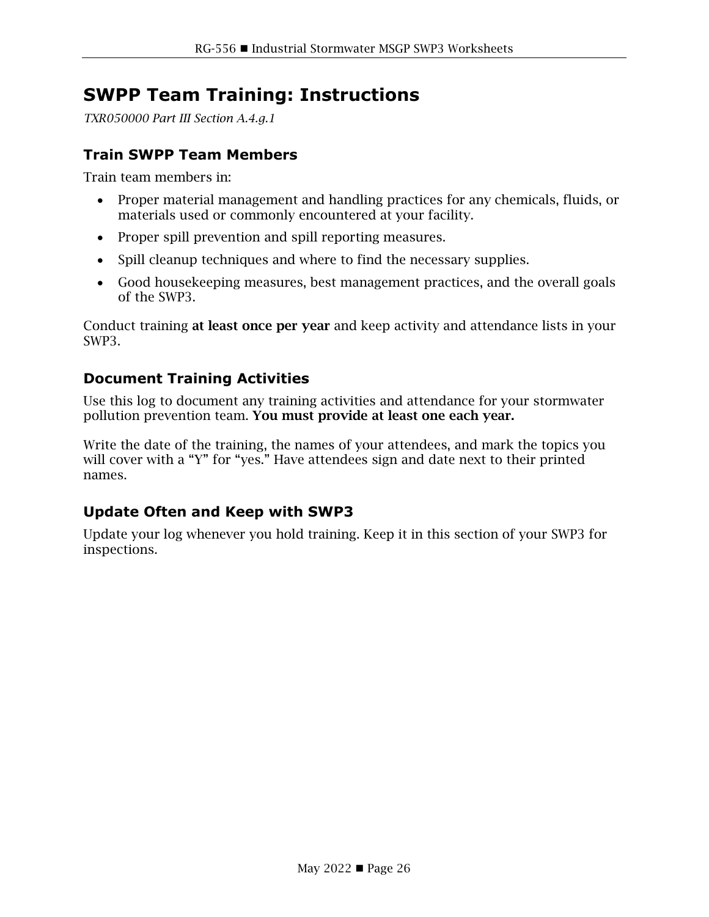# SWPP Team Training: Instructions

*TXR050000 Part III Section A.4.g.1*

## Train SWPP Team Members

Train team members in:

- Proper material management and handling practices for any chemicals, fluids, or materials used or commonly encountered at your facility.
- Proper spill prevention and spill reporting measures.
- Spill cleanup techniques and where to find the necessary supplies.
- Good housekeeping measures, best management practices, and the overall goals of the SWP3.

Conduct training **at least once per year** and keep activity and attendance lists in your SWP3.

## Document Training Activities

Use this log to document any training activities and attendance for your stormwater pollution prevention team. **You must provide at least one each year.**

Write the date of the training, the names of your attendees, and mark the topics you will cover with a "Y" for "yes." Have attendees sign and date next to their printed names.

## Update Often and Keep with SWP3

Update your log whenever you hold training. Keep it in this section of your SWP3 for inspections.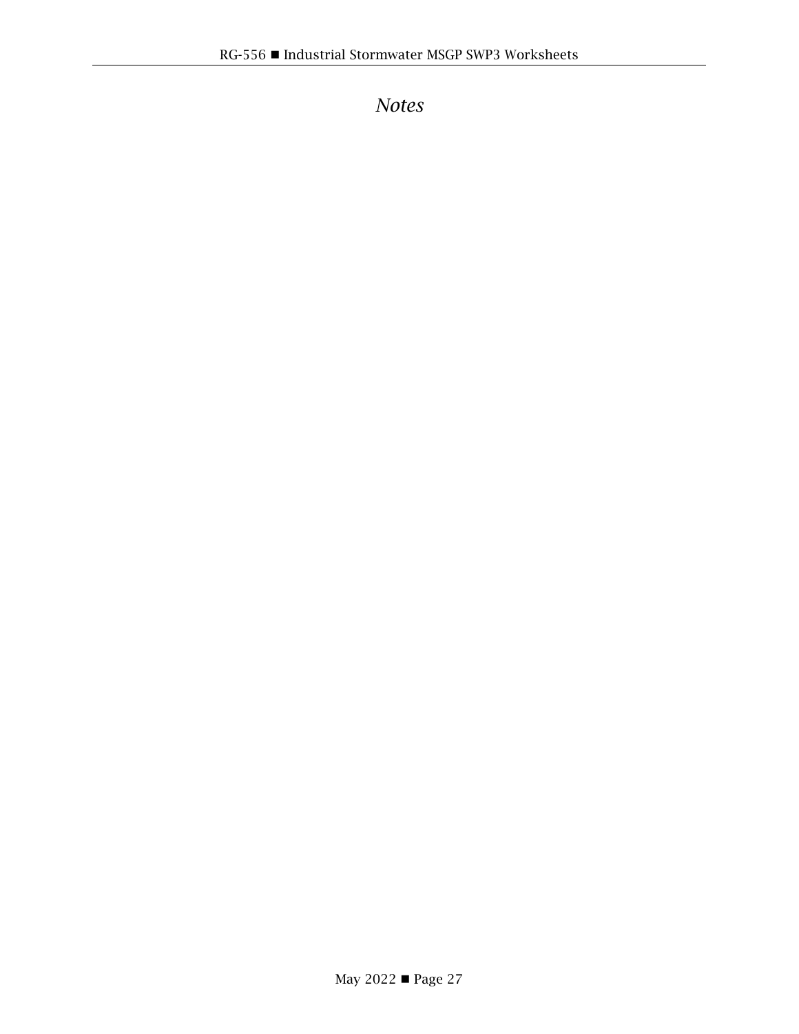*Notes*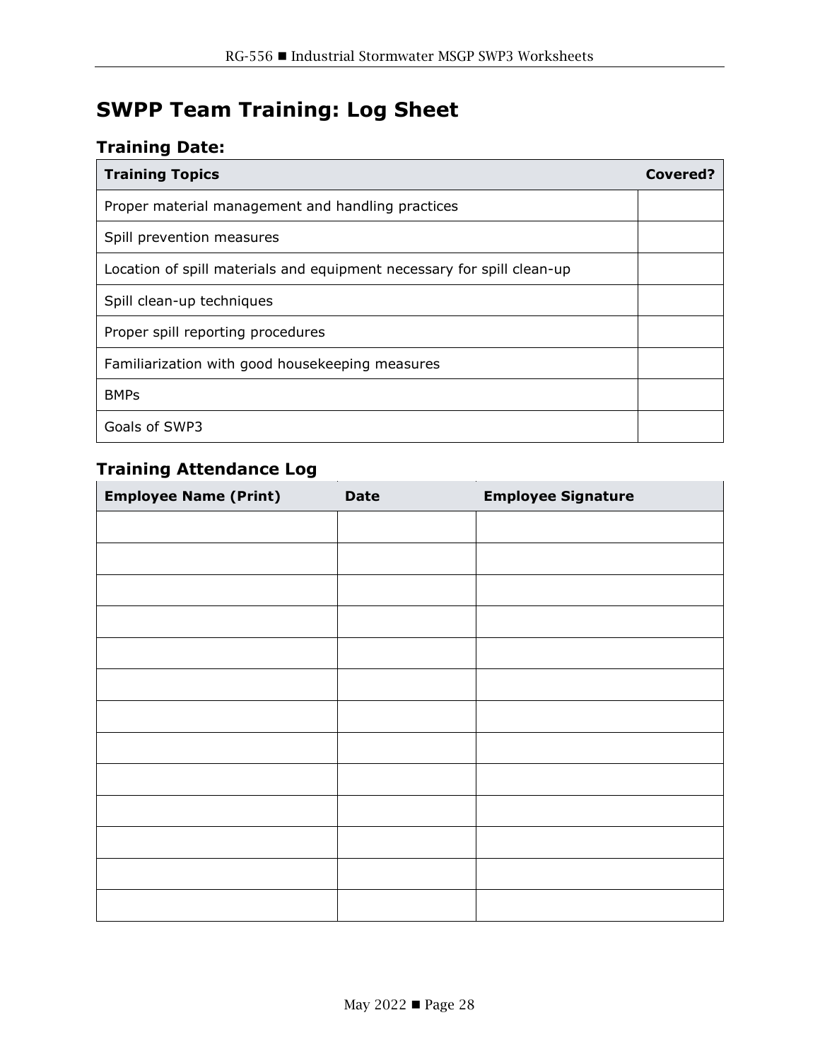# SWPP Team Training: Log Sheet

## Training Date:

| Training Topics | Covered? |
|---|---|
| Proper material management and handling practices | |
| Spill prevention measures | |
| Location of spill materials and equipment necessary for spill clean-up | |
| Spill clean-up techniques | |
| Proper spill reporting procedures | |
| Familiarization with good housekeeping measures | |
| BMPs | |
| Goals of SWP3 | |

## Training Attendance Log

| Employee Name (Print) | Date | Employee Signature |
|---|---|---|
| | | |
| | | |
| | | |
| | | |
| | | |
| | | |
| | | |
| | | |
| | | |
| | | |
| | | |
| | | |
| | | |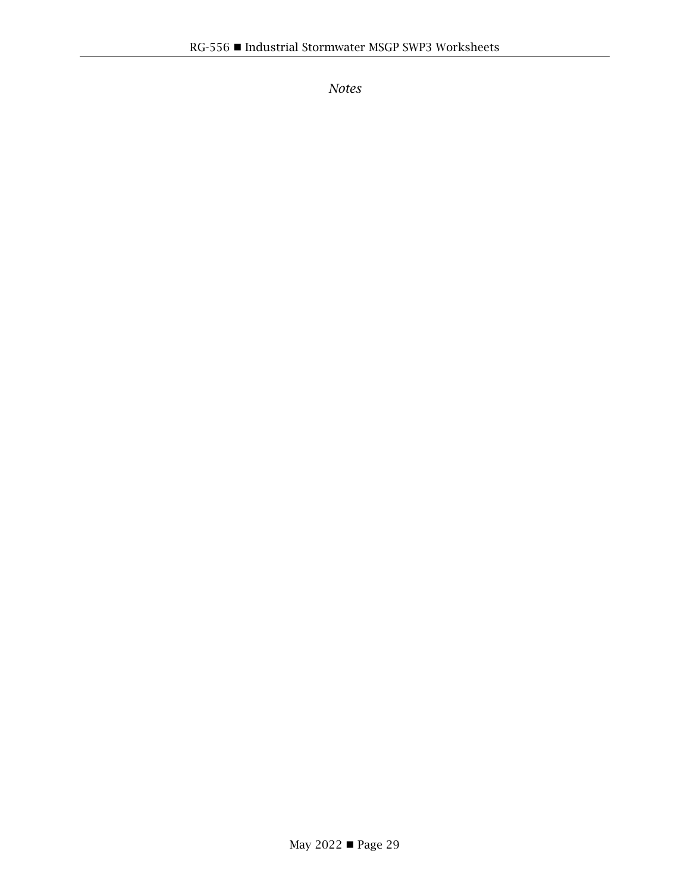*Notes*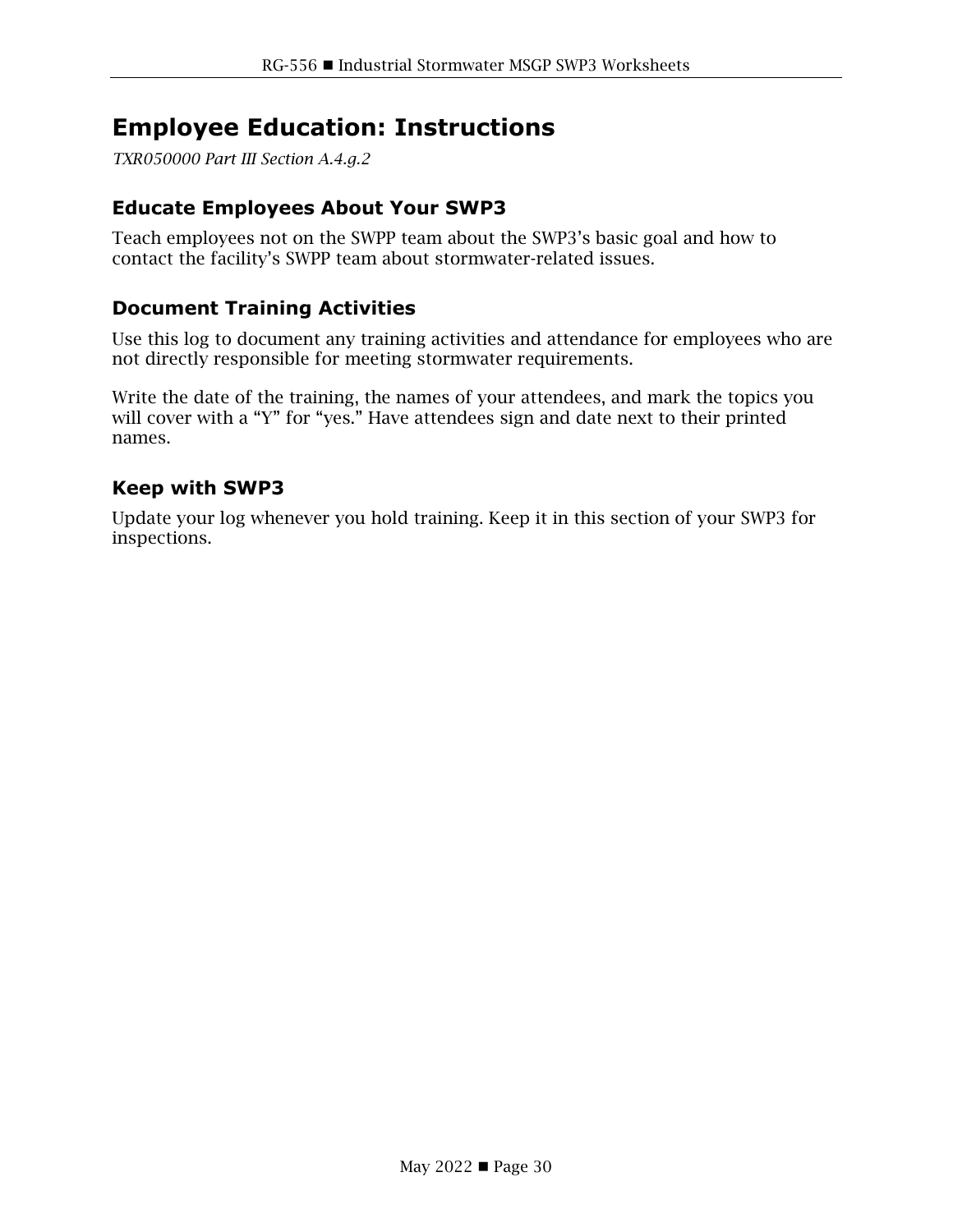# Employee Education: Instructions

*TXR050000 Part III Section A.4.g.2*

## Educate Employees About Your SWP3

Teach employees not on the SWPP team about the SWP3's basic goal and how to contact the facility's SWPP team about stormwater-related issues.

## Document Training Activities

Use this log to document any training activities and attendance for employees who are not directly responsible for meeting stormwater requirements.

Write the date of the training, the names of your attendees, and mark the topics you will cover with a "Y" for "yes." Have attendees sign and date next to their printed names.

## Keep with SWP3

Update your log whenever you hold training. Keep it in this section of your SWP3 for inspections.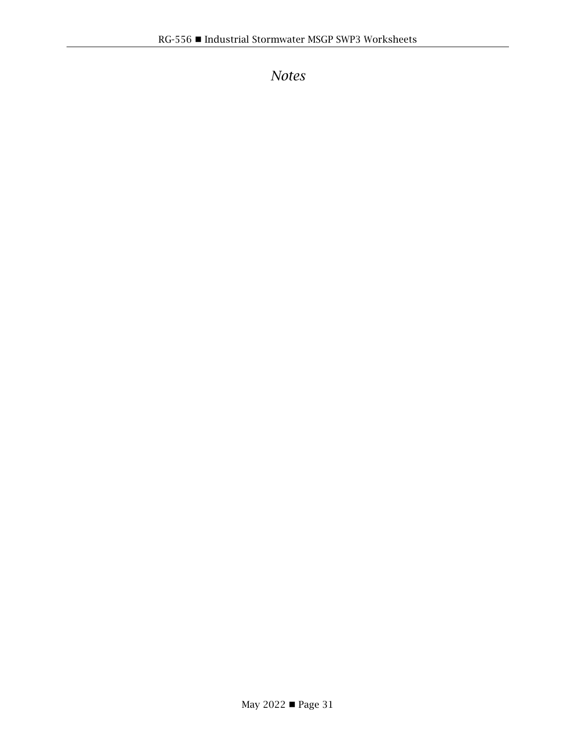*Notes*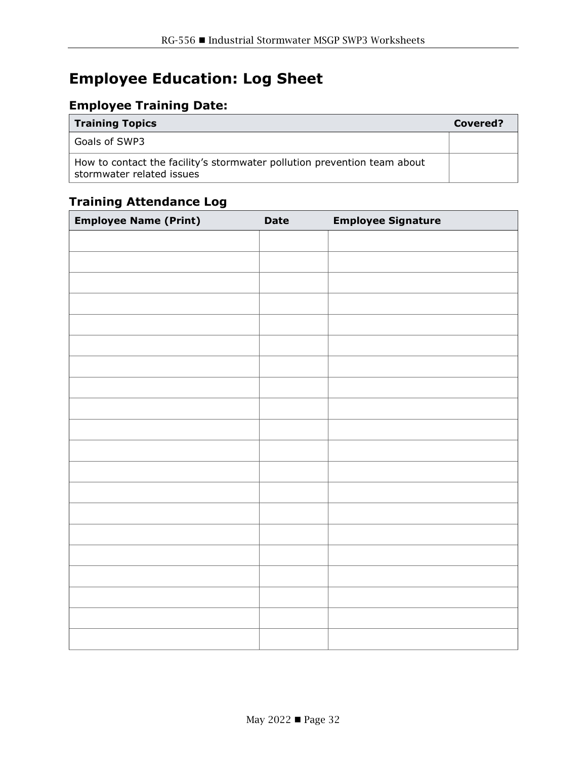# Employee Education: Log Sheet

## Employee Training Date:

| Training Topics | Covered? |
|---|---|
| Goals of SWP3 | |
| How to contact the facility's stormwater pollution prevention team about stormwater related issues | |

## Training Attendance Log

| Employee Name (Print) | Date | Employee Signature |
|---|---|---|
| | | |
| | | |
| | | |
| | | |
| | | |
| | | |
| | | |
| | | |
| | | |
| | | |
| | | |
| | | |
| | | |
| | | |
| | | |
| | | |
| | | |
| | | |
| | | |
| | | |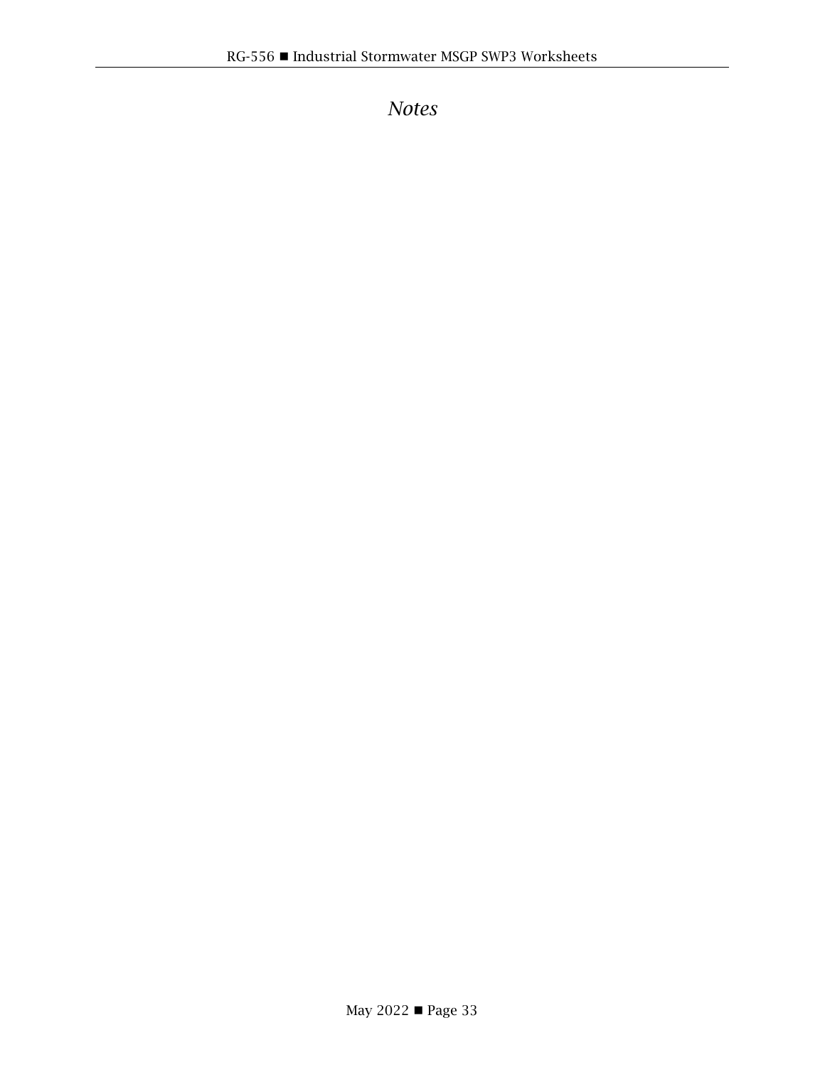*Notes*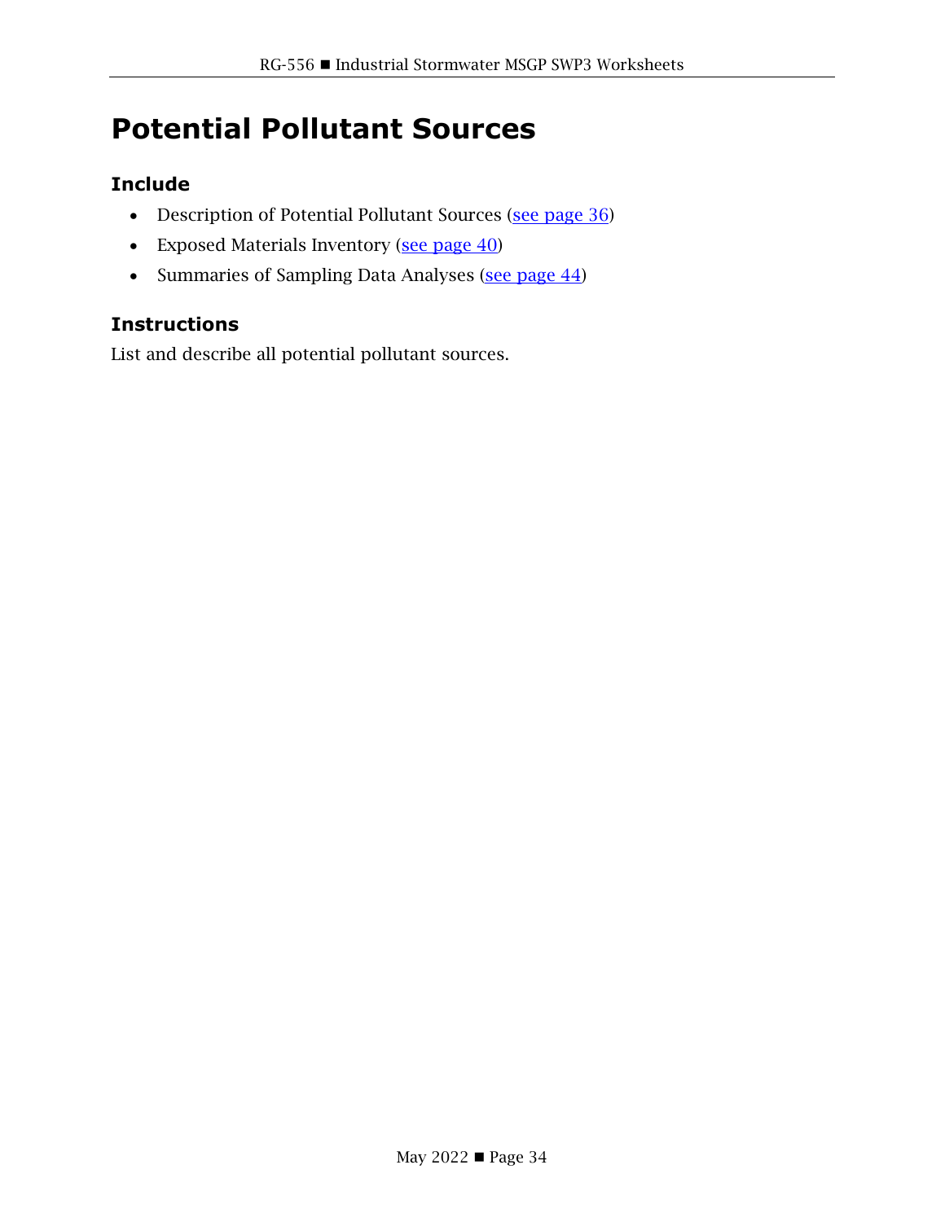# Potential Pollutant Sources

### Include

- Description of Potential Pollutant Sources (see page 36)
- Exposed Materials Inventory (see page 40)
- Summaries of Sampling Data Analyses (see page 44)

### Instructions

List and describe all potential pollutant sources.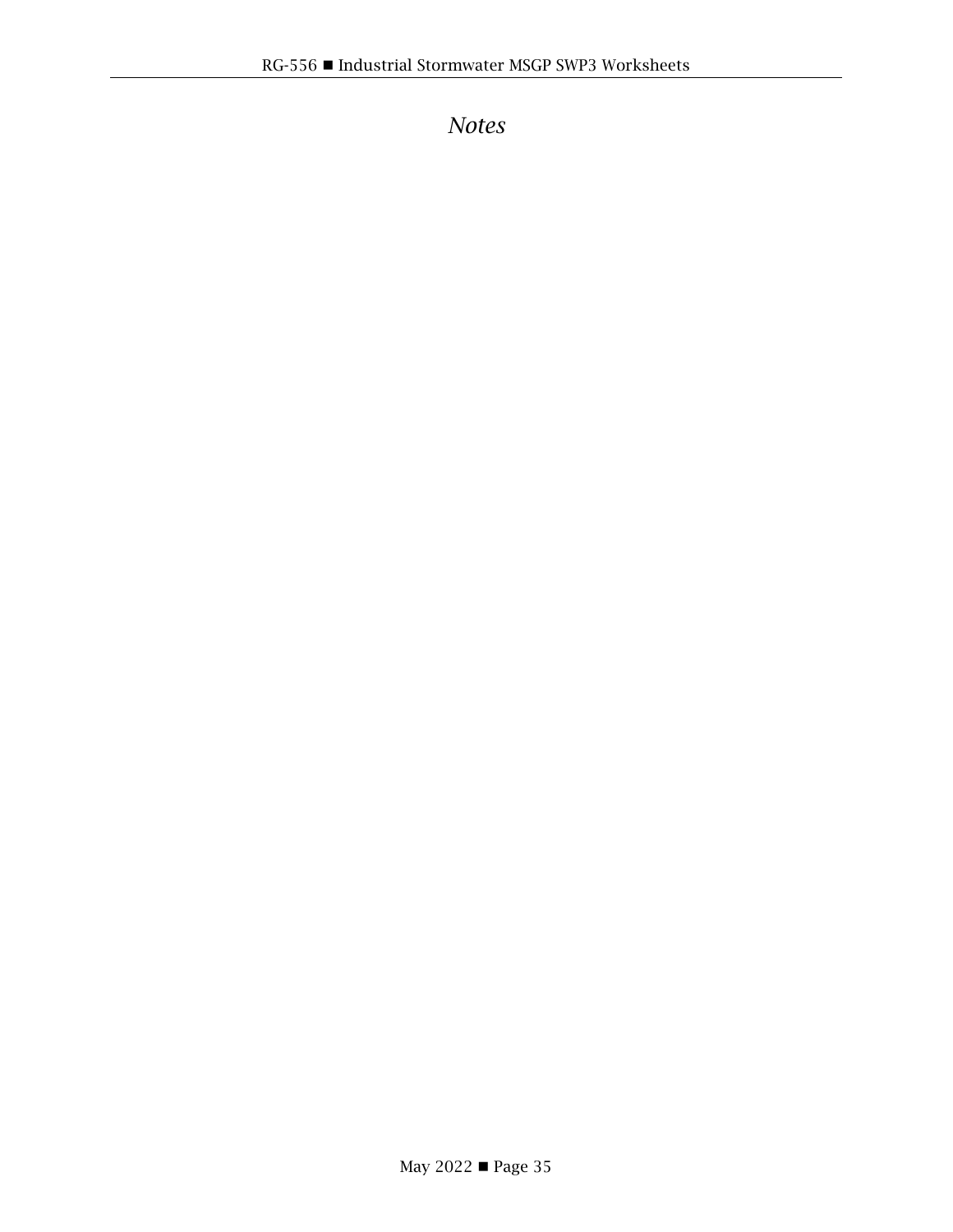*Notes*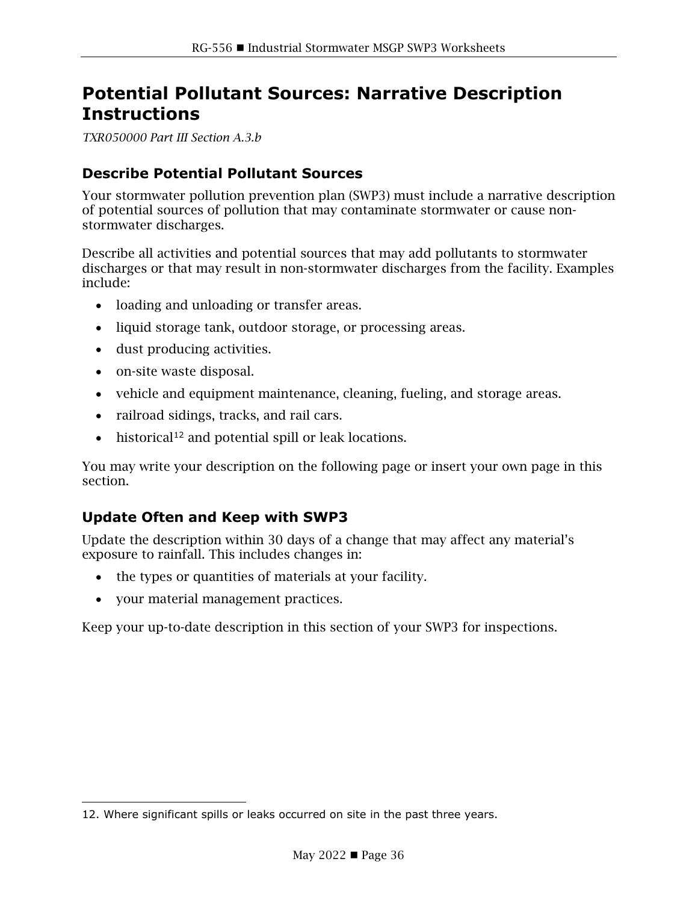# Potential Pollutant Sources: Narrative Description Instructions

*TXR050000 Part III Section A.3.b*

## Describe Potential Pollutant Sources

Your stormwater pollution prevention plan (SWP3) must include a narrative description of potential sources of pollution that may contaminate stormwater or cause non-stormwater discharges.

Describe all activities and potential sources that may add pollutants to stormwater discharges or that may result in non-stormwater discharges from the facility. Examples include:

- loading and unloading or transfer areas.
- liquid storage tank, outdoor storage, or processing areas.
- dust producing activities.
- on-site waste disposal.
- vehicle and equipment maintenance, cleaning, fueling, and storage areas.
- railroad sidings, tracks, and rail cars.
- historical[12] and potential spill or leak locations.

You may write your description on the following page or insert your own page in this section.

## Update Often and Keep with SWP3

Update the description within 30 days of a change that may affect any material's exposure to rainfall. This includes changes in:

- the types or quantities of materials at your facility.
- your material management practices.

Keep your up-to-date description in this section of your SWP3 for inspections.

12. Where significant spills or leaks occurred on site in the past three years.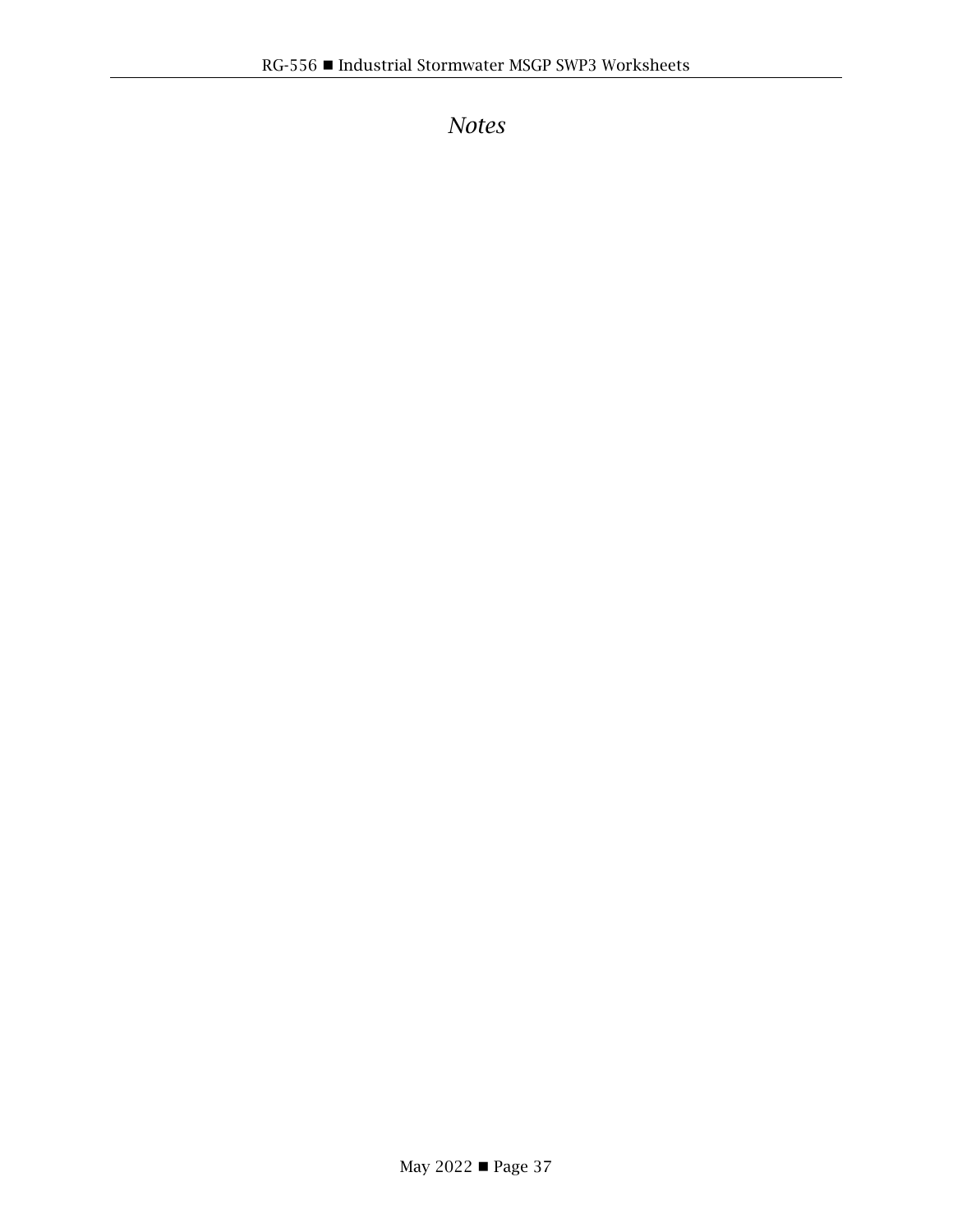*Notes*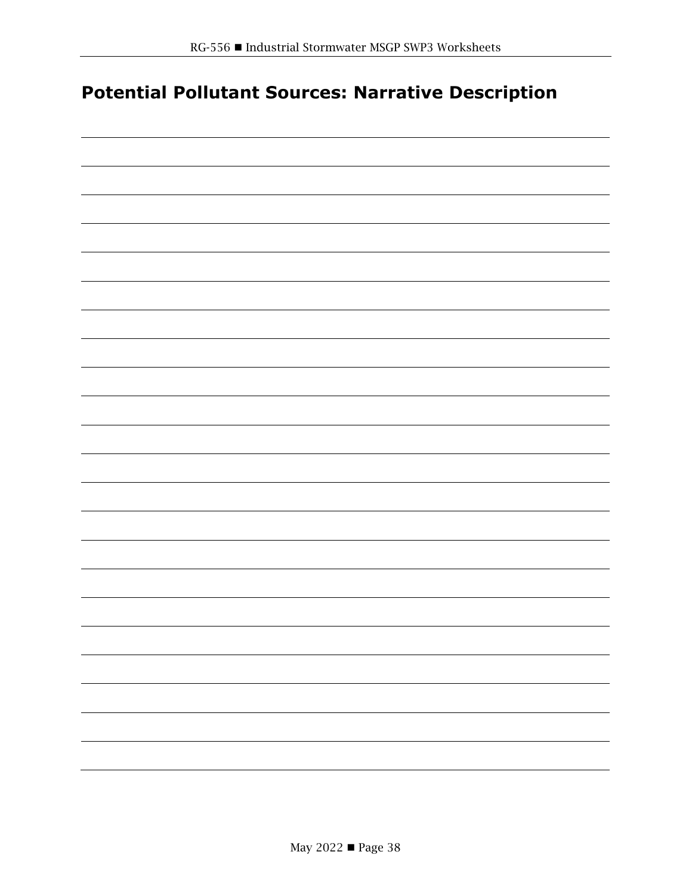## Potential Pollutant Sources: Narrative Description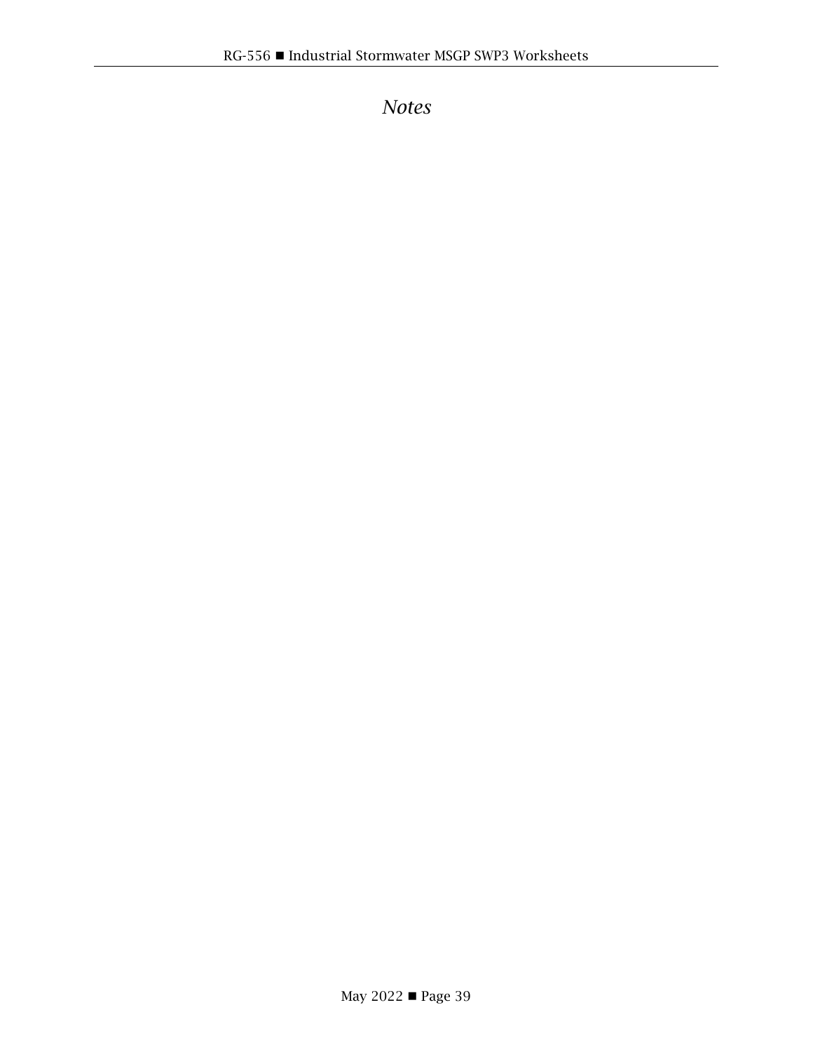*Notes*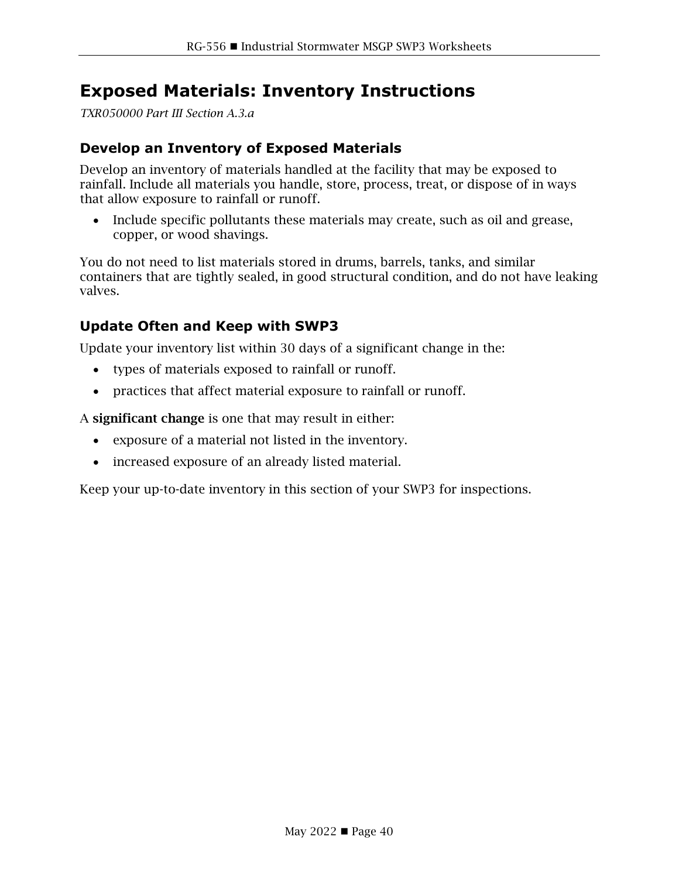# Exposed Materials: Inventory Instructions

*TXR050000 Part III Section A.3.a*

## Develop an Inventory of Exposed Materials

Develop an inventory of materials handled at the facility that may be exposed to rainfall. Include all materials you handle, store, process, treat, or dispose of in ways that allow exposure to rainfall or runoff.

- Include specific pollutants these materials may create, such as oil and grease, copper, or wood shavings.

You do not need to list materials stored in drums, barrels, tanks, and similar containers that are tightly sealed, in good structural condition, and do not have leaking valves.

## Update Often and Keep with SWP3

Update your inventory list within 30 days of a significant change in the:

- types of materials exposed to rainfall or runoff.
- practices that affect material exposure to rainfall or runoff.

A **significant change** is one that may result in either:

- exposure of a material not listed in the inventory.
- increased exposure of an already listed material.

Keep your up-to-date inventory in this section of your SWP3 for inspections.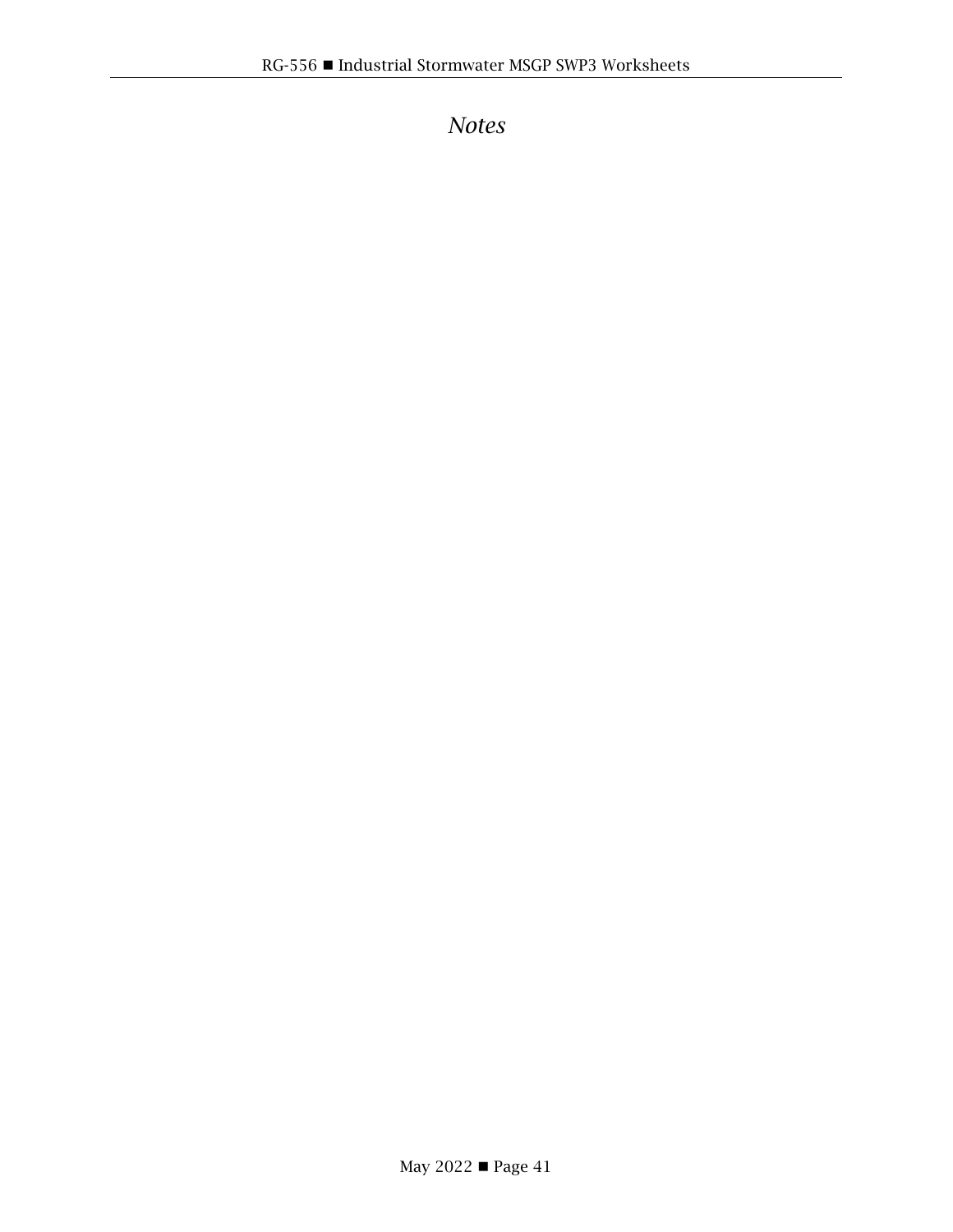*Notes*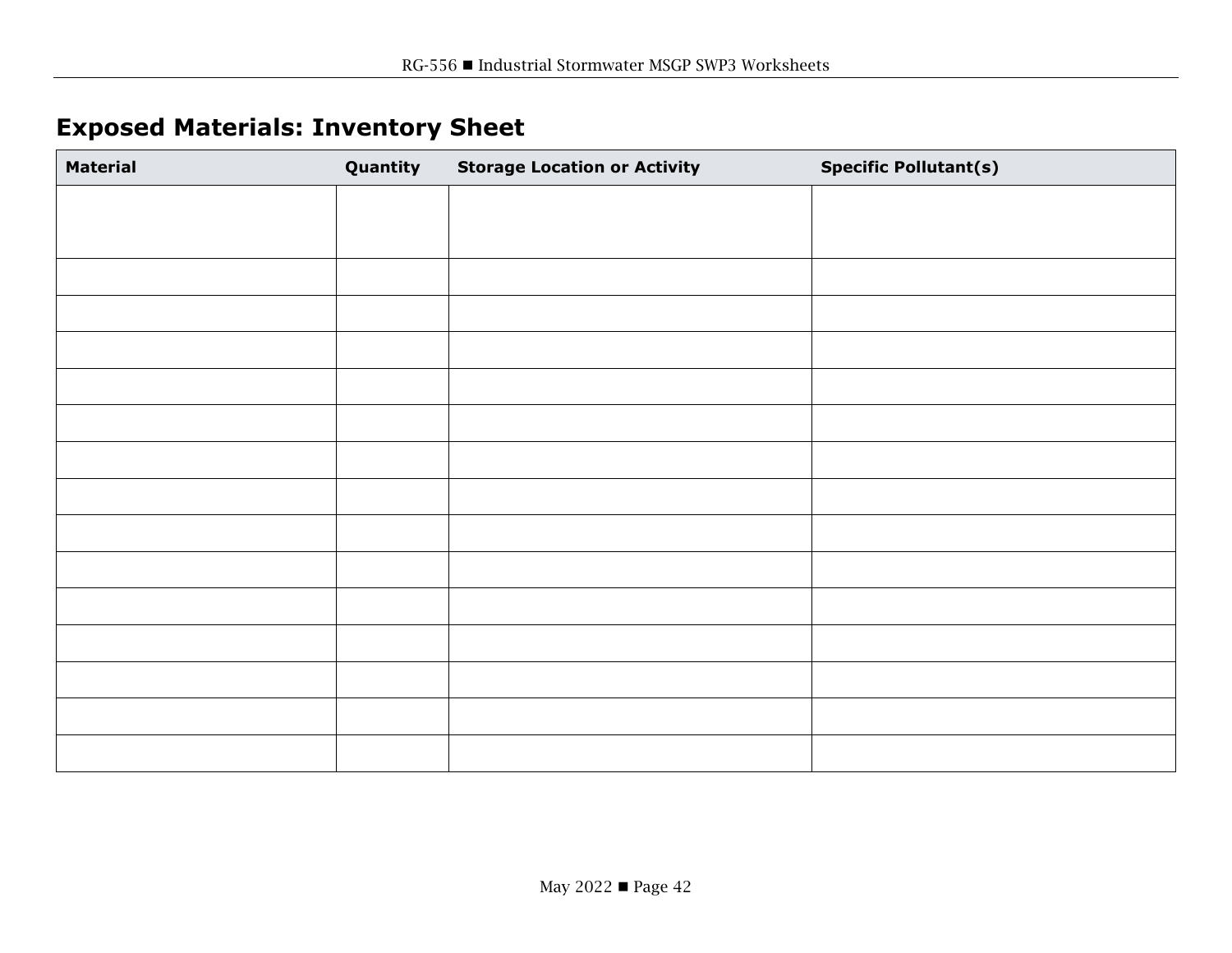## Exposed Materials: Inventory Sheet

| Material | Quantity | Storage Location or Activity | Specific Pollutant(s) |
|---|---|---|---|
| | | | |
| | | | |
| | | | |
| | | | |
| | | | |
| | | | |
| | | | |
| | | | |
| | | | |
| | | | |
| | | | |
| | | | |
| | | | |
| | | | |
| | | | |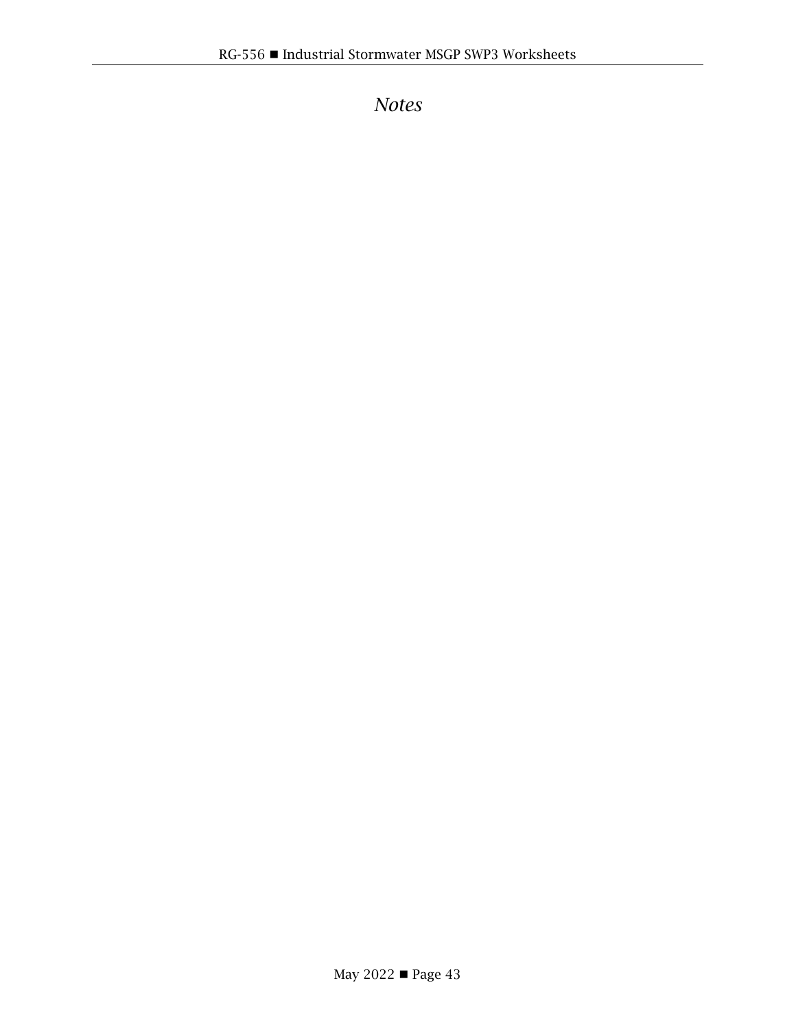# *Notes*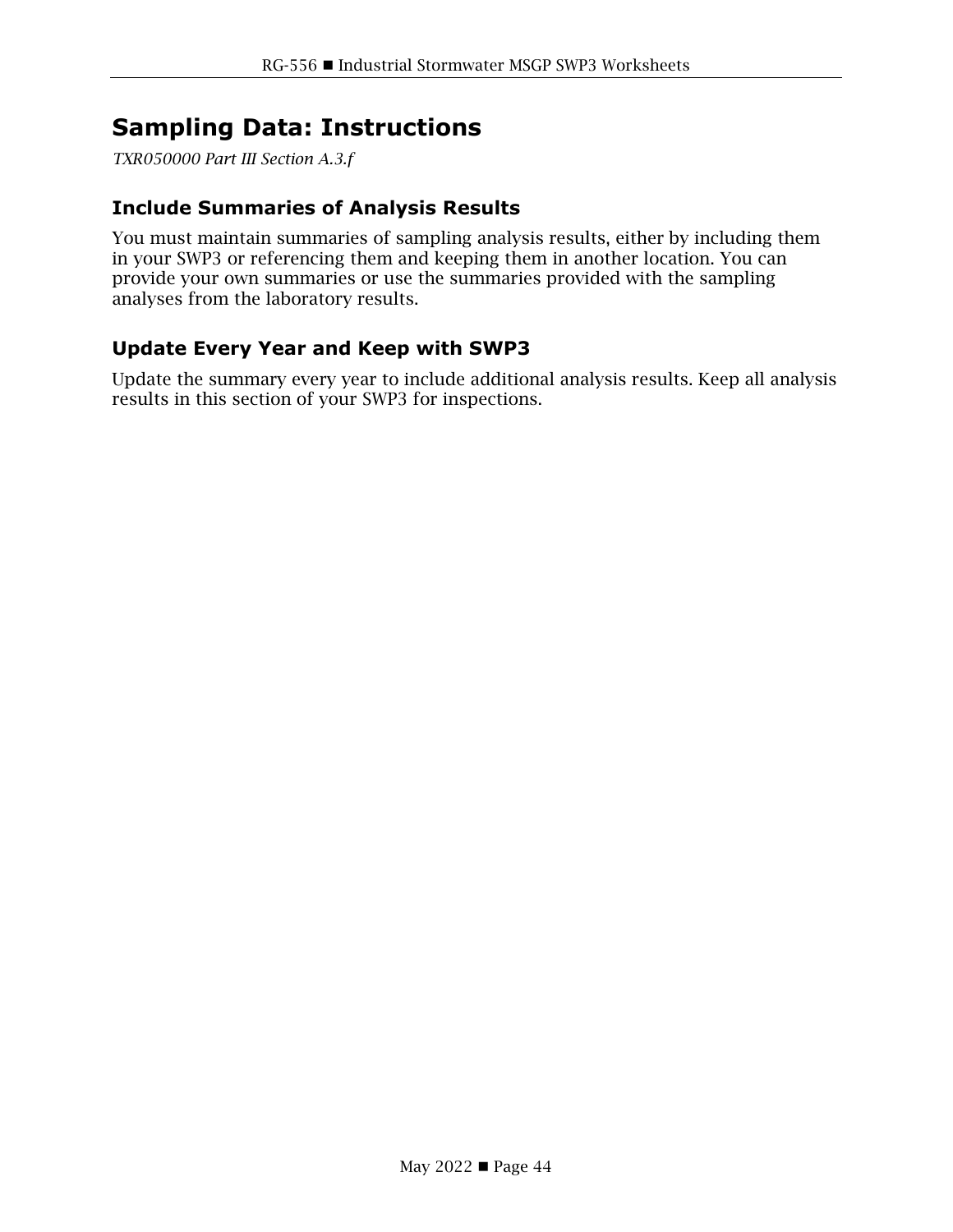# Sampling Data: Instructions

*TXR050000 Part III Section A.3.f*

## Include Summaries of Analysis Results

You must maintain summaries of sampling analysis results, either by including them in your SWP3 or referencing them and keeping them in another location. You can provide your own summaries or use the summaries provided with the sampling analyses from the laboratory results.

## Update Every Year and Keep with SWP3

Update the summary every year to include additional analysis results. Keep all analysis results in this section of your SWP3 for inspections.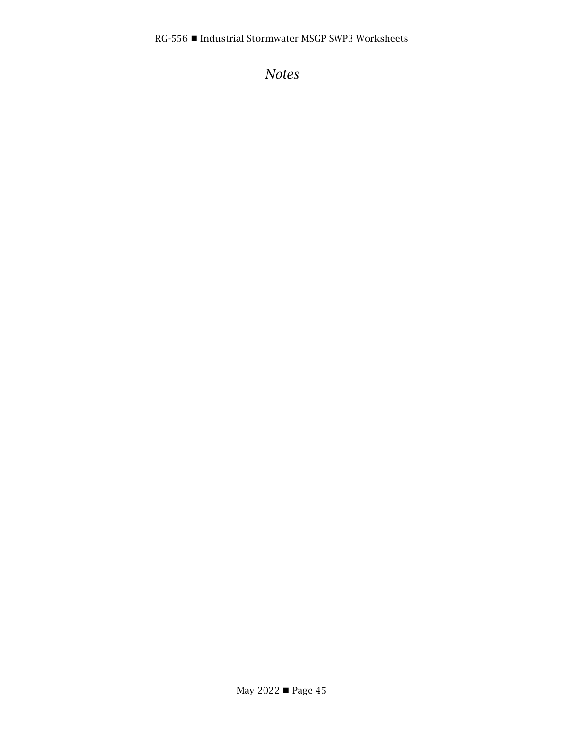*Notes*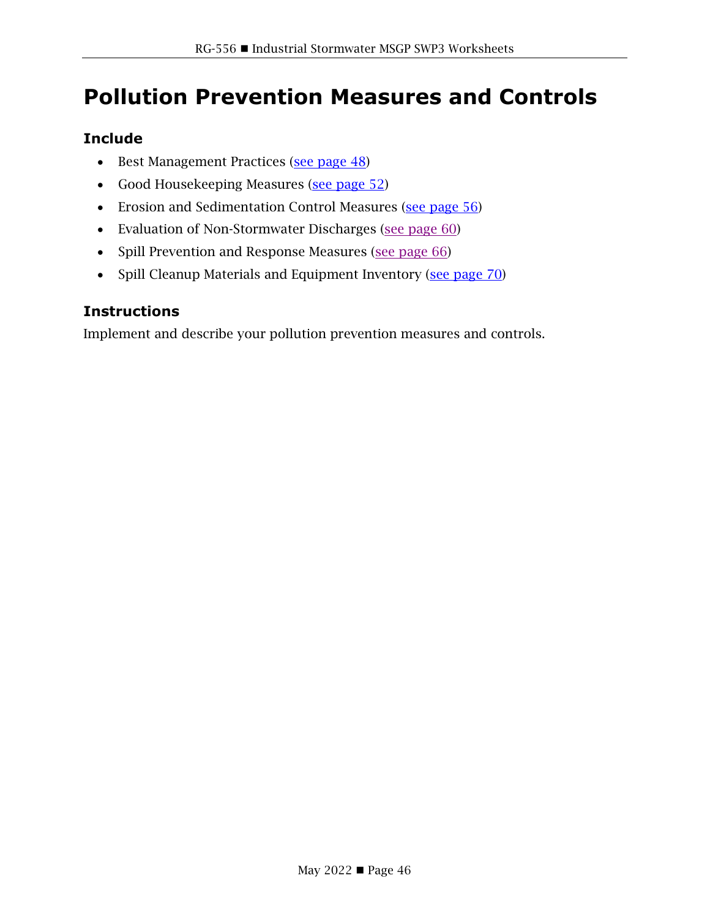# Pollution Prevention Measures and Controls

## Include

- Best Management Practices (see page 48)
- Good Housekeeping Measures (see page 52)
- Erosion and Sedimentation Control Measures (see page 56)
- Evaluation of Non-Stormwater Discharges (see page 60)
- Spill Prevention and Response Measures (see page 66)
- Spill Cleanup Materials and Equipment Inventory (see page 70)

## Instructions

Implement and describe your pollution prevention measures and controls.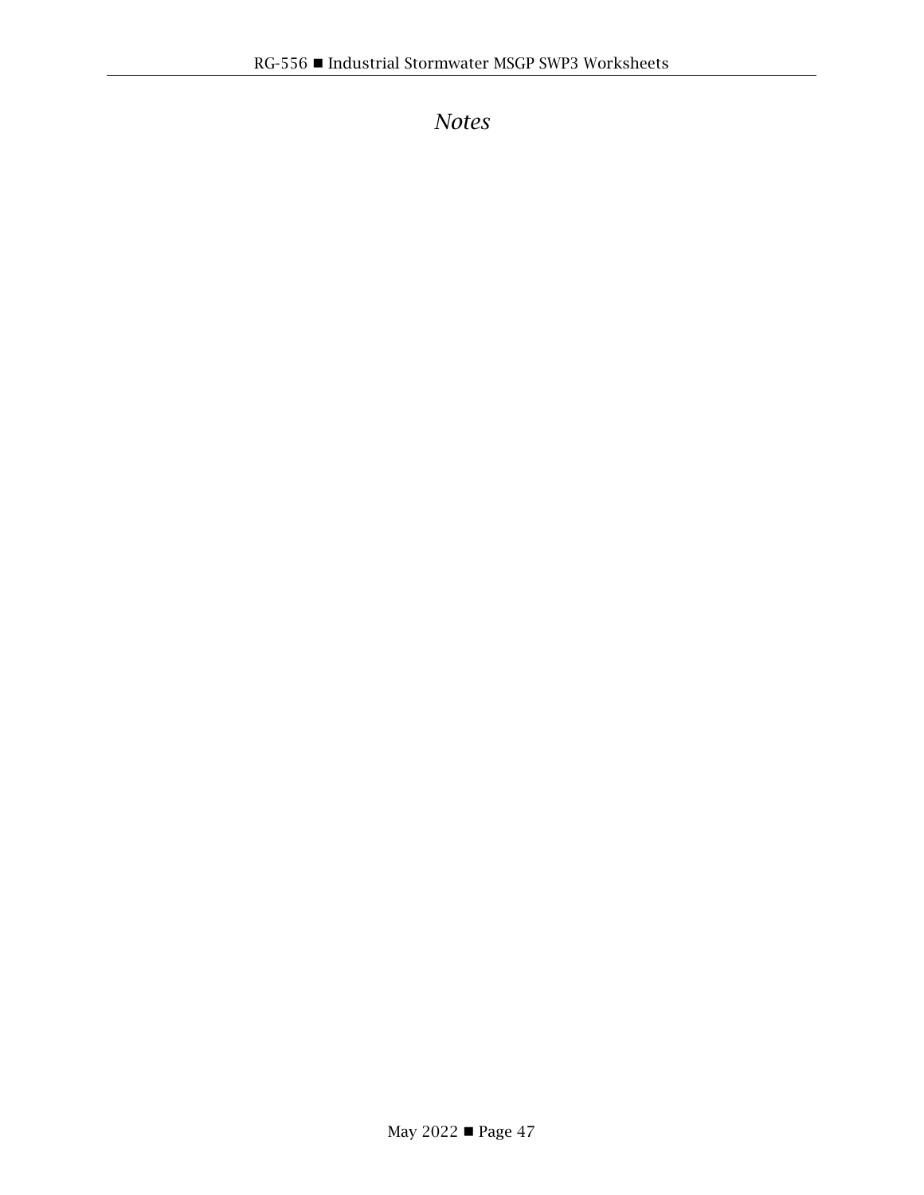*Notes*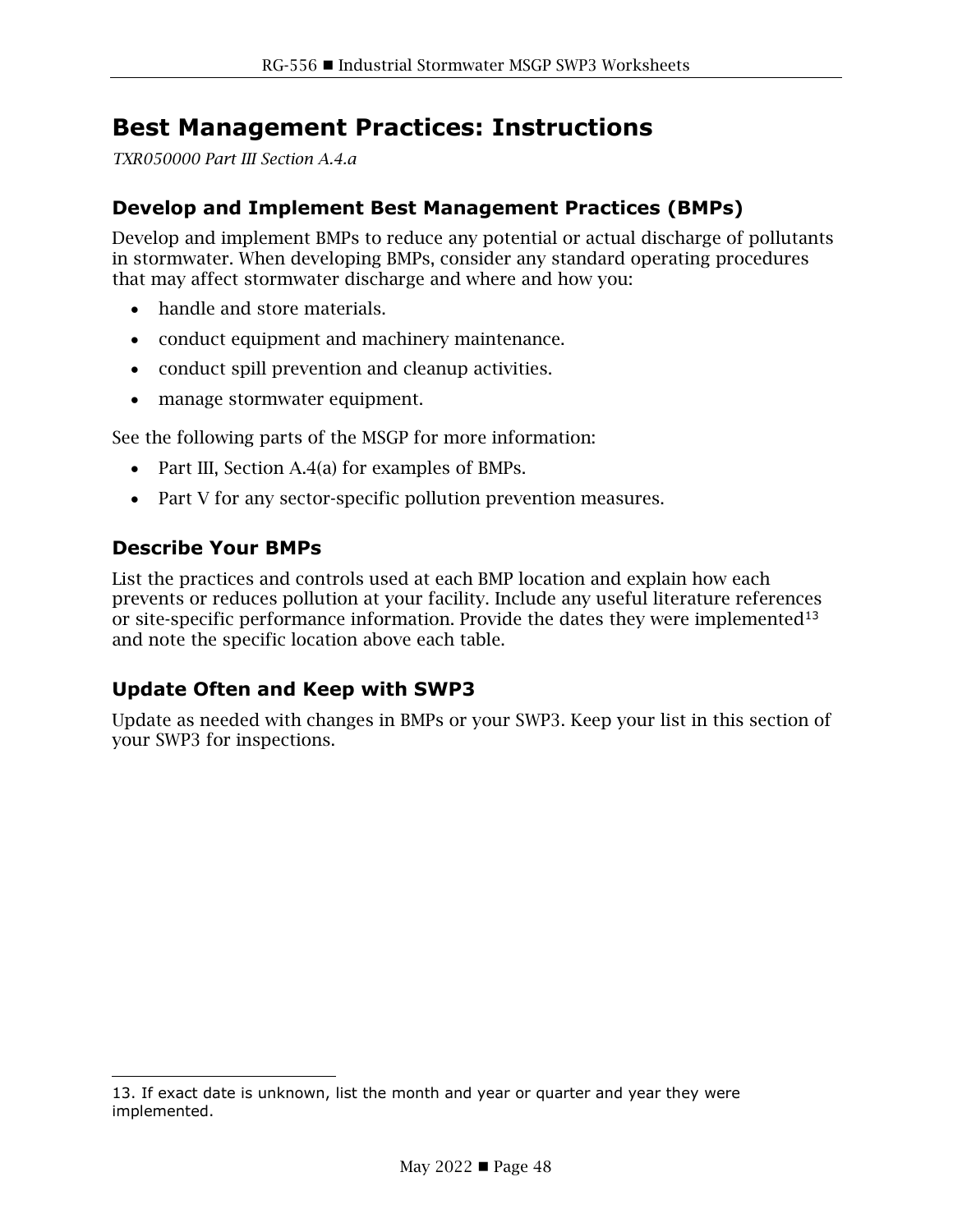# Best Management Practices: Instructions

*TXR050000 Part III Section A.4.a*

## Develop and Implement Best Management Practices (BMPs)

Develop and implement BMPs to reduce any potential or actual discharge of pollutants in stormwater. When developing BMPs, consider any standard operating procedures that may affect stormwater discharge and where and how you:

- handle and store materials.
- conduct equipment and machinery maintenance.
- conduct spill prevention and cleanup activities.
- manage stormwater equipment.

See the following parts of the MSGP for more information:

- Part III, Section A.4(a) for examples of BMPs.
- Part V for any sector-specific pollution prevention measures.

## Describe Your BMPs

List the practices and controls used at each BMP location and explain how each prevents or reduces pollution at your facility. Include any useful literature references or site-specific performance information. Provide the dates they were implemented[13] and note the specific location above each table.

## Update Often and Keep with SWP3

Update as needed with changes in BMPs or your SWP3. Keep your list in this section of your SWP3 for inspections.

---

13. If exact date is unknown, list the month and year or quarter and year they were implemented.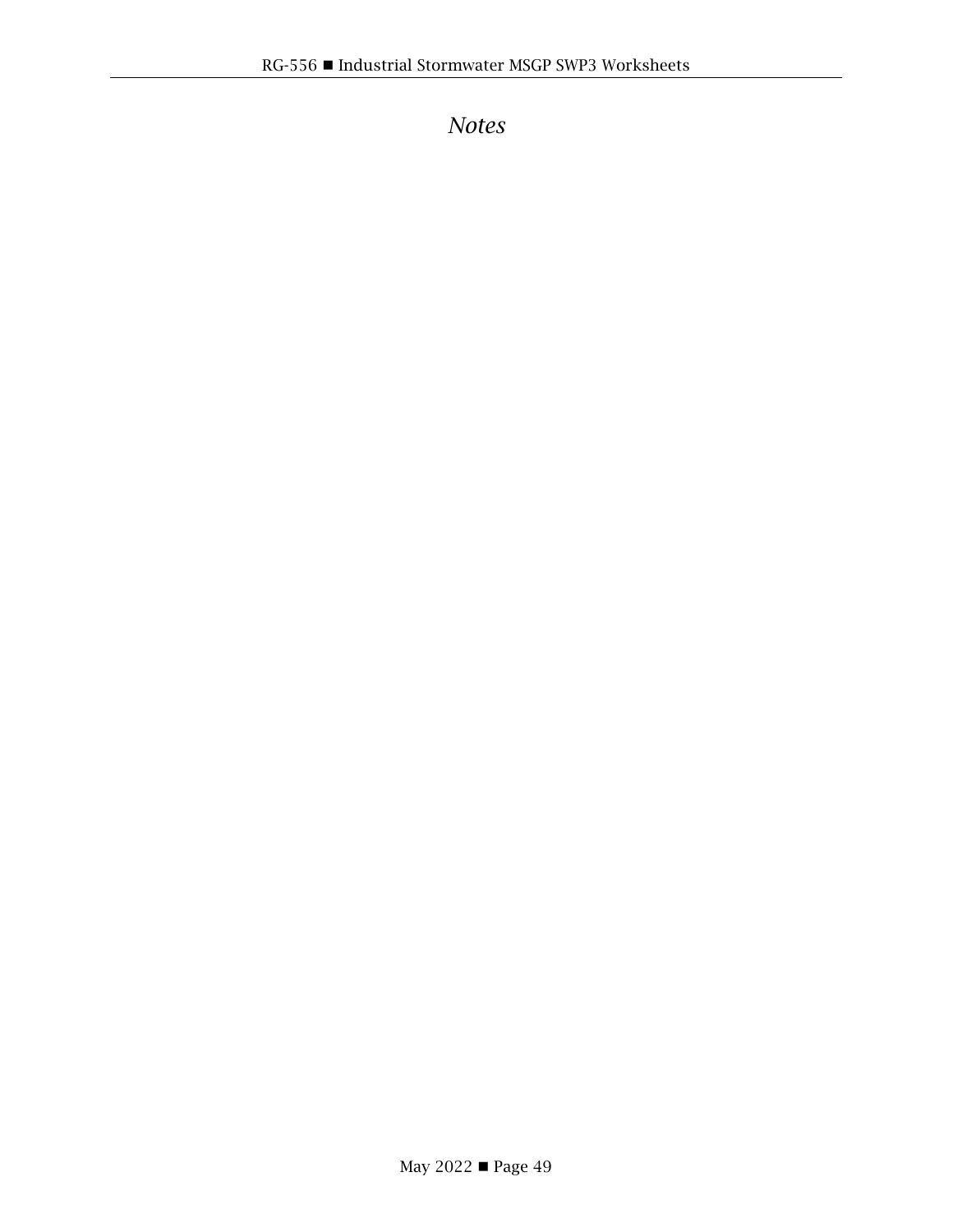*Notes*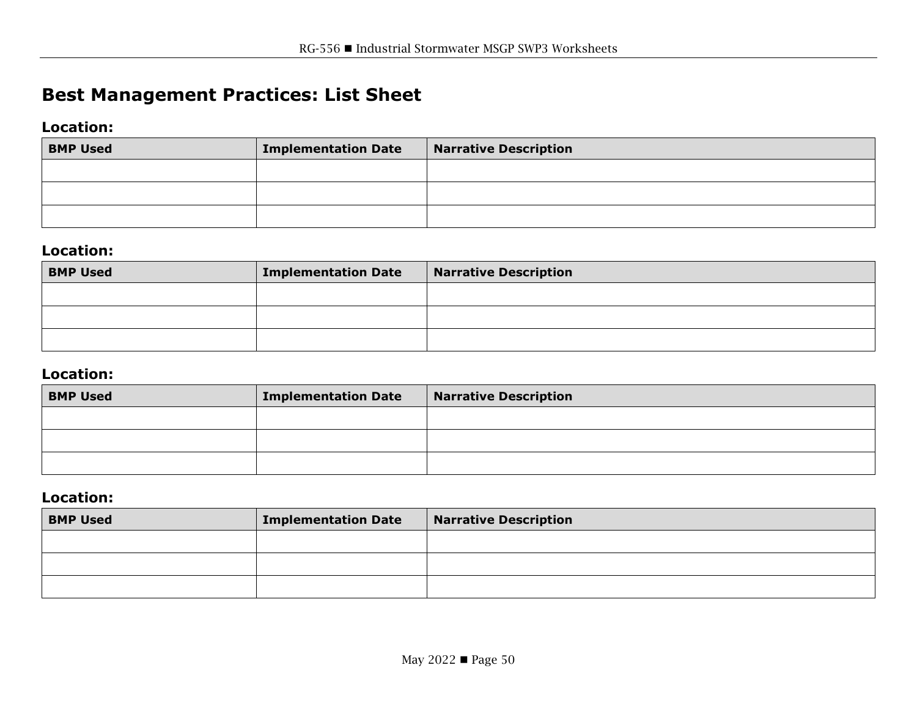# Best Management Practices: List Sheet

**Location:**

| BMP Used | Implementation Date | Narrative Description |
|---|---|---|
| | | |
| | | |
| | | |

**Location:**

| BMP Used | Implementation Date | Narrative Description |
|---|---|---|
| | | |
| | | |
| | | |

**Location:**

| BMP Used | Implementation Date | Narrative Description |
|---|---|---|
| | | |
| | | |
| | | |

**Location:**

| BMP Used | Implementation Date | Narrative Description |
|---|---|---|
| | | |
| | | |
| | | |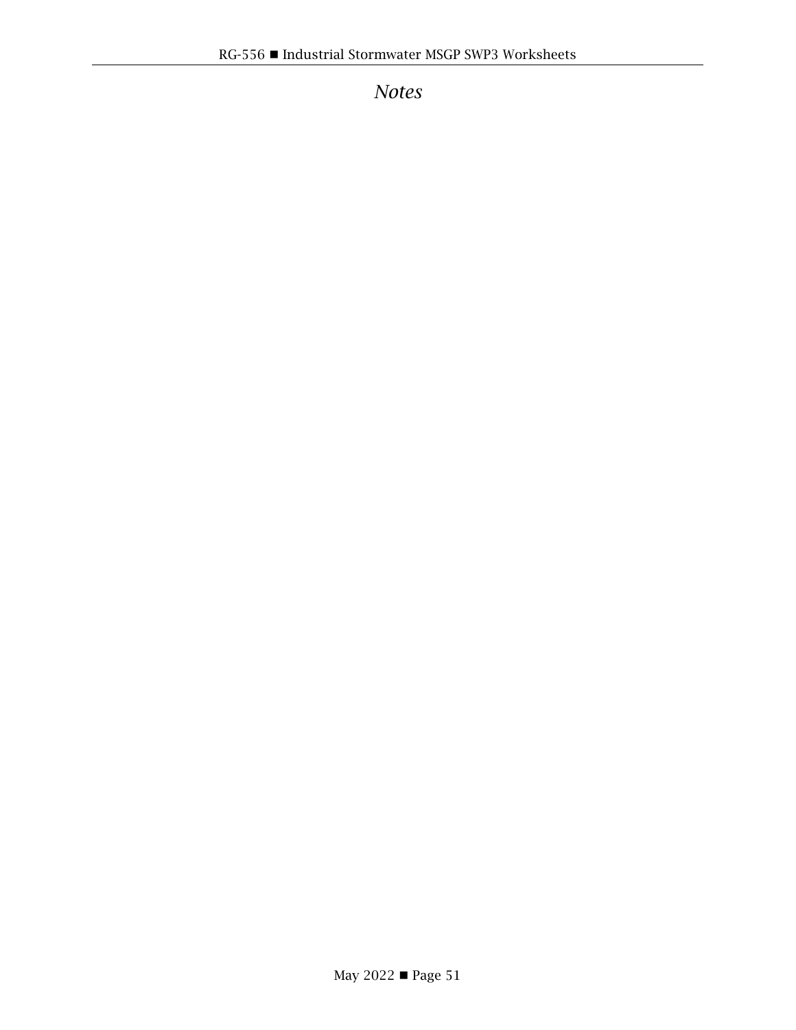*Notes*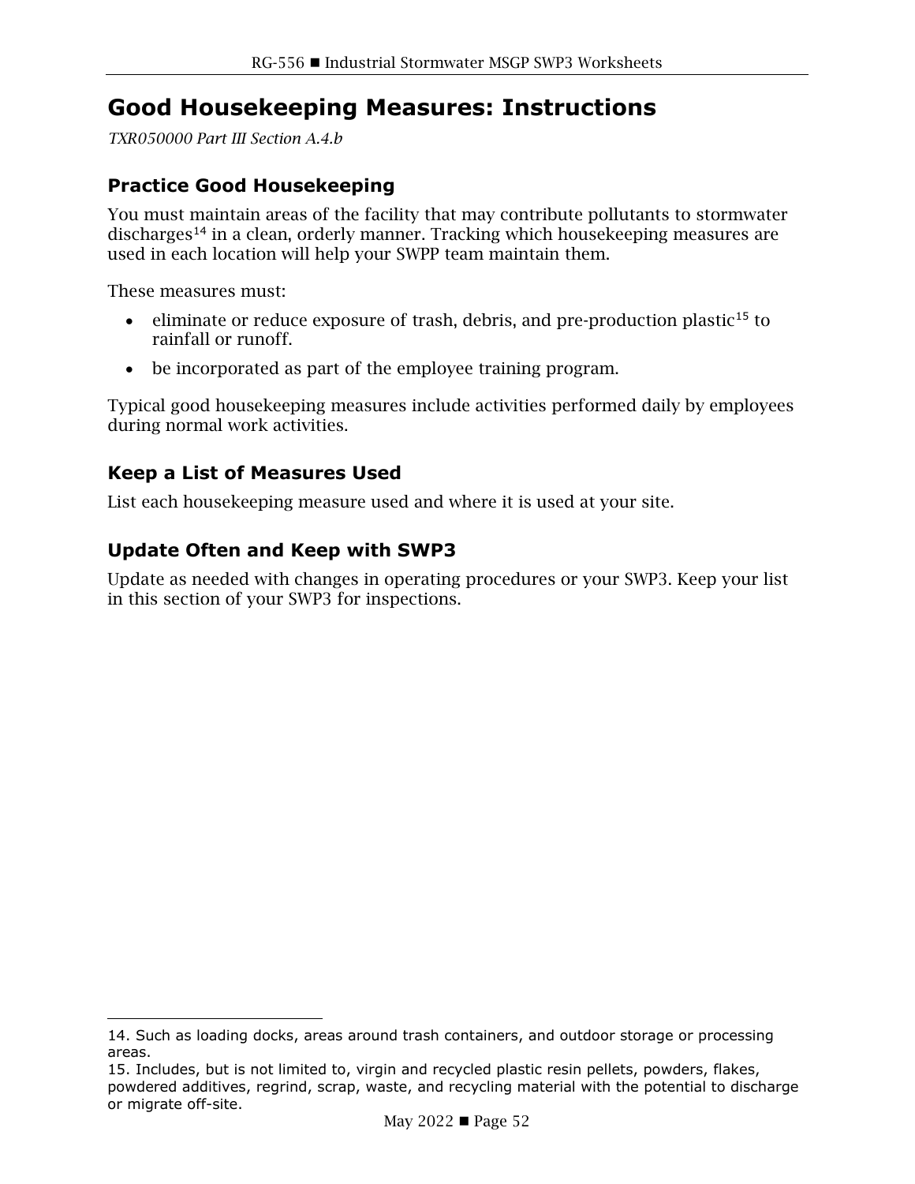# Good Housekeeping Measures: Instructions

*TXR050000 Part III Section A.4.b*

## Practice Good Housekeeping

You must maintain areas of the facility that may contribute pollutants to stormwater discharges[14] in a clean, orderly manner. Tracking which housekeeping measures are used in each location will help your SWPP team maintain them.

These measures must:

- eliminate or reduce exposure of trash, debris, and pre-production plastic[15] to rainfall or runoff.
- be incorporated as part of the employee training program.

Typical good housekeeping measures include activities performed daily by employees during normal work activities.

## Keep a List of Measures Used

List each housekeeping measure used and where it is used at your site.

## Update Often and Keep with SWP3

Update as needed with changes in operating procedures or your SWP3. Keep your list in this section of your SWP3 for inspections.

---

14. Such as loading docks, areas around trash containers, and outdoor storage or processing areas.

15. Includes, but is not limited to, virgin and recycled plastic resin pellets, powders, flakes, powdered additives, regrind, scrap, waste, and recycling material with the potential to discharge or migrate off-site.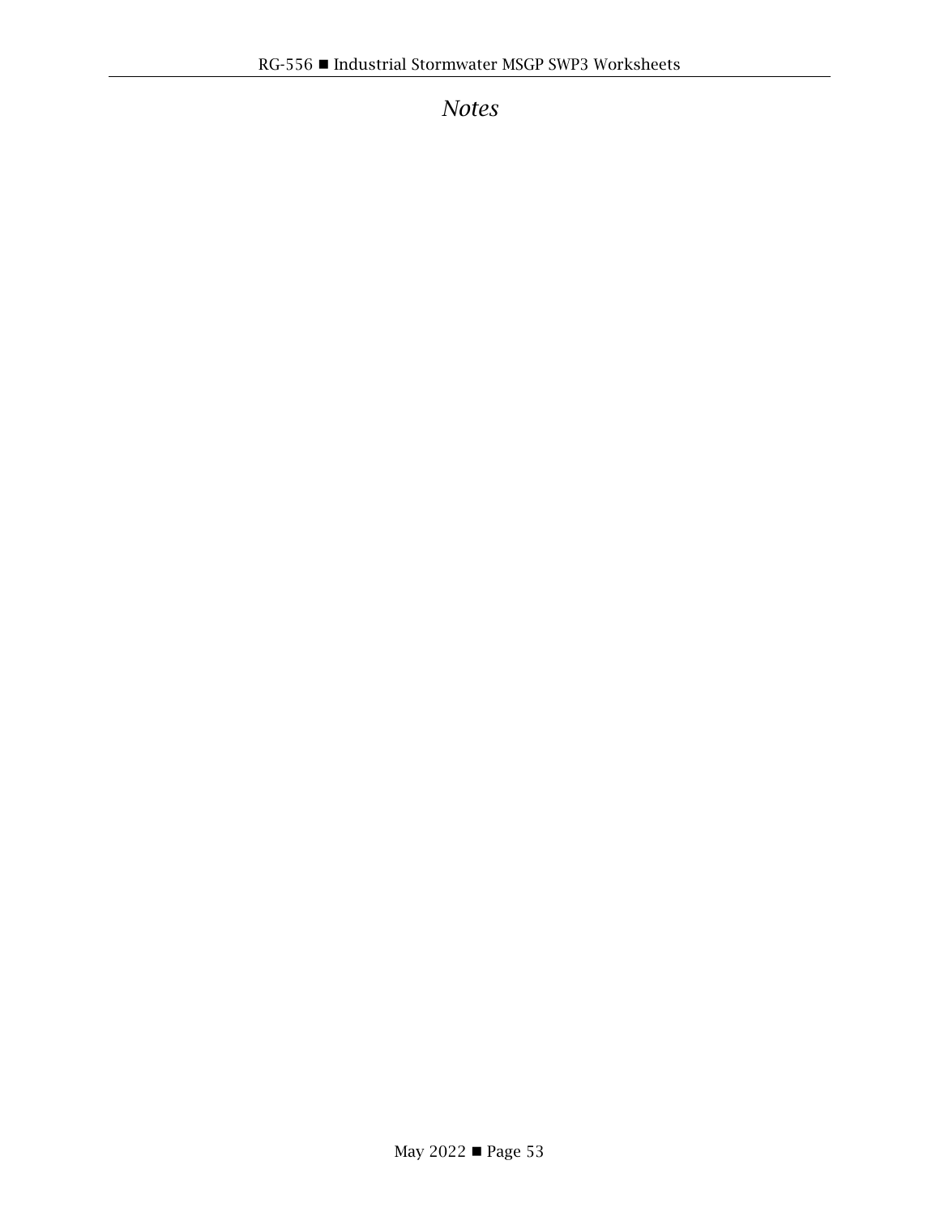*Notes*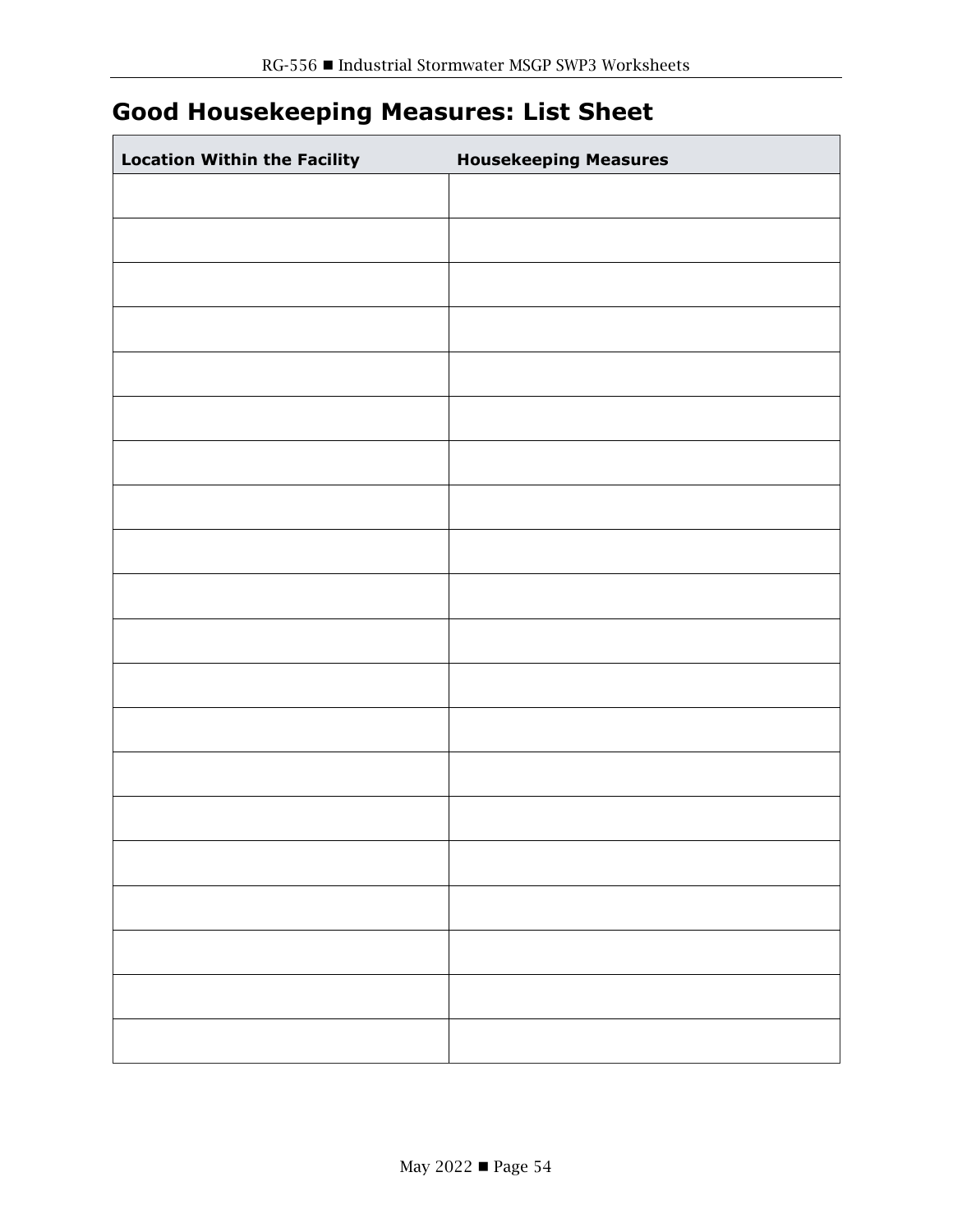## Good Housekeeping Measures: List Sheet

| Location Within the Facility | Housekeeping Measures |
| --- | --- |
| | |
| | |
| | |
| | |
| | |
| | |
| | |
| | |
| | |
| | |
| | |
| | |
| | |
| | |
| | |
| | |
| | |
| | |
| | |
| | |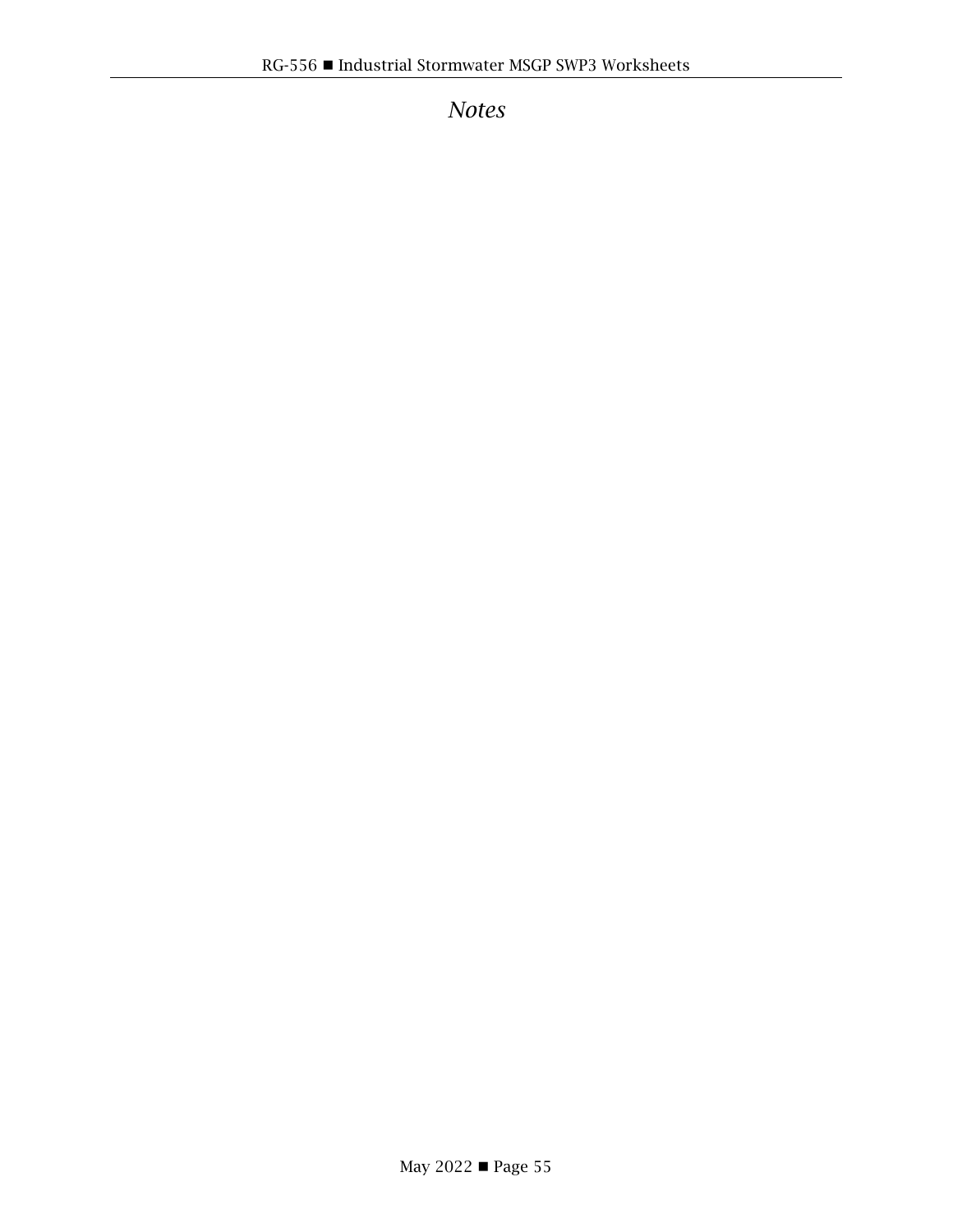*Notes*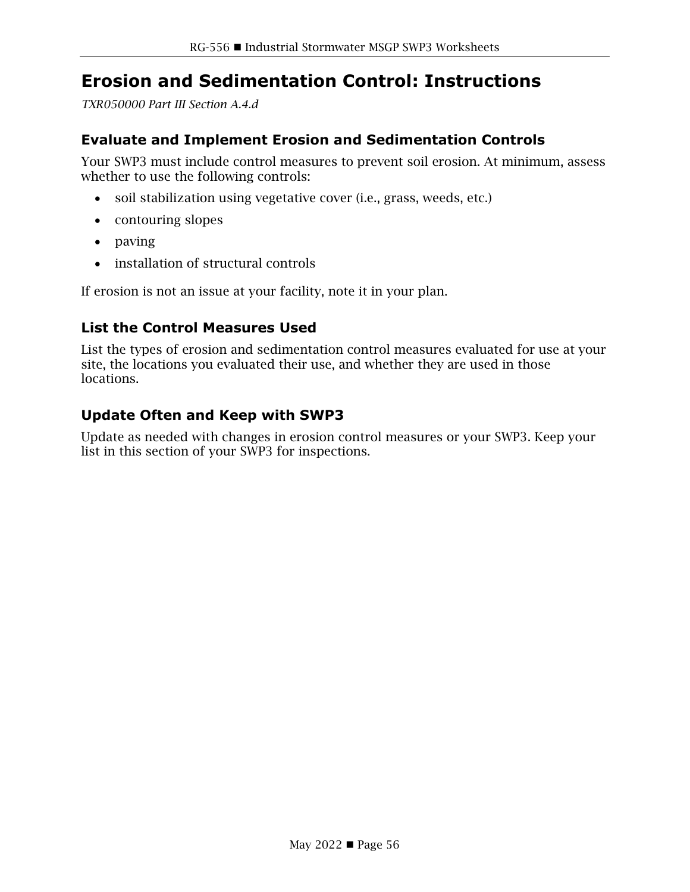# Erosion and Sedimentation Control: Instructions

*TXR050000 Part III Section A.4.d*

## Evaluate and Implement Erosion and Sedimentation Controls

Your SWP3 must include control measures to prevent soil erosion. At minimum, assess whether to use the following controls:

- soil stabilization using vegetative cover (i.e., grass, weeds, etc.)
- contouring slopes
- paving
- installation of structural controls

If erosion is not an issue at your facility, note it in your plan.

## List the Control Measures Used

List the types of erosion and sedimentation control measures evaluated for use at your site, the locations you evaluated their use, and whether they are used in those locations.

## Update Often and Keep with SWP3

Update as needed with changes in erosion control measures or your SWP3. Keep your list in this section of your SWP3 for inspections.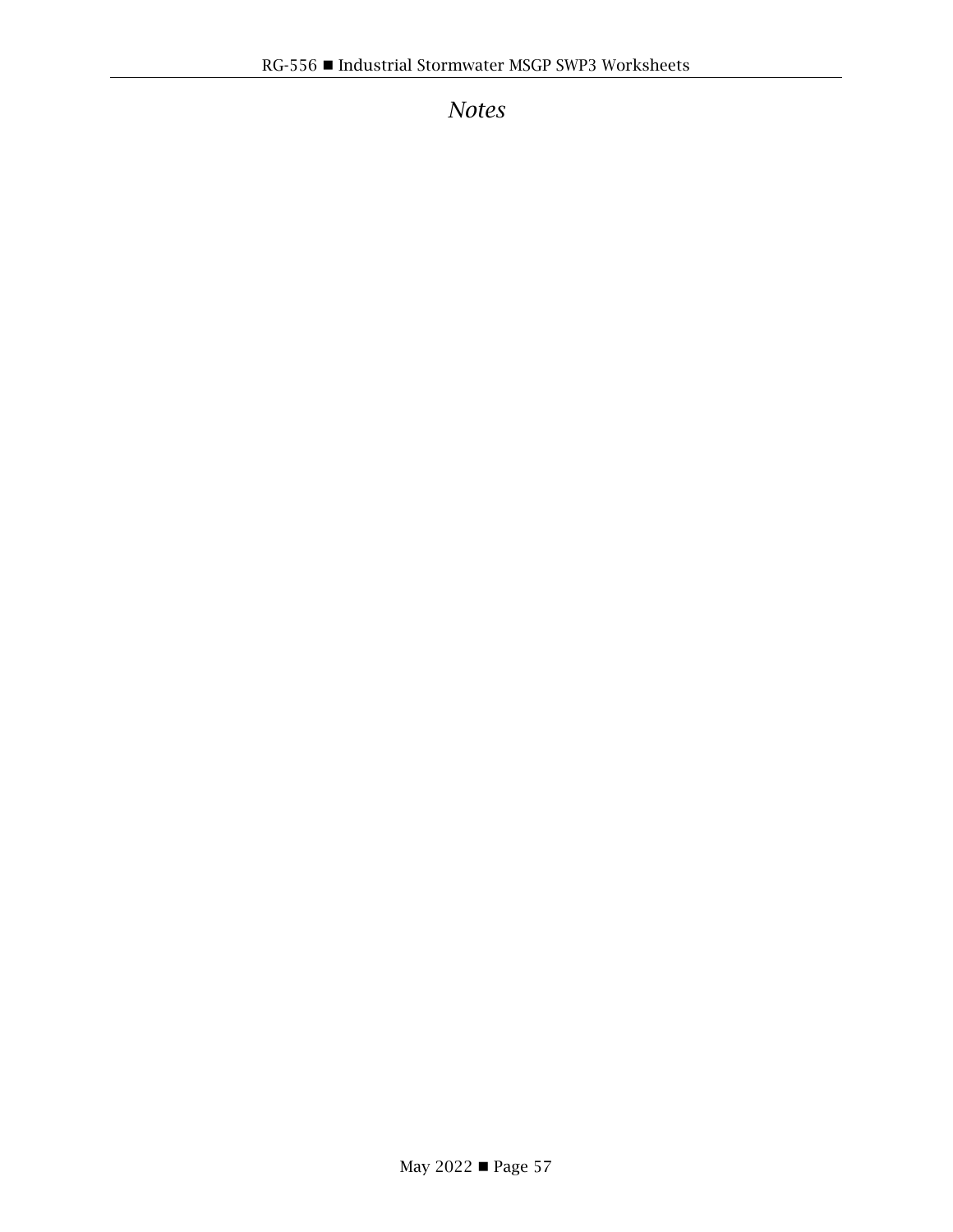*Notes*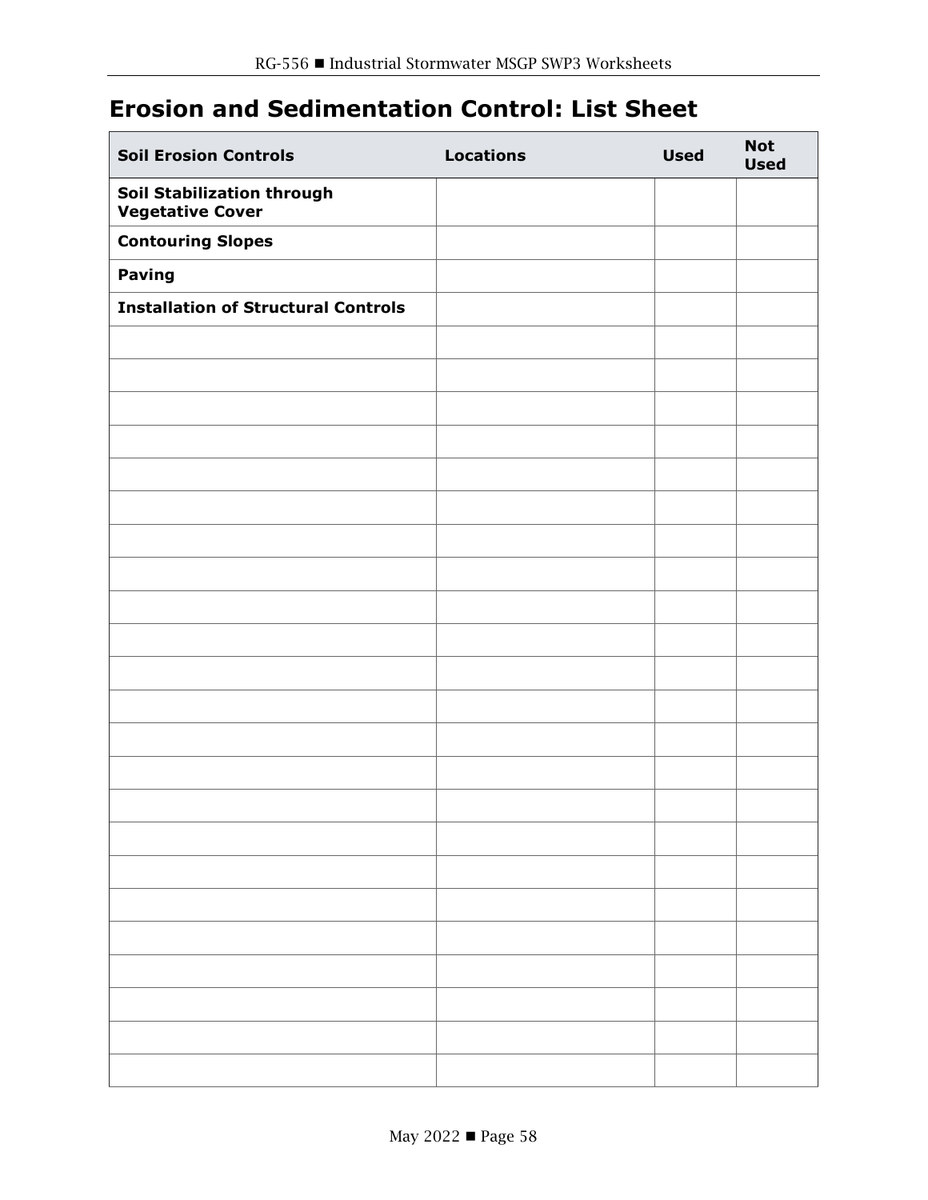## Erosion and Sedimentation Control: List Sheet

| Soil Erosion Controls | Locations | Used | Not Used |
|---|---|---|---|
| **Soil Stabilization through Vegetative Cover** | | | |
| **Contouring Slopes** | | | |
| **Paving** | | | |
| **Installation of Structural Controls** | | | |
| | | | |
| | | | |
| | | | |
| | | | |
| | | | |
| | | | |
| | | | |
| | | | |
| | | | |
| | | | |
| | | | |
| | | | |
| | | | |
| | | | |
| | | | |
| | | | |
| | | | |
| | | | |
| | | | |
| | | | |
| | | | |
| | | | |
| | | | |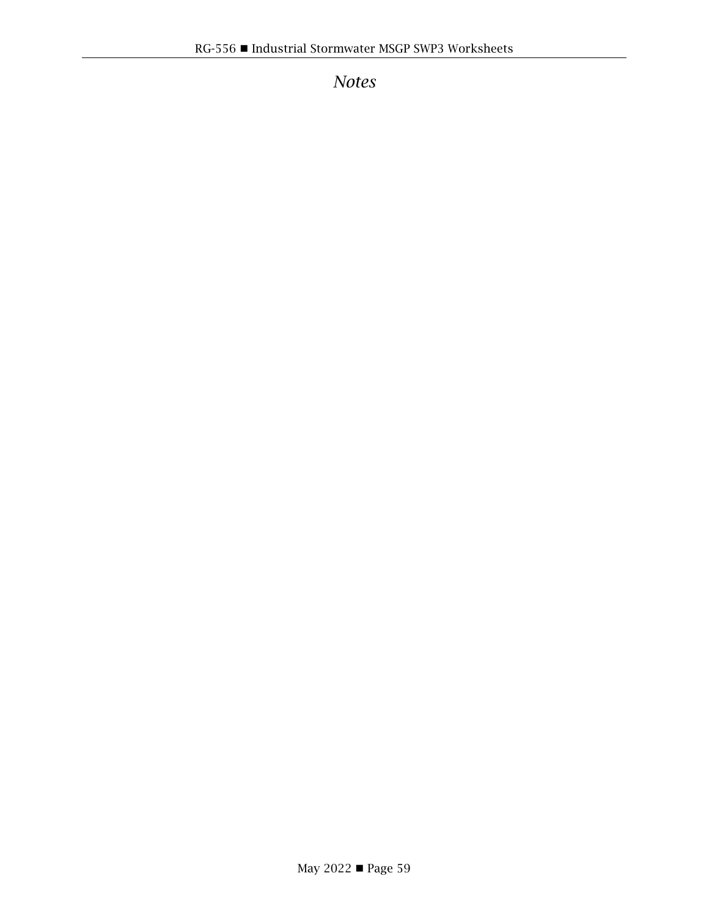*Notes*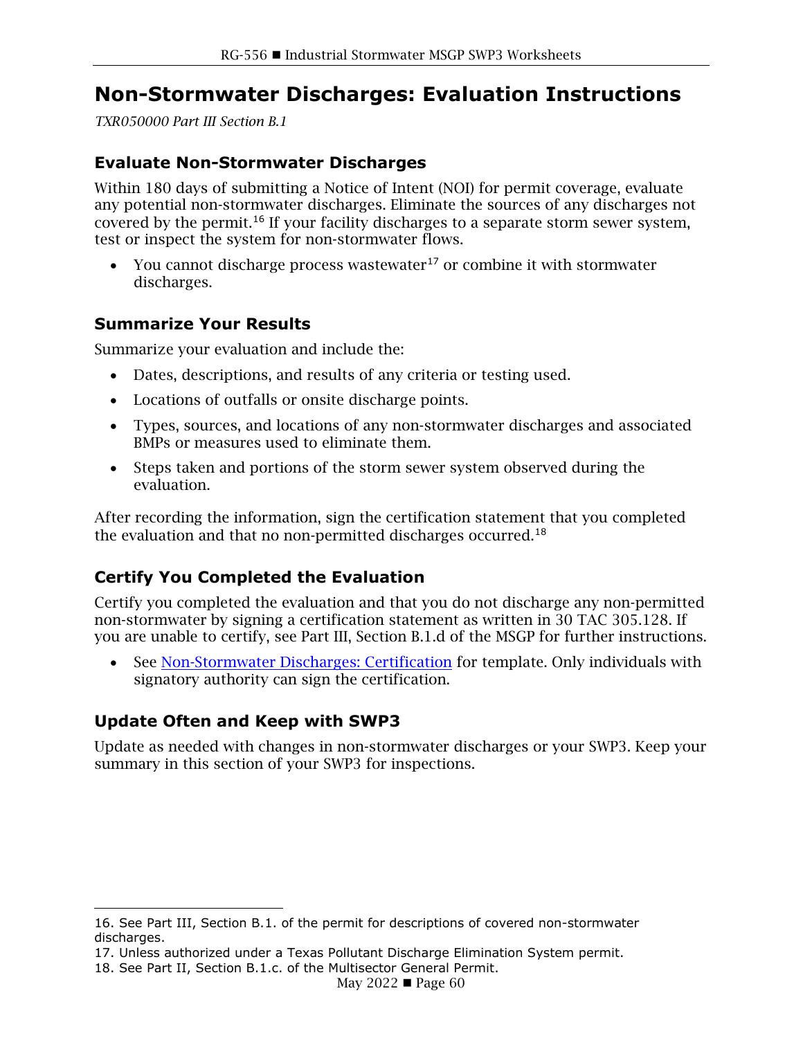# Non-Stormwater Discharges: Evaluation Instructions

*TXR050000 Part III Section B.1*

## Evaluate Non-Stormwater Discharges

Within 180 days of submitting a Notice of Intent (NOI) for permit coverage, evaluate any potential non-stormwater discharges. Eliminate the sources of any discharges not covered by the permit.[16] If your facility discharges to a separate storm sewer system, test or inspect the system for non-stormwater flows.

- You cannot discharge process wastewater[17] or combine it with stormwater discharges.

## Summarize Your Results

Summarize your evaluation and include the:

- Dates, descriptions, and results of any criteria or testing used.
- Locations of outfalls or onsite discharge points.
- Types, sources, and locations of any non-stormwater discharges and associated BMPs or measures used to eliminate them.
- Steps taken and portions of the storm sewer system observed during the evaluation.

After recording the information, sign the certification statement that you completed the evaluation and that no non-permitted discharges occurred.[18]

## Certify You Completed the Evaluation

Certify you completed the evaluation and that you do not discharge any non-permitted non-stormwater by signing a certification statement as written in 30 TAC 305.128. If you are unable to certify, see Part III, Section B.1.d of the MSGP for further instructions.

- See [Non-Stormwater Discharges: Certification]() for template. Only individuals with signatory authority can sign the certification.

## Update Often and Keep with SWP3

Update as needed with changes in non-stormwater discharges or your SWP3. Keep your summary in this section of your SWP3 for inspections.

---

16. See Part III, Section B.1. of the permit for descriptions of covered non-stormwater discharges.
17. Unless authorized under a Texas Pollutant Discharge Elimination System permit.
18. See Part II, Section B.1.c. of the Multisector General Permit.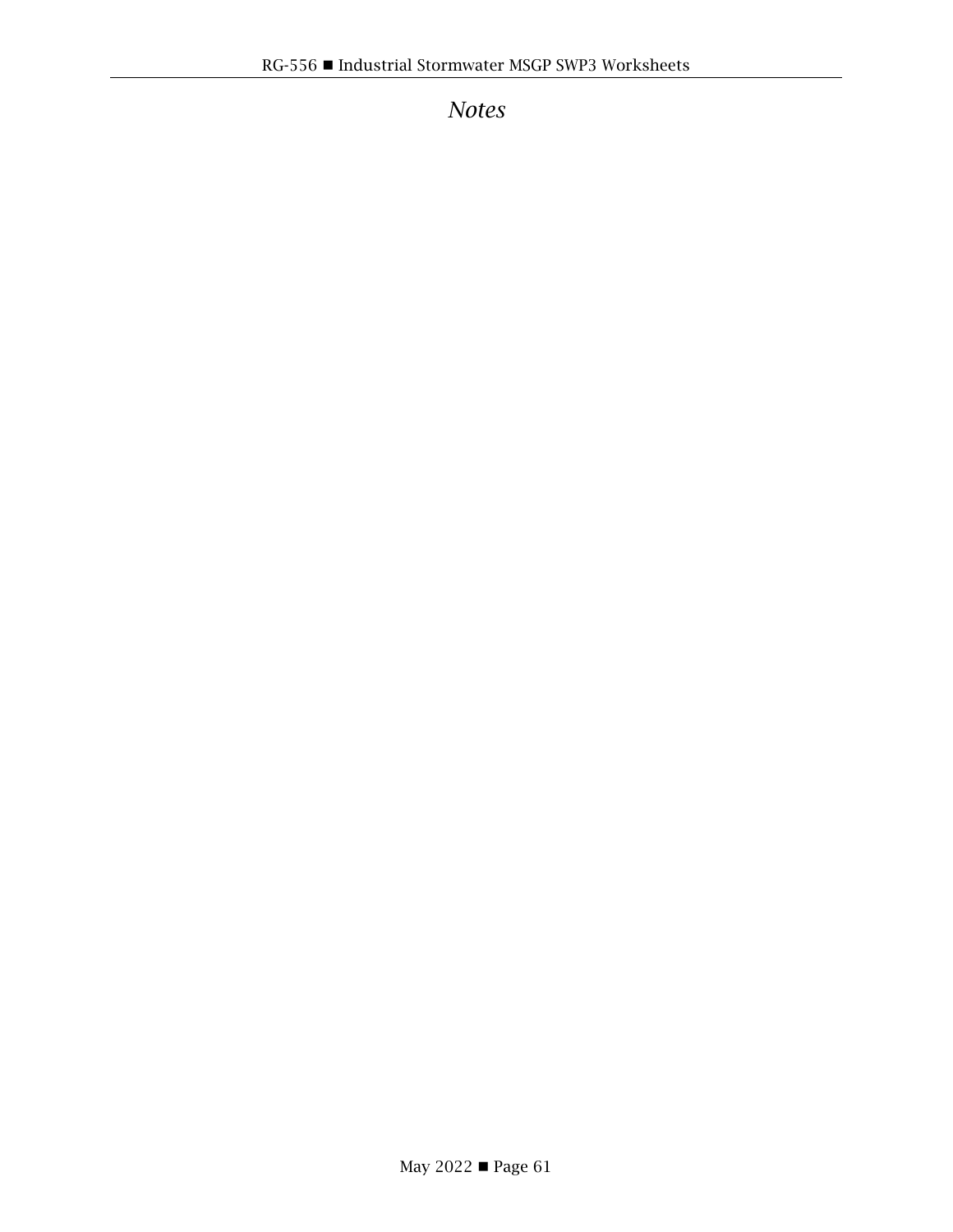*Notes*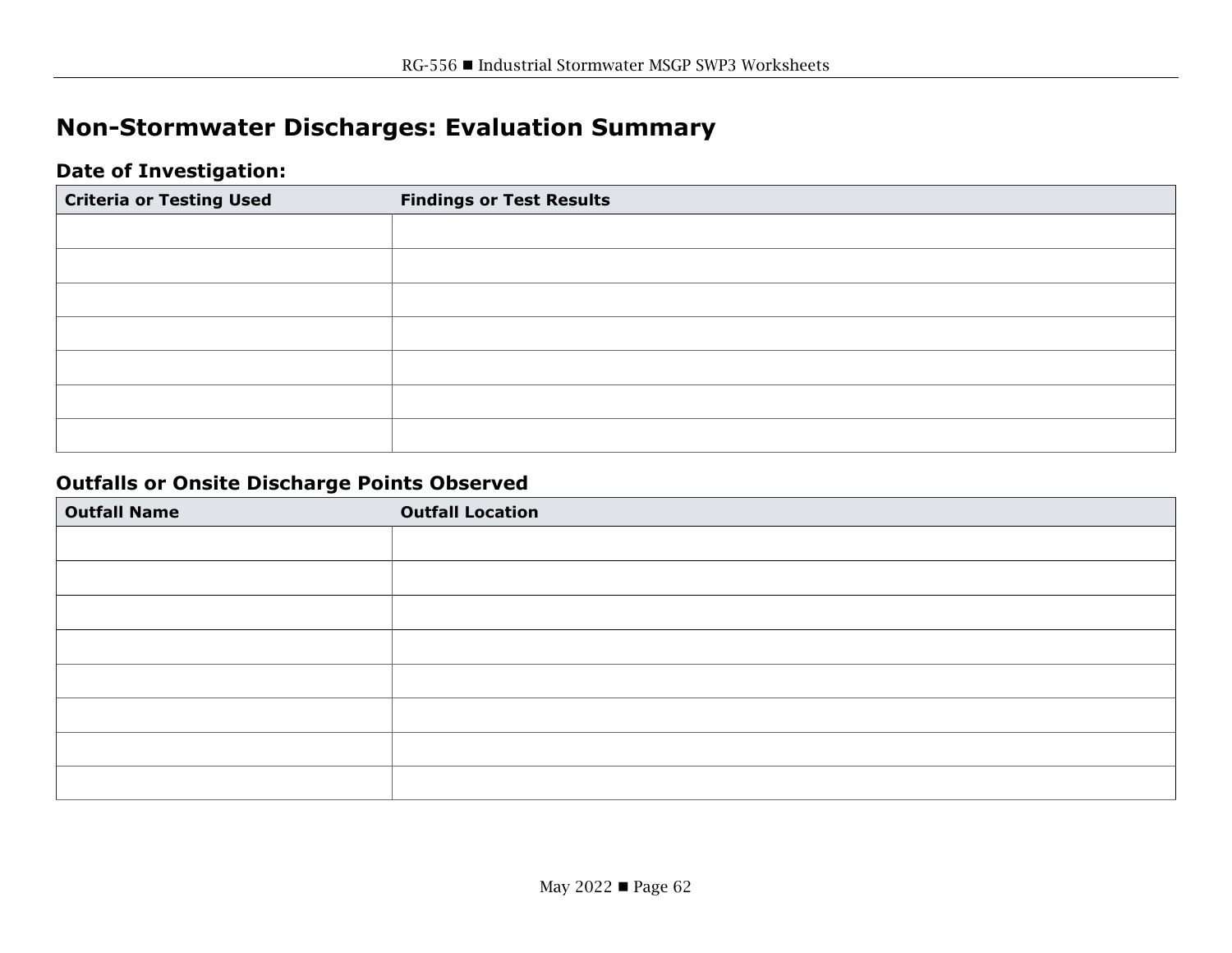## Non-Stormwater Discharges: Evaluation Summary

### Date of Investigation:

| Criteria or Testing Used | Findings or Test Results |
|---|---|
| | |
| | |
| | |
| | |
| | |
| | |
| | |

### Outfalls or Onsite Discharge Points Observed

| Outfall Name | Outfall Location |
|---|---|
| | |
| | |
| | |
| | |
| | |
| | |
| | |
| | |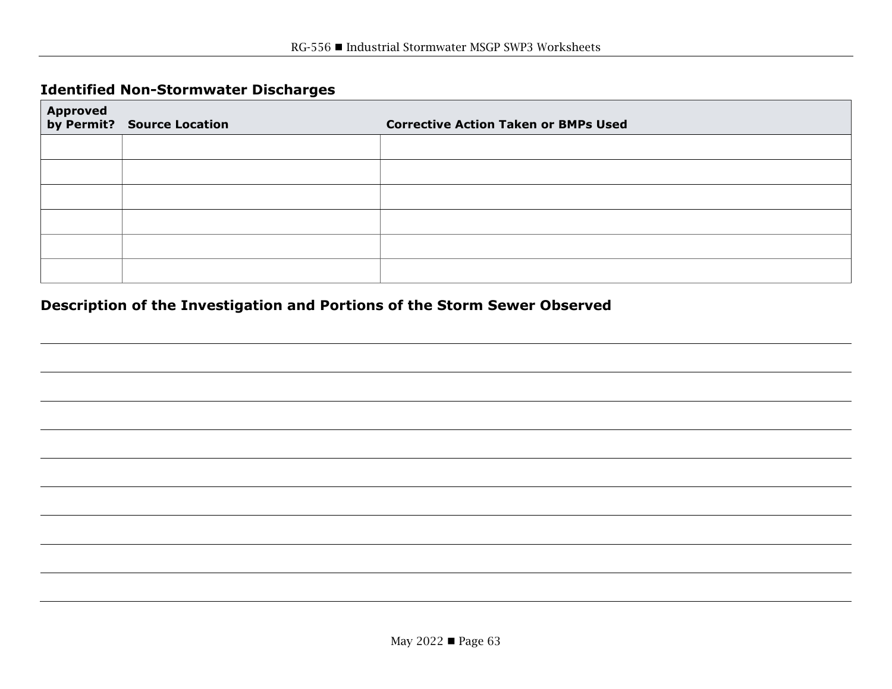## Identified Non-Stormwater Discharges

| Approved by Permit? | Source Location | Corrective Action Taken or BMPs Used |
|---|---|---|
| | | |
| | | |
| | | |
| | | |
| | | |
| | | |

## Description of the Investigation and Portions of the Storm Sewer Observed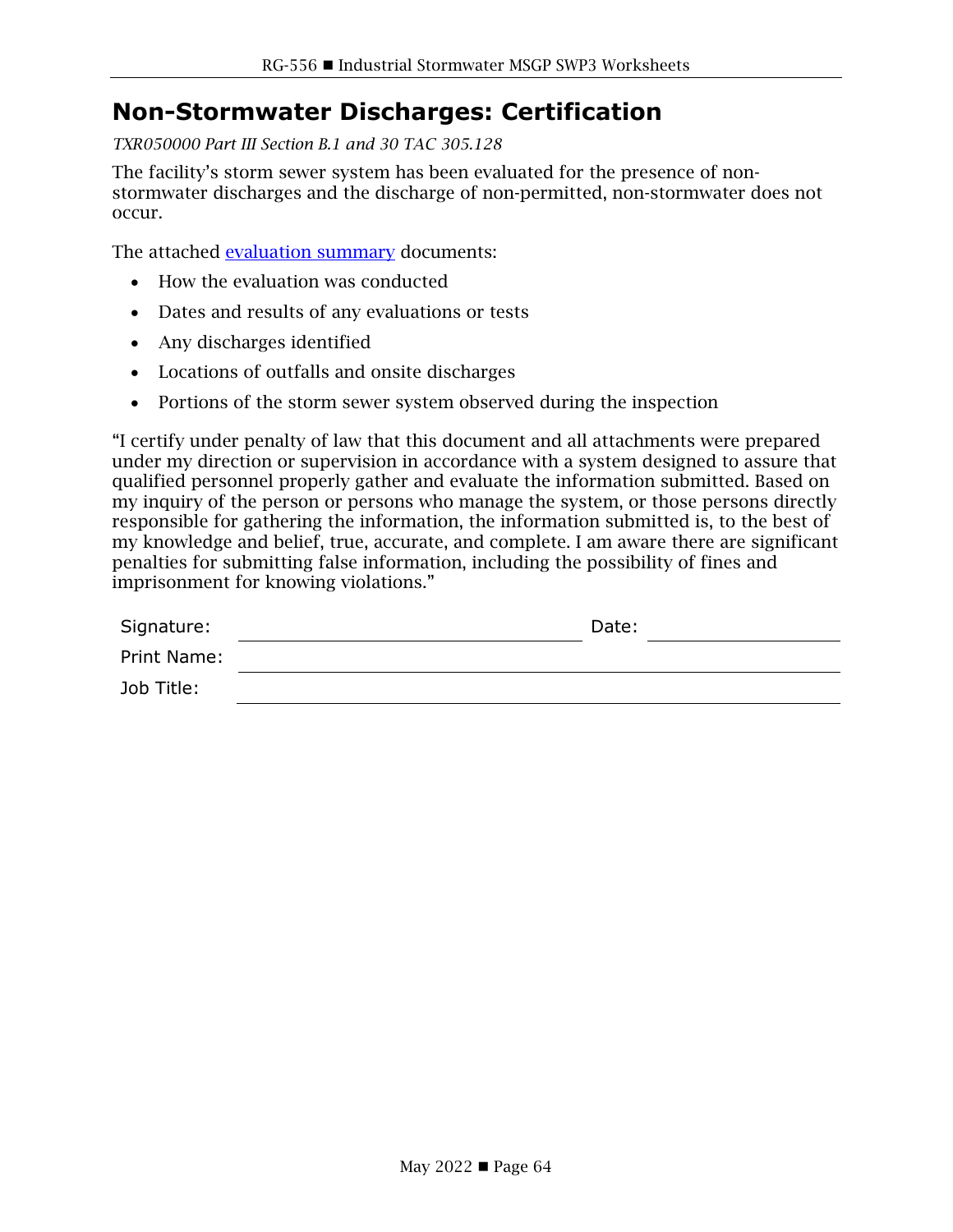# Non-Stormwater Discharges: Certification

*TXR050000 Part III Section B.1 and 30 TAC 305.128*

The facility's storm sewer system has been evaluated for the presence of non-stormwater discharges and the discharge of non-permitted, non-stormwater does not occur.

The attached evaluation summary documents:

- How the evaluation was conducted
- Dates and results of any evaluations or tests
- Any discharges identified
- Locations of outfalls and onsite discharges
- Portions of the storm sewer system observed during the inspection

"I certify under penalty of law that this document and all attachments were prepared under my direction or supervision in accordance with a system designed to assure that qualified personnel properly gather and evaluate the information submitted. Based on my inquiry of the person or persons who manage the system, or those persons directly responsible for gathering the information, the information submitted is, to the best of my knowledge and belief, true, accurate, and complete. I am aware there are significant penalties for submitting false information, including the possibility of fines and imprisonment for knowing violations."

Signature: ______________________________ Date: ________________

Print Name: ______________________________

Job Title: ______________________________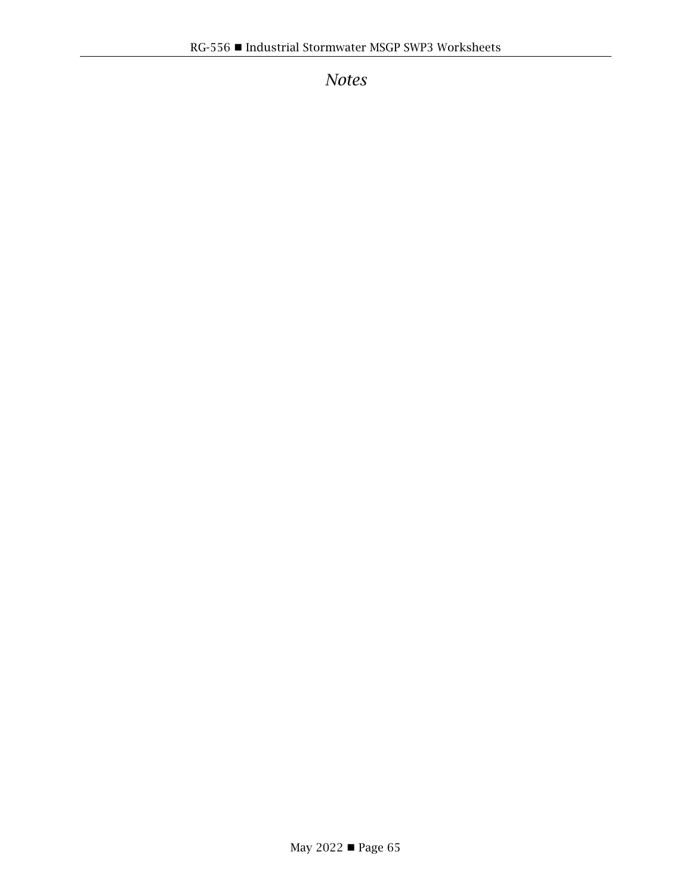*Notes*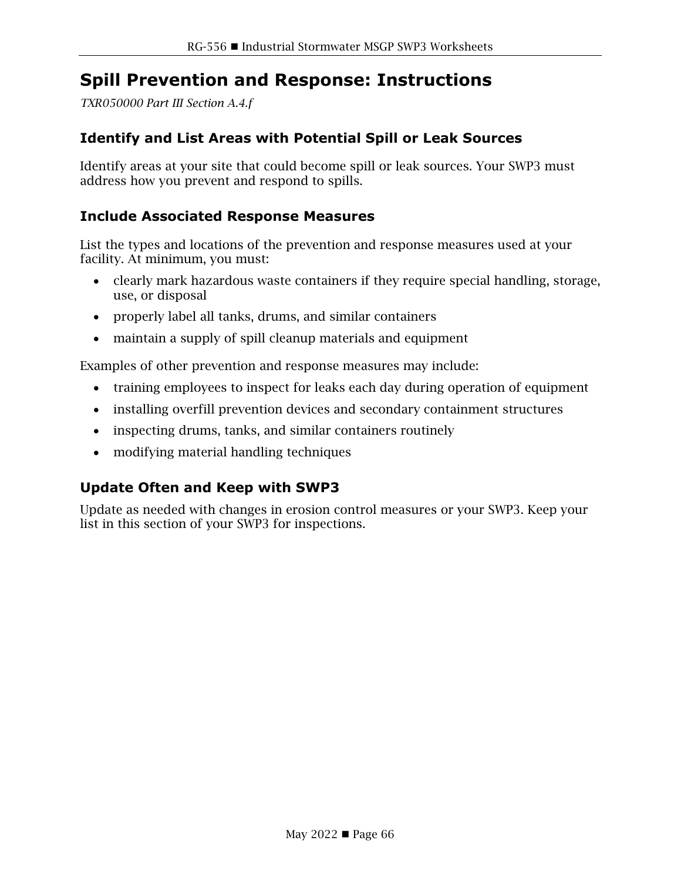# Spill Prevention and Response: Instructions

*TXR050000 Part III Section A.4.f*

## Identify and List Areas with Potential Spill or Leak Sources

Identify areas at your site that could become spill or leak sources. Your SWP3 must address how you prevent and respond to spills.

## Include Associated Response Measures

List the types and locations of the prevention and response measures used at your facility. At minimum, you must:

- clearly mark hazardous waste containers if they require special handling, storage, use, or disposal
- properly label all tanks, drums, and similar containers
- maintain a supply of spill cleanup materials and equipment

Examples of other prevention and response measures may include:

- training employees to inspect for leaks each day during operation of equipment
- installing overfill prevention devices and secondary containment structures
- inspecting drums, tanks, and similar containers routinely
- modifying material handling techniques

## Update Often and Keep with SWP3

Update as needed with changes in erosion control measures or your SWP3. Keep your list in this section of your SWP3 for inspections.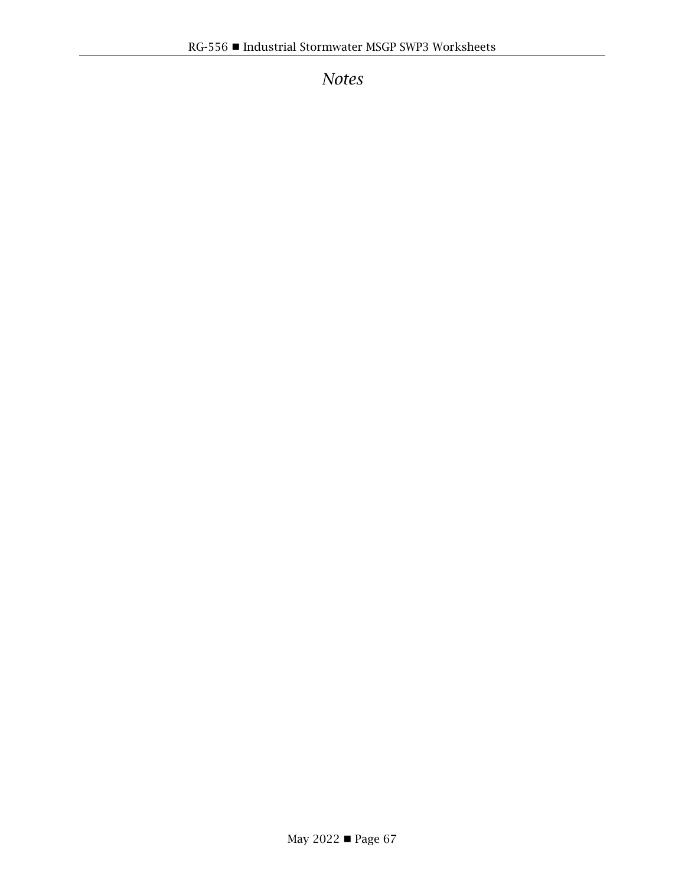*Notes*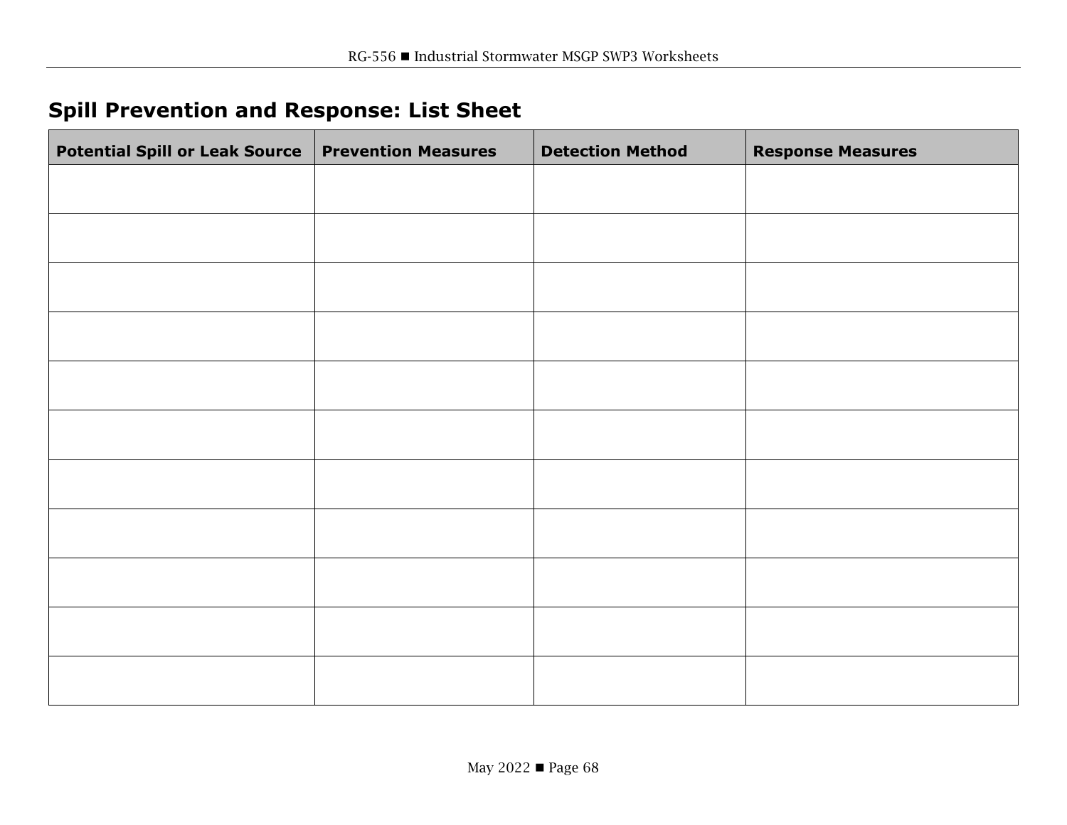## Spill Prevention and Response: List Sheet

| Potential Spill or Leak Source | Prevention Measures | Detection Method | Response Measures |
| --- | --- | --- | --- |
| | | | |
| | | | |
| | | | |
| | | | |
| | | | |
| | | | |
| | | | |
| | | | |
| | | | |
| | | | |
| | | | |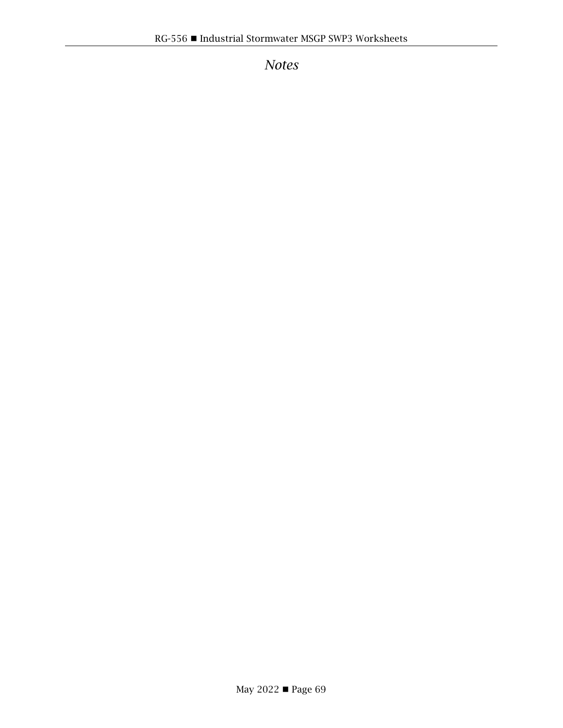*Notes*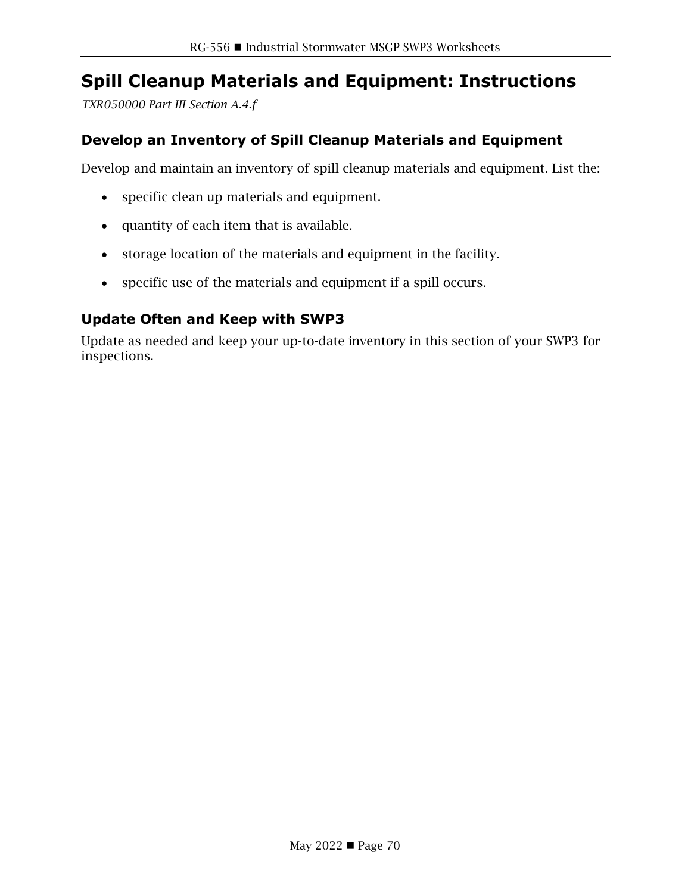# Spill Cleanup Materials and Equipment: Instructions

*TXR050000 Part III Section A.4.f*

## Develop an Inventory of Spill Cleanup Materials and Equipment

Develop and maintain an inventory of spill cleanup materials and equipment. List the:

- specific clean up materials and equipment.
- quantity of each item that is available.
- storage location of the materials and equipment in the facility.
- specific use of the materials and equipment if a spill occurs.

## Update Often and Keep with SWP3

Update as needed and keep your up-to-date inventory in this section of your SWP3 for inspections.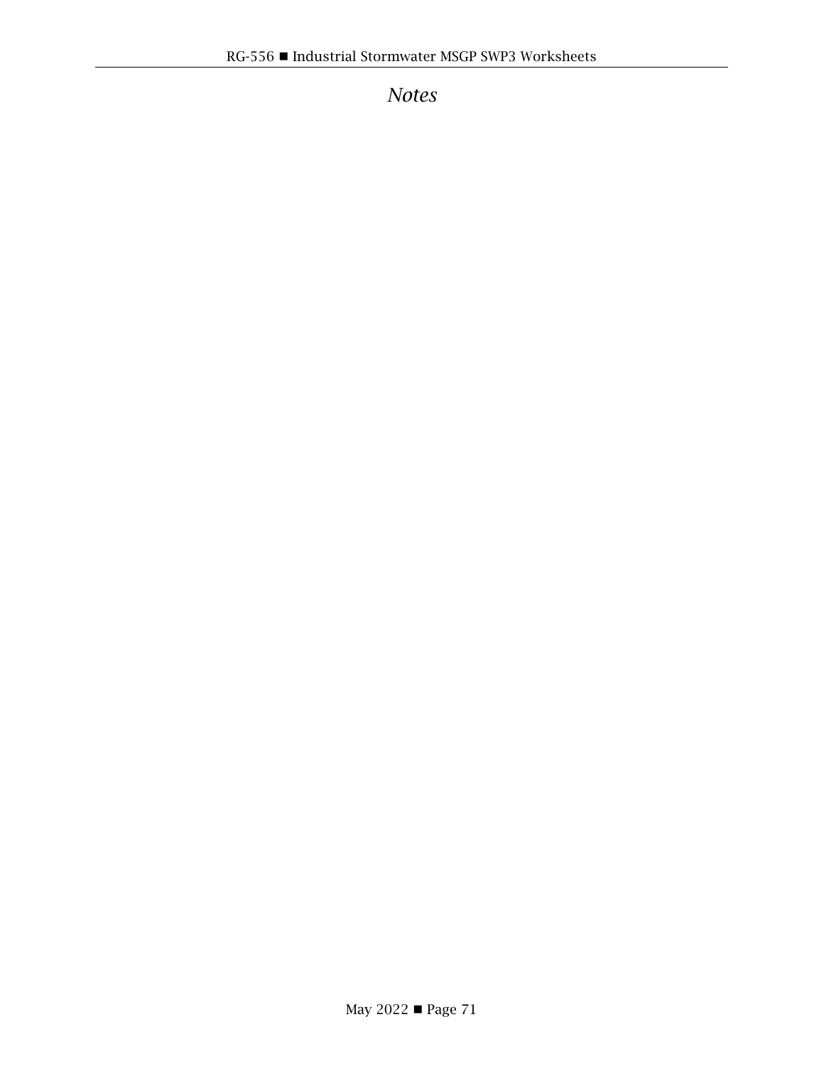*Notes*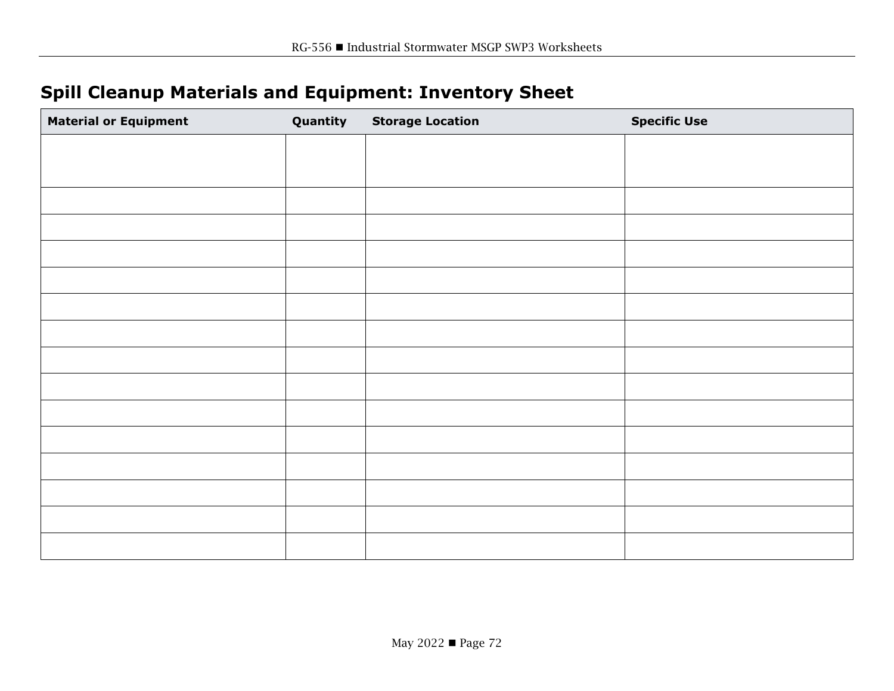## Spill Cleanup Materials and Equipment: Inventory Sheet

| Material or Equipment | Quantity | Storage Location | Specific Use |
|---|---|---|---|
| | | | |
| | | | |
| | | | |
| | | | |
| | | | |
| | | | |
| | | | |
| | | | |
| | | | |
| | | | |
| | | | |
| | | | |
| | | | |
| | | | |
| | | | |
| | | | |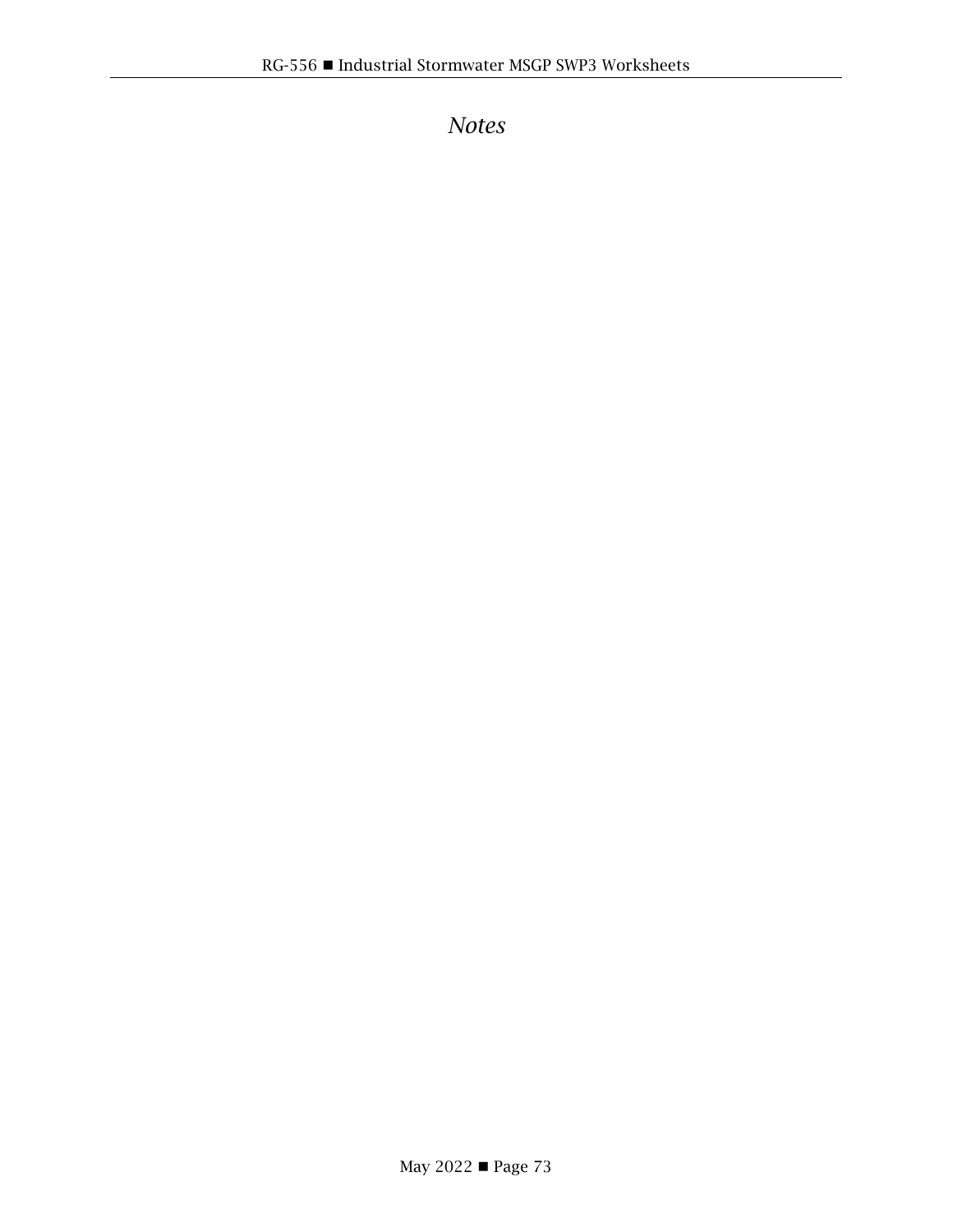*Notes*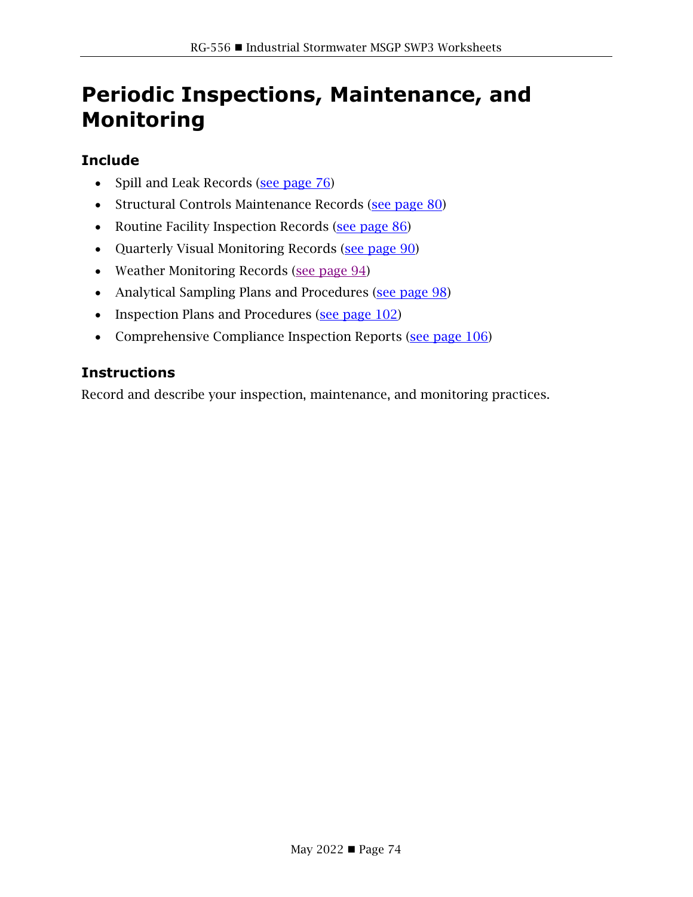# Periodic Inspections, Maintenance, and Monitoring

### Include

- Spill and Leak Records (see page 76)
- Structural Controls Maintenance Records (see page 80)
- Routine Facility Inspection Records (see page 86)
- Quarterly Visual Monitoring Records (see page 90)
- Weather Monitoring Records (see page 94)
- Analytical Sampling Plans and Procedures (see page 98)
- Inspection Plans and Procedures (see page 102)
- Comprehensive Compliance Inspection Reports (see page 106)

### Instructions

Record and describe your inspection, maintenance, and monitoring practices.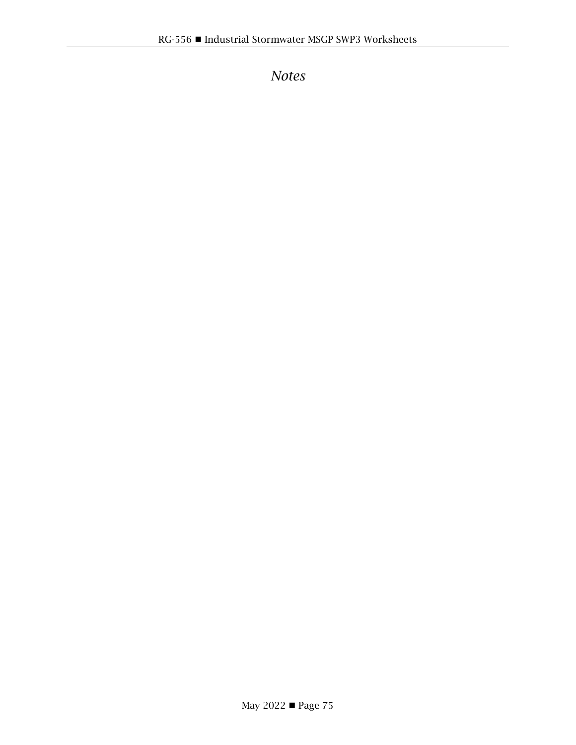*Notes*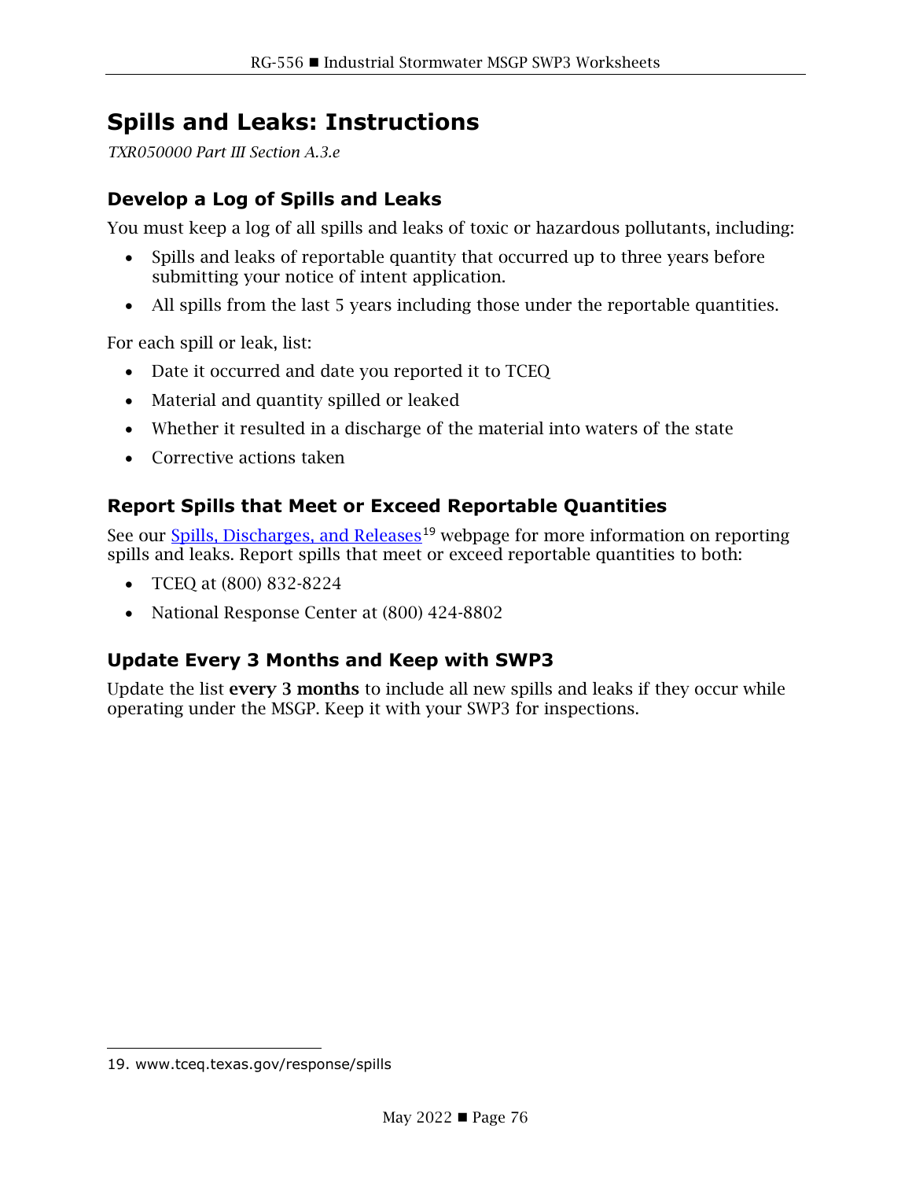# Spills and Leaks: Instructions

*TXR050000 Part III Section A.3.e*

## Develop a Log of Spills and Leaks

You must keep a log of all spills and leaks of toxic or hazardous pollutants, including:

- Spills and leaks of reportable quantity that occurred up to three years before submitting your notice of intent application.
- All spills from the last 5 years including those under the reportable quantities.

For each spill or leak, list:

- Date it occurred and date you reported it to TCEQ
- Material and quantity spilled or leaked
- Whether it resulted in a discharge of the material into waters of the state
- Corrective actions taken

## Report Spills that Meet or Exceed Reportable Quantities

See our Spills, Discharges, and Releases[19] webpage for more information on reporting spills and leaks. Report spills that meet or exceed reportable quantities to both:

- TCEQ at (800) 832-8224
- National Response Center at (800) 424-8802

## Update Every 3 Months and Keep with SWP3

Update the list **every 3 months** to include all new spills and leaks if they occur while operating under the MSGP. Keep it with your SWP3 for inspections.

19. www.tceq.texas.gov/response/spills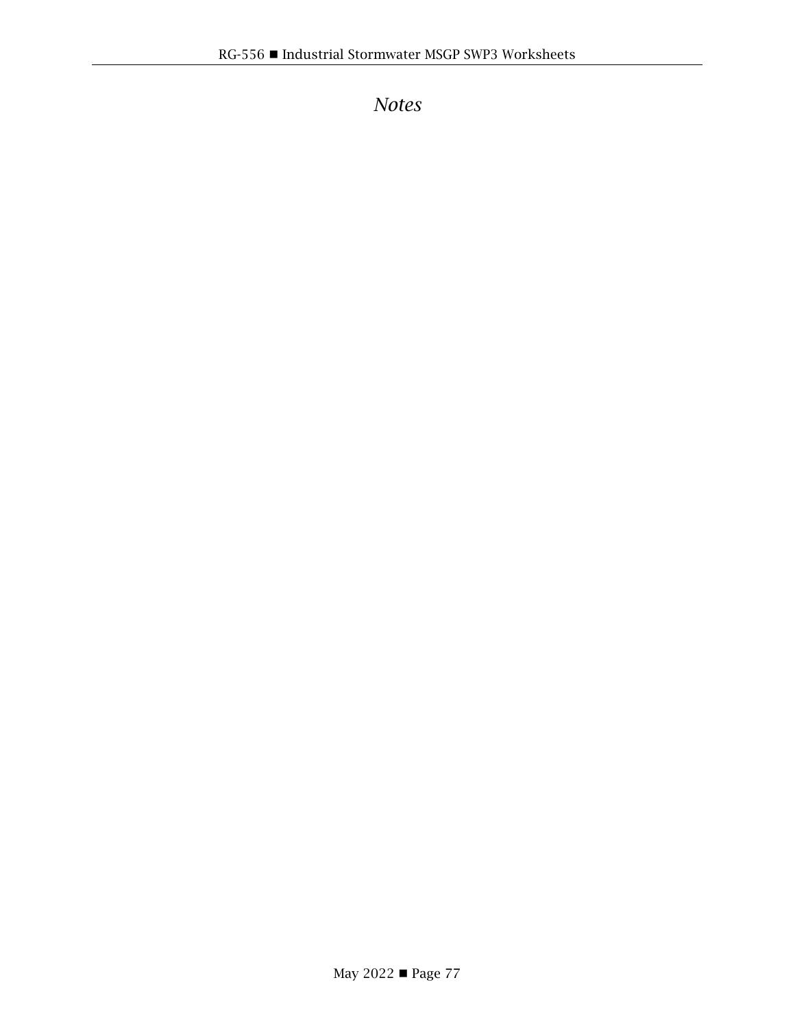*Notes*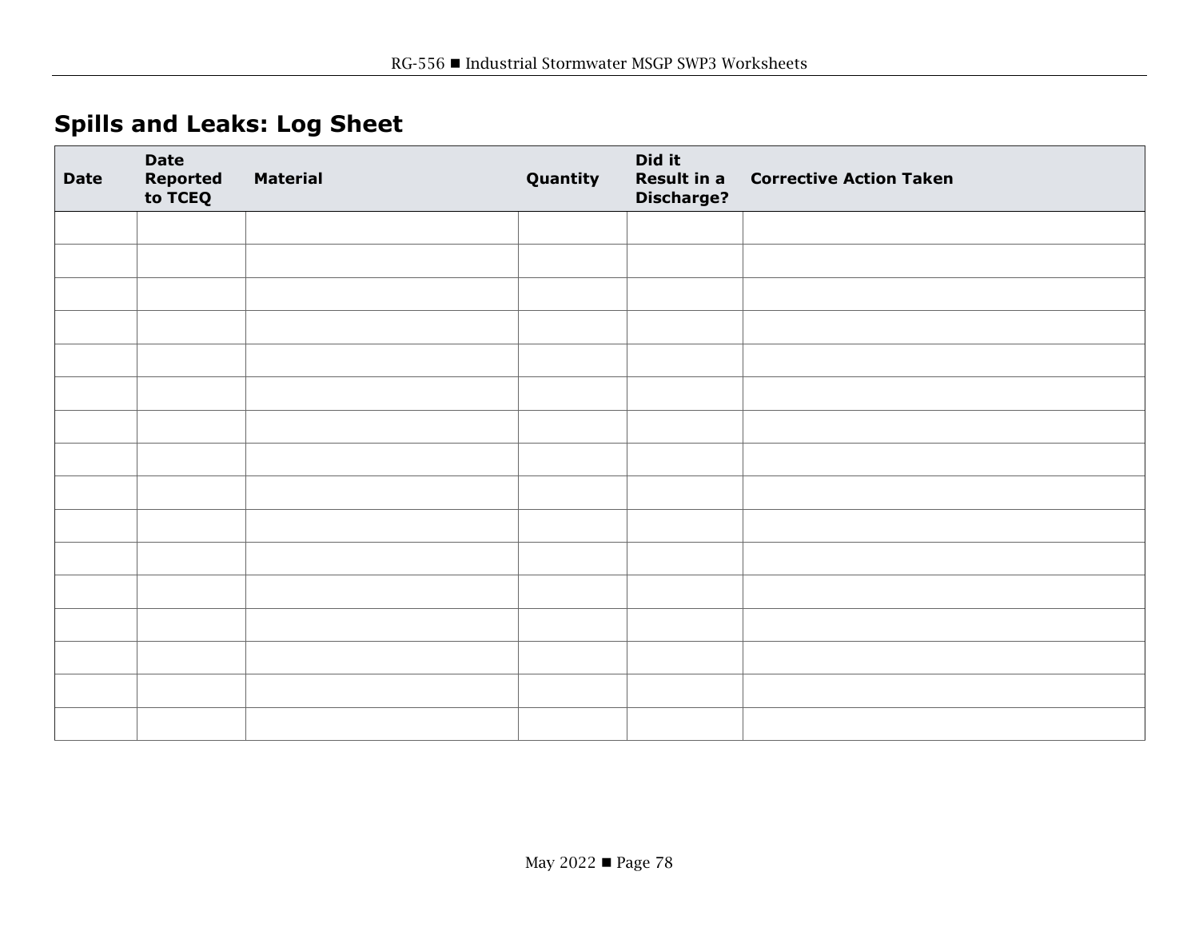## Spills and Leaks: Log Sheet

| Date | Date Reported to TCEQ | Material | Quantity | Did it Result in a Discharge? | Corrective Action Taken |
|---|---|---|---|---|---|
| | | | | | |
| | | | | | |
| | | | | | |
| | | | | | |
| | | | | | |
| | | | | | |
| | | | | | |
| | | | | | |
| | | | | | |
| | | | | | |
| | | | | | |
| | | | | | |
| | | | | | |
| | | | | | |
| | | | | | |
| | | | | | |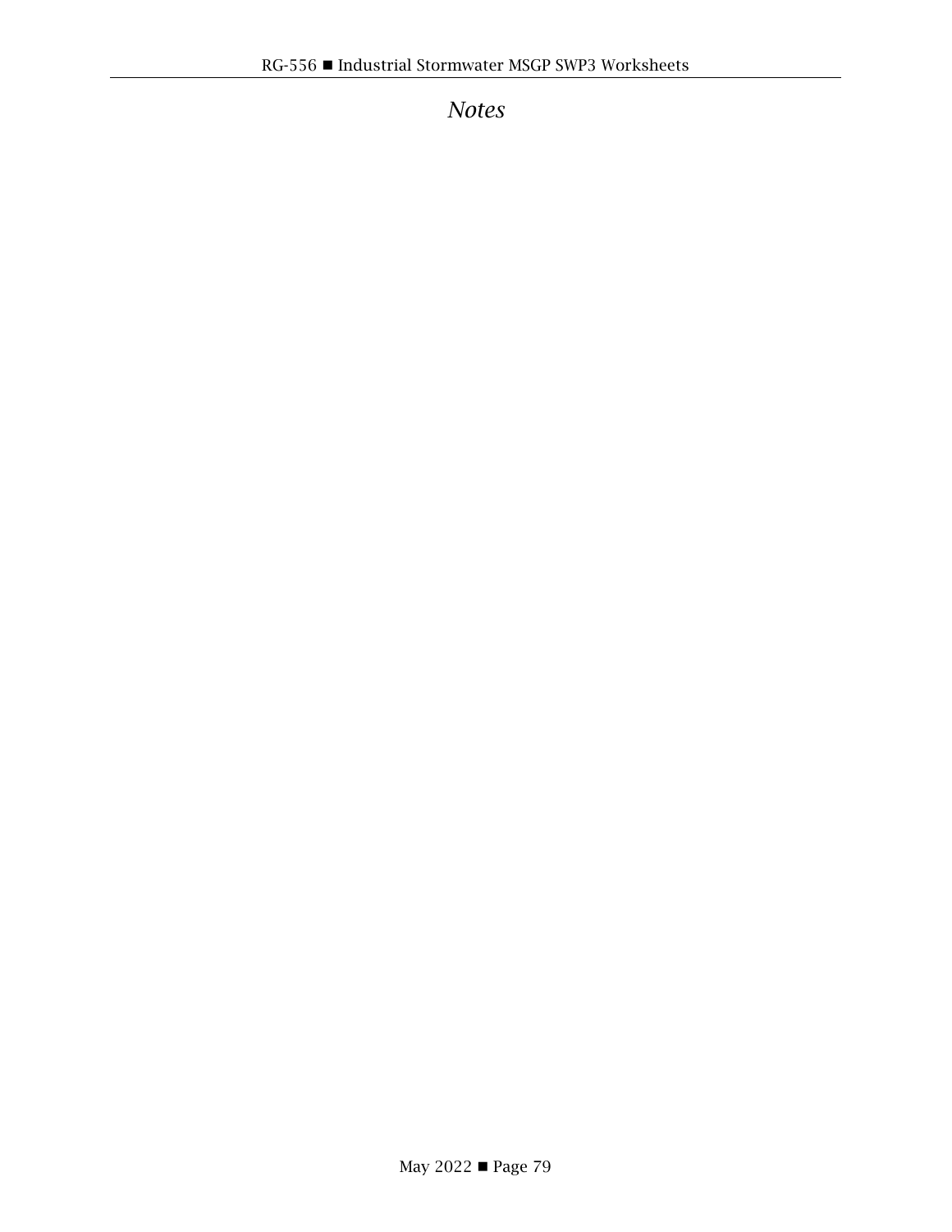*Notes*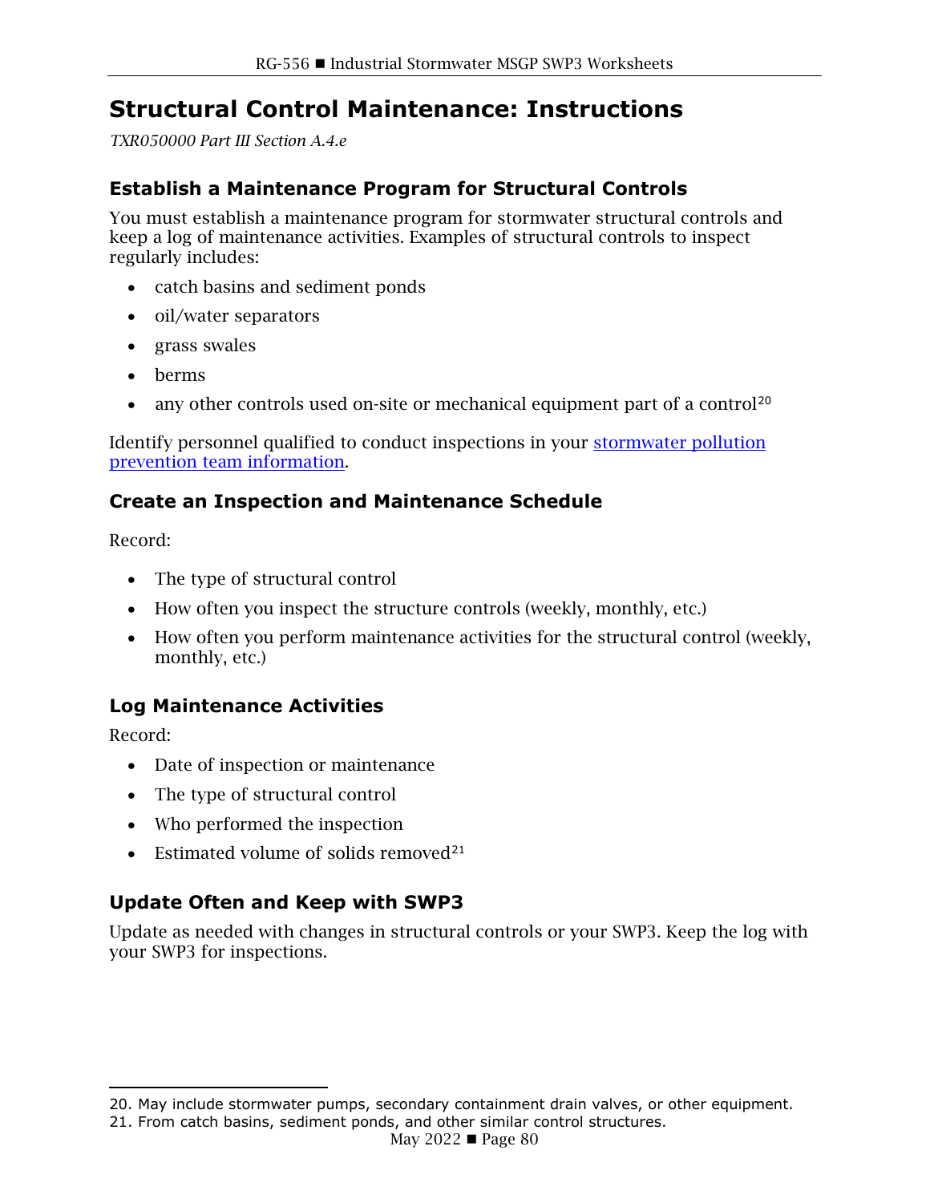# Structural Control Maintenance: Instructions

*TXR050000 Part III Section A.4.e*

## Establish a Maintenance Program for Structural Controls

You must establish a maintenance program for stormwater structural controls and keep a log of maintenance activities. Examples of structural controls to inspect regularly includes:

- catch basins and sediment ponds
- oil/water separators
- grass swales
- berms
- any other controls used on-site or mechanical equipment part of a control[20]

Identify personnel qualified to conduct inspections in your stormwater pollution prevention team information.

## Create an Inspection and Maintenance Schedule

Record:

- The type of structural control
- How often you inspect the structure controls (weekly, monthly, etc.)
- How often you perform maintenance activities for the structural control (weekly, monthly, etc.)

## Log Maintenance Activities

Record:

- Date of inspection or maintenance
- The type of structural control
- Who performed the inspection
- Estimated volume of solids removed[21]

## Update Often and Keep with SWP3

Update as needed with changes in structural controls or your SWP3. Keep the log with your SWP3 for inspections.

20. May include stormwater pumps, secondary containment drain valves, or other equipment.
21. From catch basins, sediment ponds, and other similar control structures.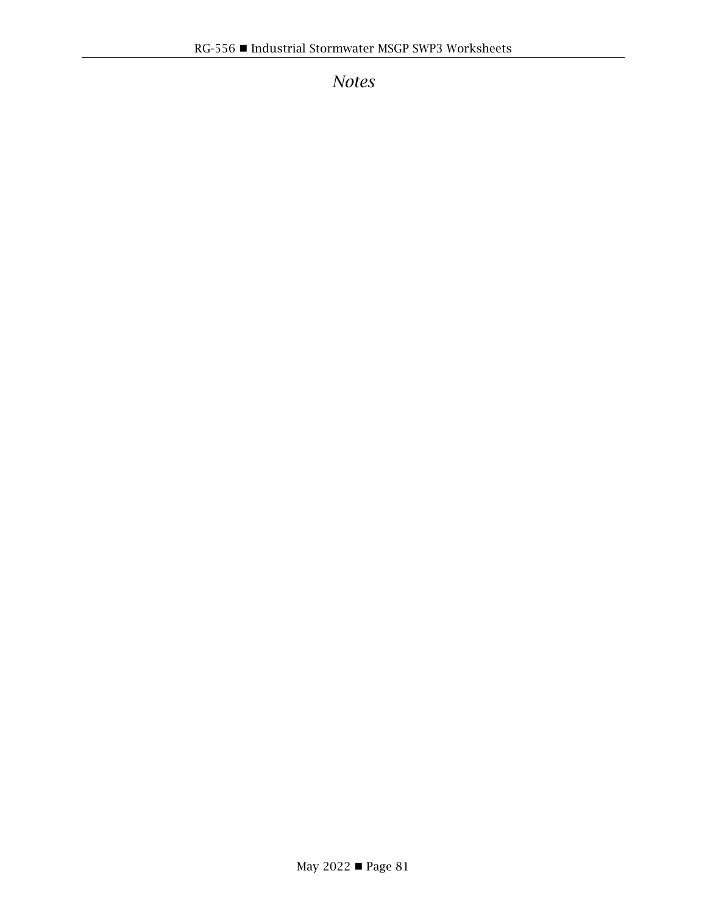*Notes*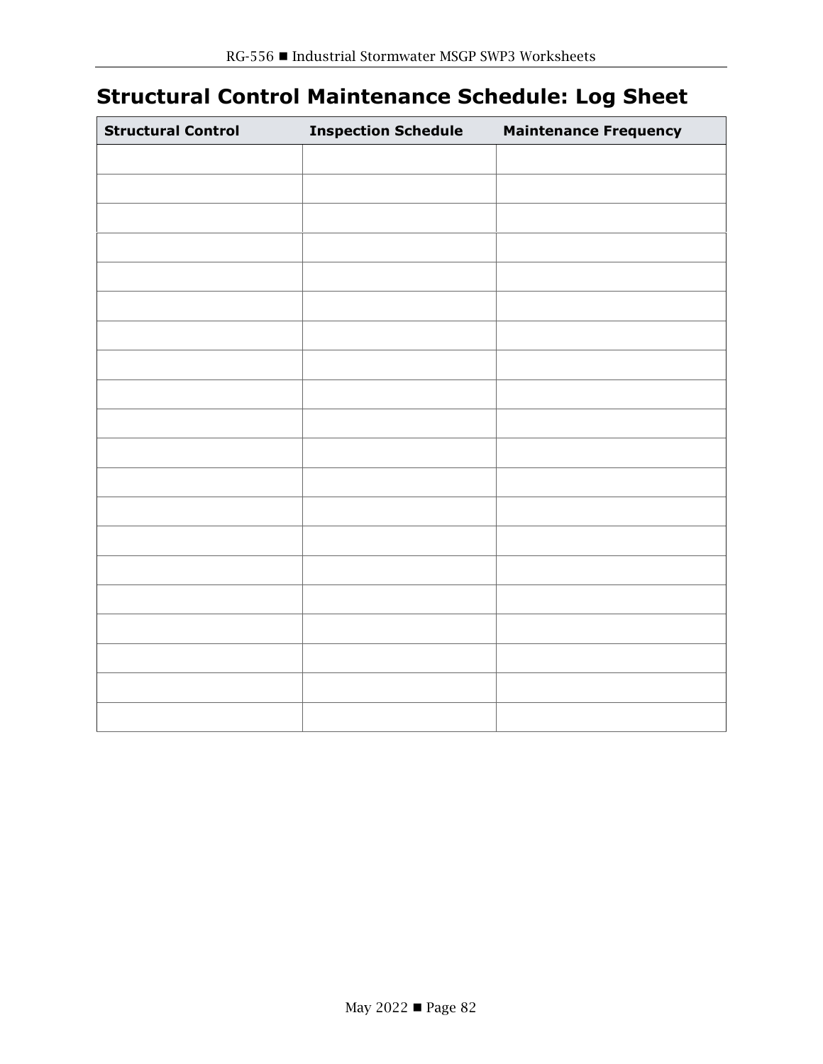## Structural Control Maintenance Schedule: Log Sheet

| Structural Control | Inspection Schedule | Maintenance Frequency |
|---|---|---|
| | | |
| | | |
| | | |
| | | |
| | | |
| | | |
| | | |
| | | |
| | | |
| | | |
| | | |
| | | |
| | | |
| | | |
| | | |
| | | |
| | | |
| | | |
| | | |
| | | |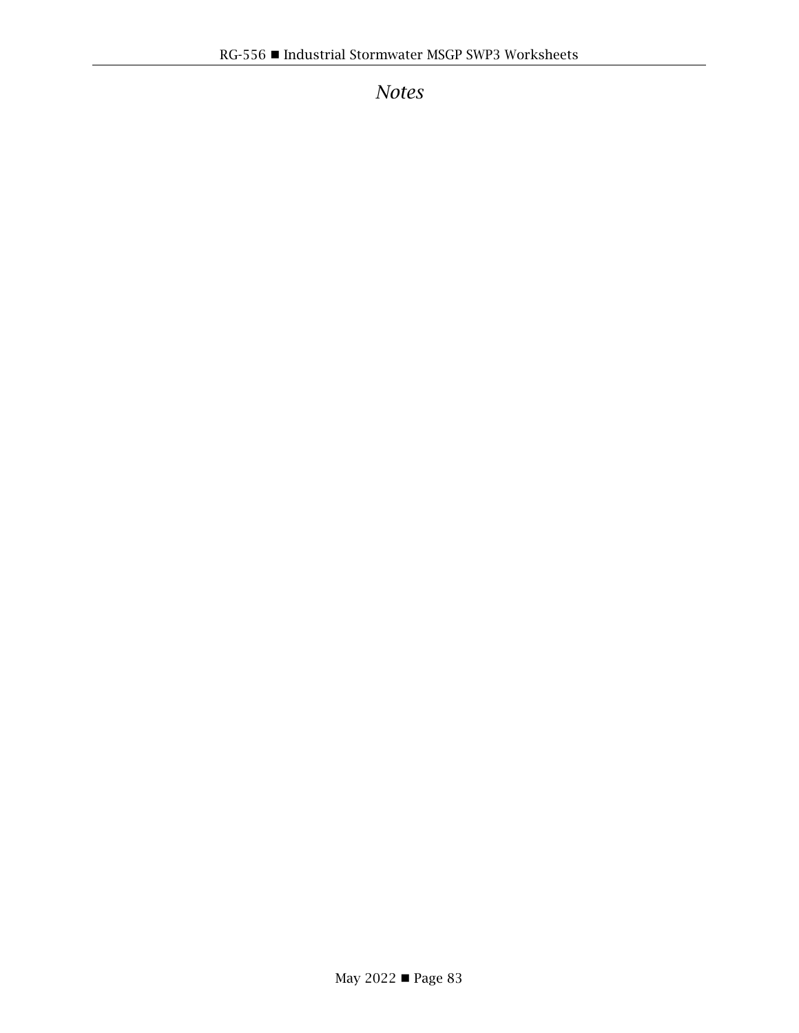*Notes*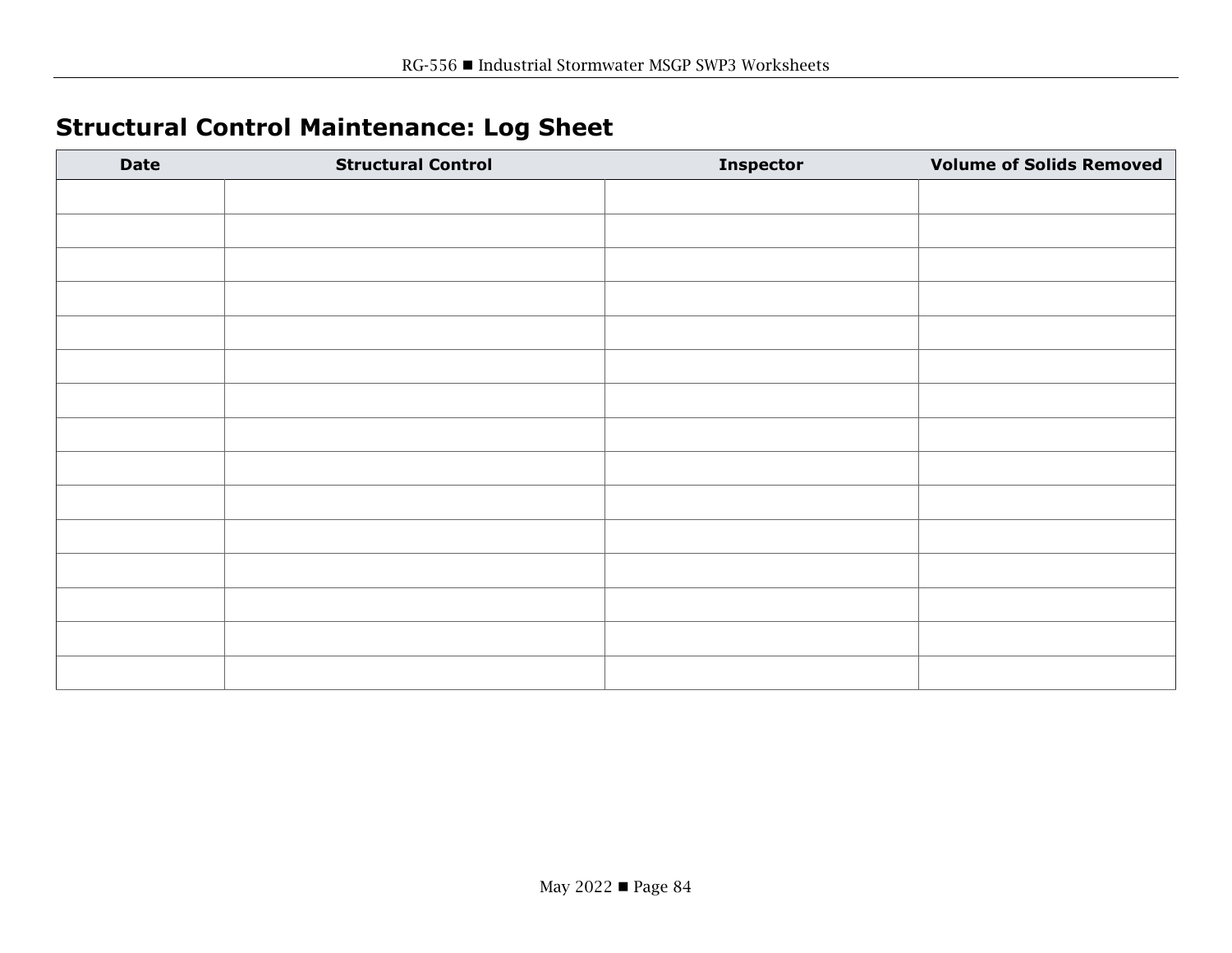## Structural Control Maintenance: Log Sheet

| Date | Structural Control | Inspector | Volume of Solids Removed |
|---|---|---|---|
| | | | |
| | | | |
| | | | |
| | | | |
| | | | |
| | | | |
| | | | |
| | | | |
| | | | |
| | | | |
| | | | |
| | | | |
| | | | |
| | | | |
| | | | |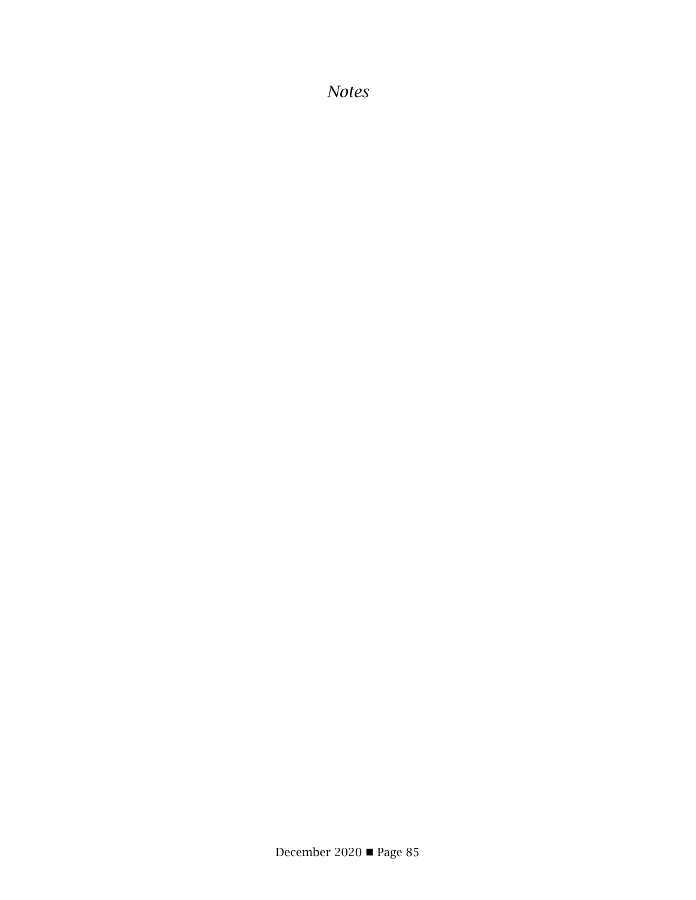*Notes*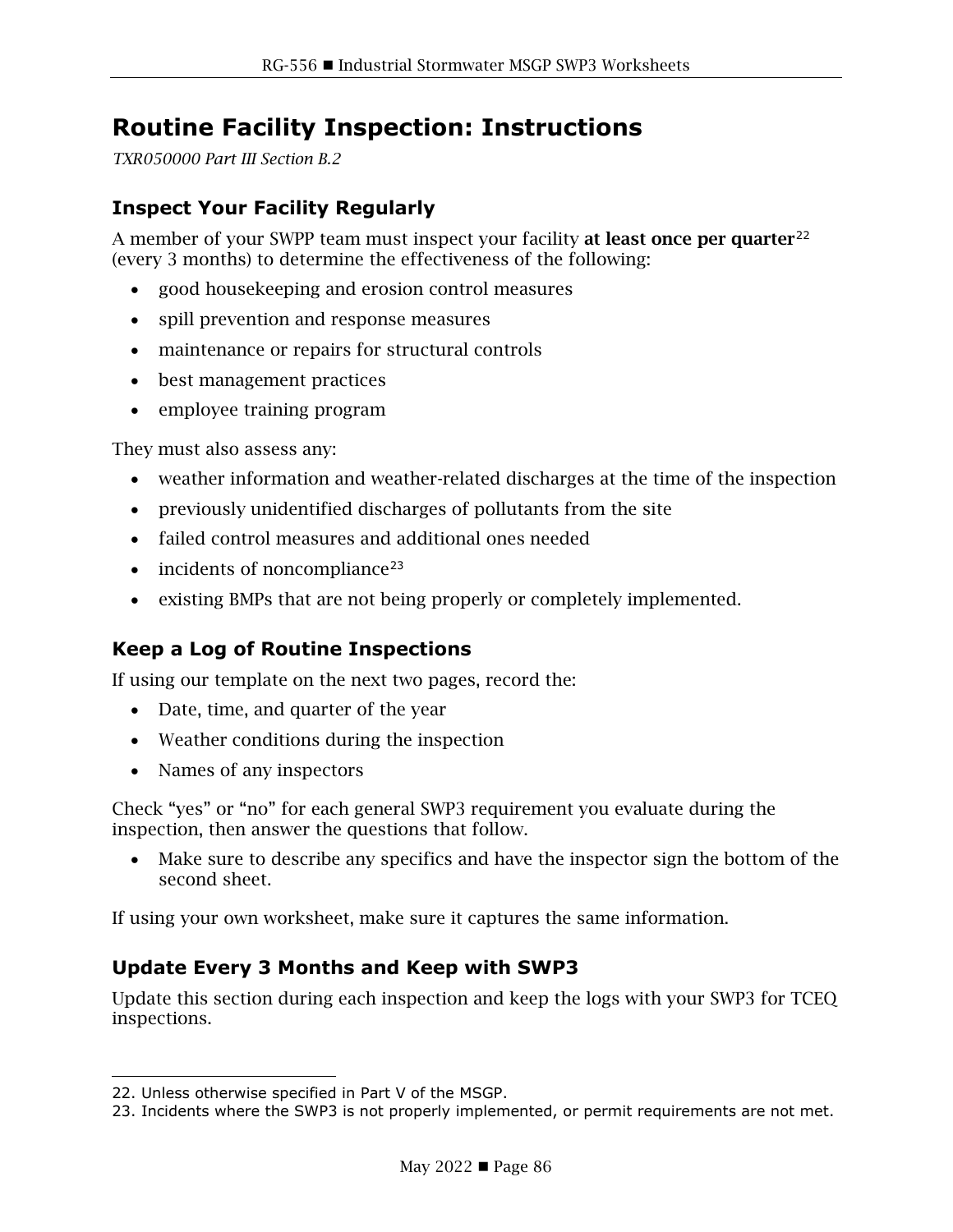# Routine Facility Inspection: Instructions

*TXR050000 Part III Section B.2*

## Inspect Your Facility Regularly

A member of your SWPP team must inspect your facility **at least once per quarter**[22] (every 3 months) to determine the effectiveness of the following:

- good housekeeping and erosion control measures
- spill prevention and response measures
- maintenance or repairs for structural controls
- best management practices
- employee training program

They must also assess any:

- weather information and weather-related discharges at the time of the inspection
- previously unidentified discharges of pollutants from the site
- failed control measures and additional ones needed
- incidents of noncompliance[23]
- existing BMPs that are not being properly or completely implemented.

## Keep a Log of Routine Inspections

If using our template on the next two pages, record the:

- Date, time, and quarter of the year
- Weather conditions during the inspection
- Names of any inspectors

Check “yes” or “no” for each general SWP3 requirement you evaluate during the inspection, then answer the questions that follow.

- Make sure to describe any specifics and have the inspector sign the bottom of the second sheet.

If using your own worksheet, make sure it captures the same information.

## Update Every 3 Months and Keep with SWP3

Update this section during each inspection and keep the logs with your SWP3 for TCEQ inspections.

---

22. Unless otherwise specified in Part V of the MSGP.
23. Incidents where the SWP3 is not properly implemented, or permit requirements are not met.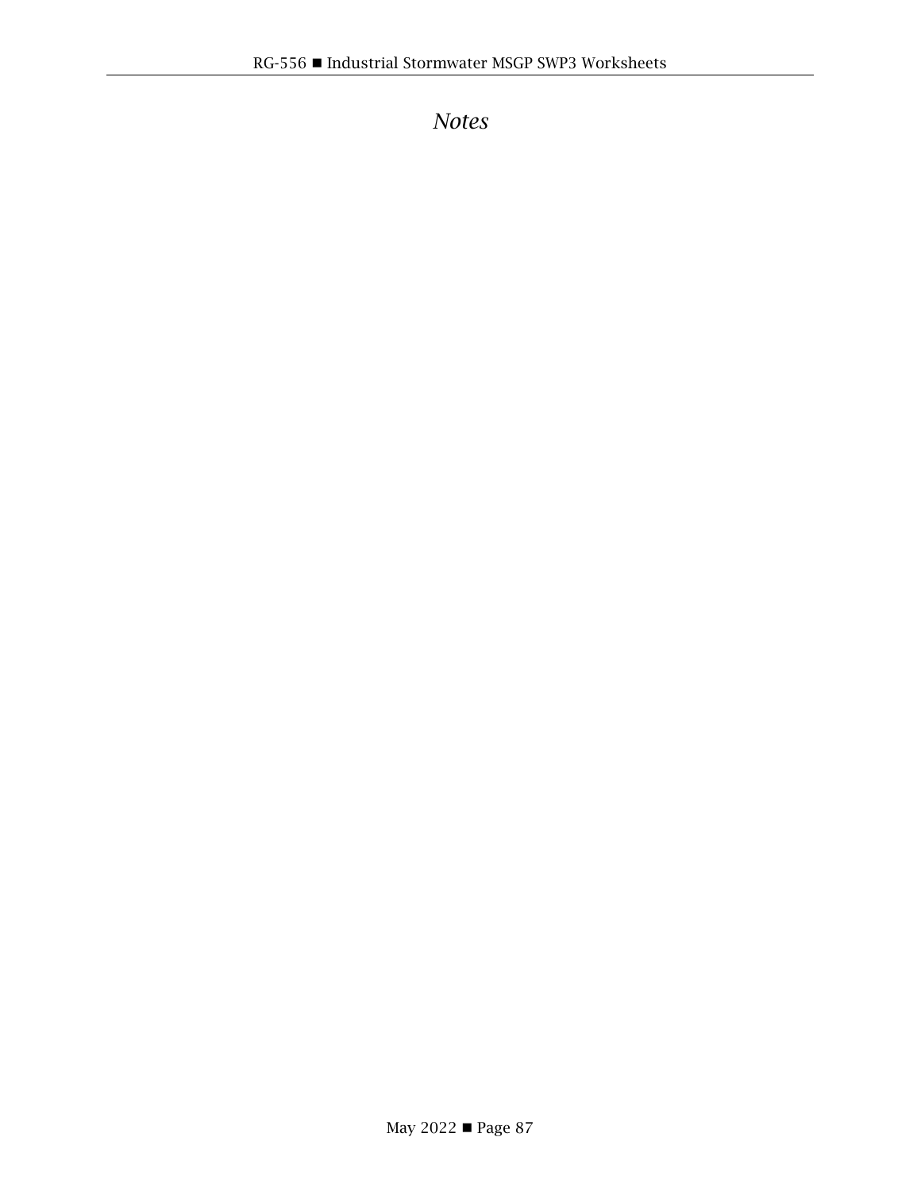*Notes*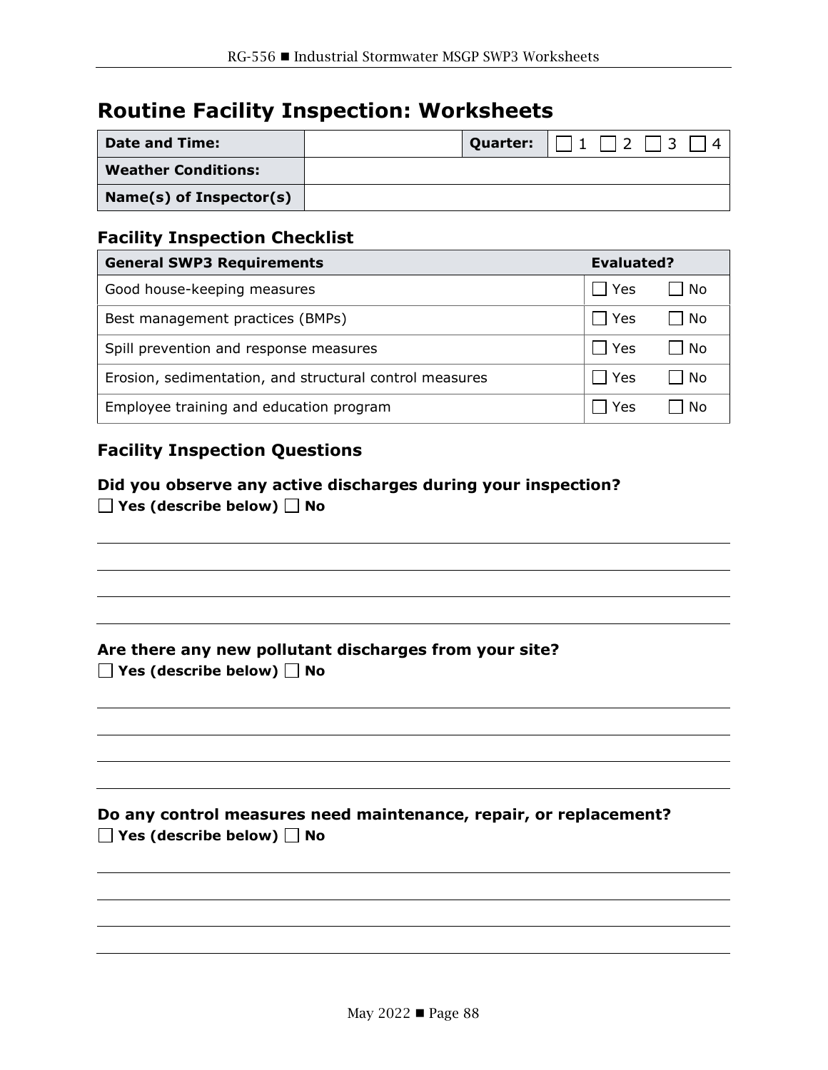# Routine Facility Inspection: Worksheets

| Date and Time: | | Quarter: | ☐ 1 ☐ 2 ☐ 3 ☐ 4 |
|---|---|---|---|
| Weather Conditions: | | | |
| Name(s) of Inspector(s) | | | |

## Facility Inspection Checklist

| General SWP3 Requirements | Evaluated? |
|---|---|
| Good house-keeping measures | ☐ Yes ☐ No |
| Best management practices (BMPs) | ☐ Yes ☐ No |
| Spill prevention and response measures | ☐ Yes ☐ No |
| Erosion, sedimentation, and structural control measures | ☐ Yes ☐ No |
| Employee training and education program | ☐ Yes ☐ No |

## Facility Inspection Questions

### Did you observe any active discharges during your inspection?

**☐ Yes (describe below) ☐ No**

_______________________________________________

_______________________________________________

_______________________________________________

_______________________________________________

### Are there any new pollutant discharges from your site?

**☐ Yes (describe below) ☐ No**

_______________________________________________

_______________________________________________

_______________________________________________

_______________________________________________

### Do any control measures need maintenance, repair, or replacement?

**☐ Yes (describe below) ☐ No**

_______________________________________________

_______________________________________________

_______________________________________________

_______________________________________________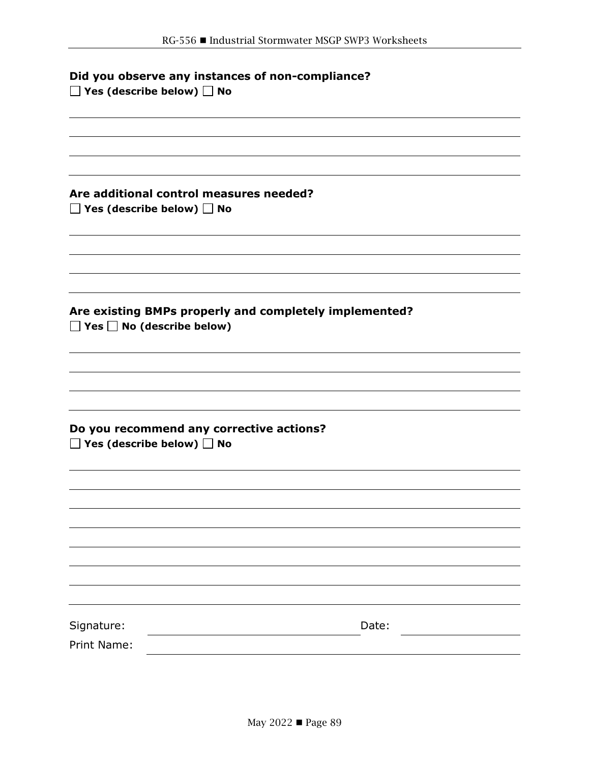**Did you observe any instances of non-compliance?**

☐ **Yes (describe below)** ☐ **No**

\_\_\_\_\_\_\_\_\_\_\_\_\_\_\_\_\_\_\_\_\_\_\_\_\_\_\_\_\_\_\_\_\_\_\_\_\_\_\_\_\_\_\_\_\_\_\_\_\_\_\_\_\_\_\_\_\_\_\_\_

\_\_\_\_\_\_\_\_\_\_\_\_\_\_\_\_\_\_\_\_\_\_\_\_\_\_\_\_\_\_\_\_\_\_\_\_\_\_\_\_\_\_\_\_\_\_\_\_\_\_\_\_\_\_\_\_\_\_\_\_

\_\_\_\_\_\_\_\_\_\_\_\_\_\_\_\_\_\_\_\_\_\_\_\_\_\_\_\_\_\_\_\_\_\_\_\_\_\_\_\_\_\_\_\_\_\_\_\_\_\_\_\_\_\_\_\_\_\_\_\_

\_\_\_\_\_\_\_\_\_\_\_\_\_\_\_\_\_\_\_\_\_\_\_\_\_\_\_\_\_\_\_\_\_\_\_\_\_\_\_\_\_\_\_\_\_\_\_\_\_\_\_\_\_\_\_\_\_\_\_\_

**Are additional control measures needed?**

☐ **Yes (describe below)** ☐ **No**

\_\_\_\_\_\_\_\_\_\_\_\_\_\_\_\_\_\_\_\_\_\_\_\_\_\_\_\_\_\_\_\_\_\_\_\_\_\_\_\_\_\_\_\_\_\_\_\_\_\_\_\_\_\_\_\_\_\_\_\_

\_\_\_\_\_\_\_\_\_\_\_\_\_\_\_\_\_\_\_\_\_\_\_\_\_\_\_\_\_\_\_\_\_\_\_\_\_\_\_\_\_\_\_\_\_\_\_\_\_\_\_\_\_\_\_\_\_\_\_\_

\_\_\_\_\_\_\_\_\_\_\_\_\_\_\_\_\_\_\_\_\_\_\_\_\_\_\_\_\_\_\_\_\_\_\_\_\_\_\_\_\_\_\_\_\_\_\_\_\_\_\_\_\_\_\_\_\_\_\_\_

\_\_\_\_\_\_\_\_\_\_\_\_\_\_\_\_\_\_\_\_\_\_\_\_\_\_\_\_\_\_\_\_\_\_\_\_\_\_\_\_\_\_\_\_\_\_\_\_\_\_\_\_\_\_\_\_\_\_\_\_

**Are existing BMPs properly and completely implemented?**

☐ **Yes** ☐ **No (describe below)**

\_\_\_\_\_\_\_\_\_\_\_\_\_\_\_\_\_\_\_\_\_\_\_\_\_\_\_\_\_\_\_\_\_\_\_\_\_\_\_\_\_\_\_\_\_\_\_\_\_\_\_\_\_\_\_\_\_\_\_\_

\_\_\_\_\_\_\_\_\_\_\_\_\_\_\_\_\_\_\_\_\_\_\_\_\_\_\_\_\_\_\_\_\_\_\_\_\_\_\_\_\_\_\_\_\_\_\_\_\_\_\_\_\_\_\_\_\_\_\_\_

\_\_\_\_\_\_\_\_\_\_\_\_\_\_\_\_\_\_\_\_\_\_\_\_\_\_\_\_\_\_\_\_\_\_\_\_\_\_\_\_\_\_\_\_\_\_\_\_\_\_\_\_\_\_\_\_\_\_\_\_

\_\_\_\_\_\_\_\_\_\_\_\_\_\_\_\_\_\_\_\_\_\_\_\_\_\_\_\_\_\_\_\_\_\_\_\_\_\_\_\_\_\_\_\_\_\_\_\_\_\_\_\_\_\_\_\_\_\_\_\_

**Do you recommend any corrective actions?**

☐ **Yes (describe below)** ☐ **No**

\_\_\_\_\_\_\_\_\_\_\_\_\_\_\_\_\_\_\_\_\_\_\_\_\_\_\_\_\_\_\_\_\_\_\_\_\_\_\_\_\_\_\_\_\_\_\_\_\_\_\_\_\_\_\_\_\_\_\_\_

\_\_\_\_\_\_\_\_\_\_\_\_\_\_\_\_\_\_\_\_\_\_\_\_\_\_\_\_\_\_\_\_\_\_\_\_\_\_\_\_\_\_\_\_\_\_\_\_\_\_\_\_\_\_\_\_\_\_\_\_

\_\_\_\_\_\_\_\_\_\_\_\_\_\_\_\_\_\_\_\_\_\_\_\_\_\_\_\_\_\_\_\_\_\_\_\_\_\_\_\_\_\_\_\_\_\_\_\_\_\_\_\_\_\_\_\_\_\_\_\_

\_\_\_\_\_\_\_\_\_\_\_\_\_\_\_\_\_\_\_\_\_\_\_\_\_\_\_\_\_\_\_\_\_\_\_\_\_\_\_\_\_\_\_\_\_\_\_\_\_\_\_\_\_\_\_\_\_\_\_\_

\_\_\_\_\_\_\_\_\_\_\_\_\_\_\_\_\_\_\_\_\_\_\_\_\_\_\_\_\_\_\_\_\_\_\_\_\_\_\_\_\_\_\_\_\_\_\_\_\_\_\_\_\_\_\_\_\_\_\_\_

\_\_\_\_\_\_\_\_\_\_\_\_\_\_\_\_\_\_\_\_\_\_\_\_\_\_\_\_\_\_\_\_\_\_\_\_\_\_\_\_\_\_\_\_\_\_\_\_\_\_\_\_\_\_\_\_\_\_\_\_

\_\_\_\_\_\_\_\_\_\_\_\_\_\_\_\_\_\_\_\_\_\_\_\_\_\_\_\_\_\_\_\_\_\_\_\_\_\_\_\_\_\_\_\_\_\_\_\_\_\_\_\_\_\_\_\_\_\_\_\_

\_\_\_\_\_\_\_\_\_\_\_\_\_\_\_\_\_\_\_\_\_\_\_\_\_\_\_\_\_\_\_\_\_\_\_\_\_\_\_\_\_\_\_\_\_\_\_\_\_\_\_\_\_\_\_\_\_\_\_\_

Signature: \_\_\_\_\_\_\_\_\_\_\_\_\_\_\_\_\_\_\_\_\_\_\_\_\_\_\_\_\_\_ Date: \_\_\_\_\_\_\_\_\_\_\_\_\_\_

Print Name: \_\_\_\_\_\_\_\_\_\_\_\_\_\_\_\_\_\_\_\_\_\_\_\_\_\_\_\_\_\_\_\_\_\_\_\_\_\_\_\_\_\_\_\_\_\_\_\_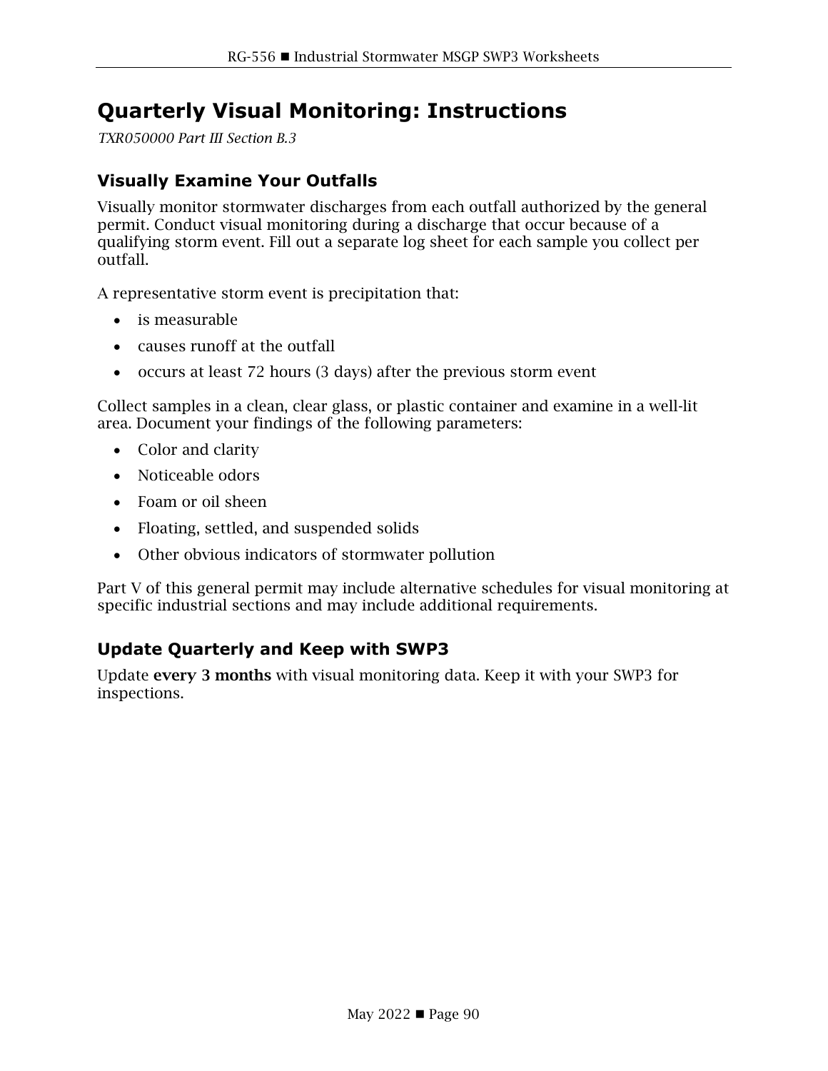# Quarterly Visual Monitoring: Instructions

*TXR050000 Part III Section B.3*

## Visually Examine Your Outfalls

Visually monitor stormwater discharges from each outfall authorized by the general permit. Conduct visual monitoring during a discharge that occur because of a qualifying storm event. Fill out a separate log sheet for each sample you collect per outfall.

A representative storm event is precipitation that:

- is measurable
- causes runoff at the outfall
- occurs at least 72 hours (3 days) after the previous storm event

Collect samples in a clean, clear glass, or plastic container and examine in a well-lit area. Document your findings of the following parameters:

- Color and clarity
- Noticeable odors
- Foam or oil sheen
- Floating, settled, and suspended solids
- Other obvious indicators of stormwater pollution

Part V of this general permit may include alternative schedules for visual monitoring at specific industrial sections and may include additional requirements.

## Update Quarterly and Keep with SWP3

Update **every 3 months** with visual monitoring data. Keep it with your SWP3 for inspections.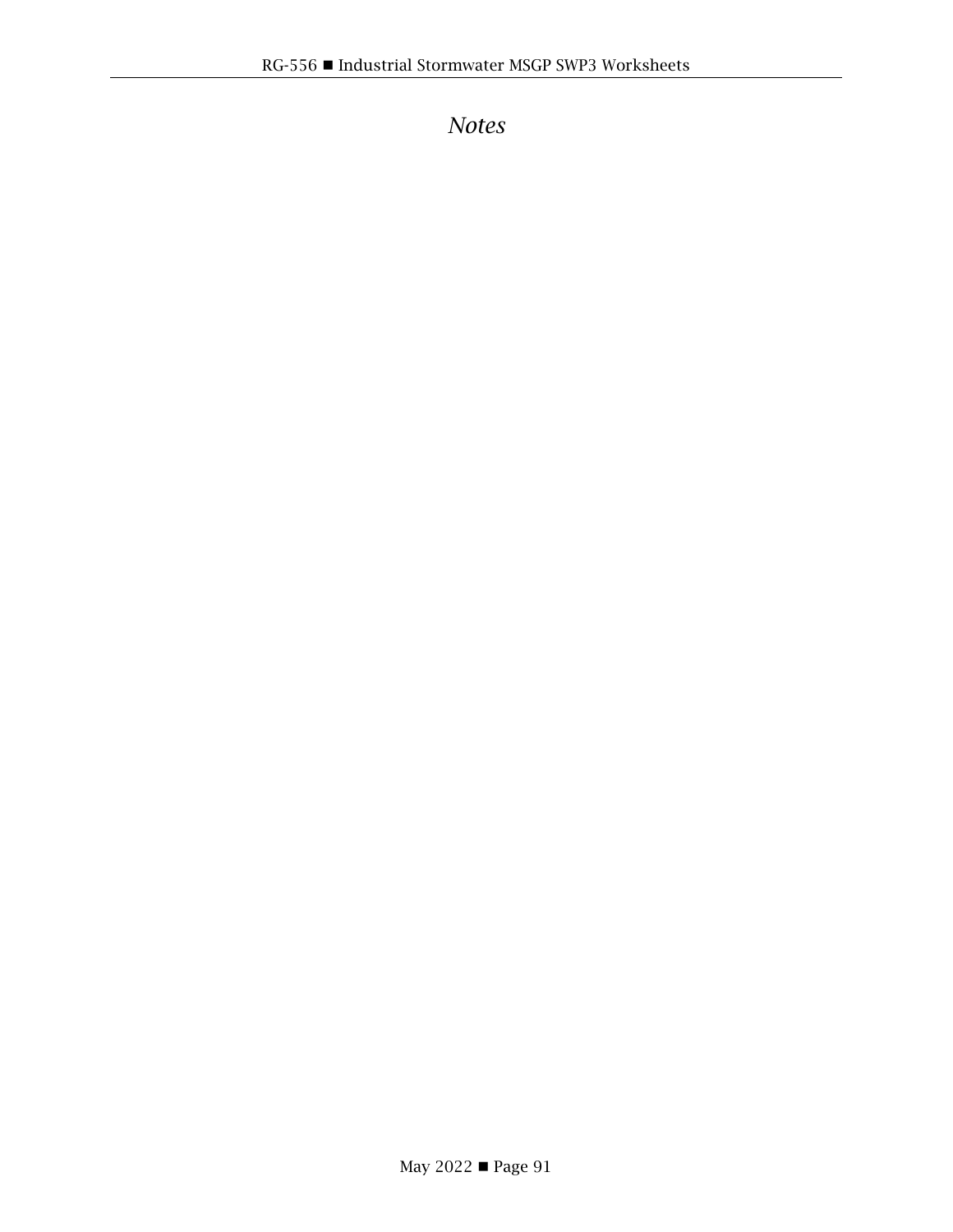*Notes*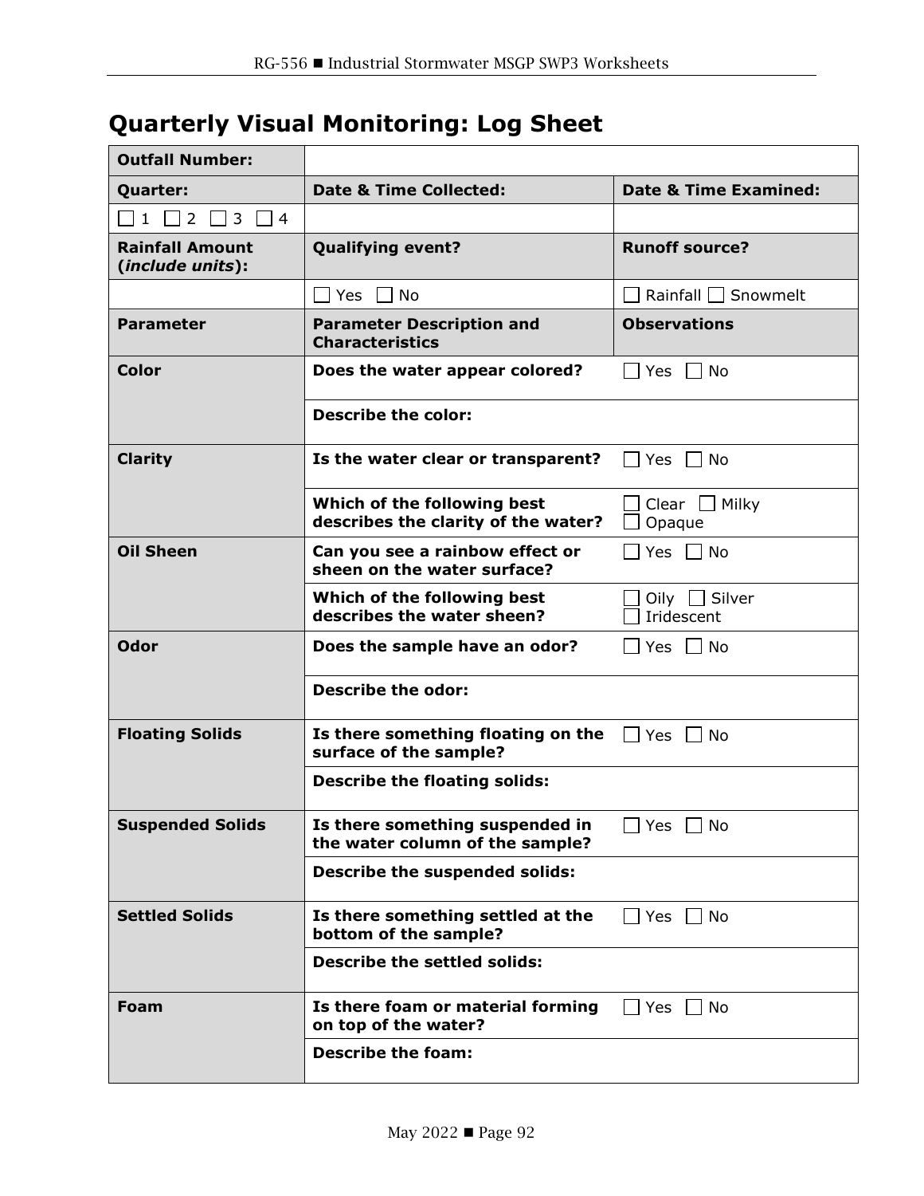## Quarterly Visual Monitoring: Log Sheet

| | | |
|---|---|---|
| **Outfall Number:** | | |
| **Quarter:** | **Date & Time Collected:** | **Date & Time Examined:** |
| ☐ 1 ☐ 2 ☐ 3 ☐ 4 | | |
| **Rainfall Amount (*include units*):** | **Qualifying event?** | **Runoff source?** |
| | ☐ Yes ☐ No | ☐ Rainfall ☐ Snowmelt |
| **Parameter** | **Parameter Description and Characteristics** | **Observations** |
| **Color** | **Does the water appear colored?** | ☐ Yes ☐ No |
| | **Describe the color:** | |
| **Clarity** | **Is the water clear or transparent?** | ☐ Yes ☐ No |
| | **Which of the following best describes the clarity of the water?** | ☐ Clear ☐ Milky ☐ Opaque |
| **Oil Sheen** | **Can you see a rainbow effect or sheen on the water surface?** | ☐ Yes ☐ No |
| | **Which of the following best describes the water sheen?** | ☐ Oily ☐ Silver ☐ Iridescent |
| **Odor** | **Does the sample have an odor?** | ☐ Yes ☐ No |
| | **Describe the odor:** | |
| **Floating Solids** | **Is there something floating on the surface of the sample?** | ☐ Yes ☐ No |
| | **Describe the floating solids:** | |
| **Suspended Solids** | **Is there something suspended in the water column of the sample?** | ☐ Yes ☐ No |
| | **Describe the suspended solids:** | |
| **Settled Solids** | **Is there something settled at the bottom of the sample?** | ☐ Yes ☐ No |
| | **Describe the settled solids:** | |
| **Foam** | **Is there foam or material forming on top of the water?** | ☐ Yes ☐ No |
| | **Describe the foam:** | |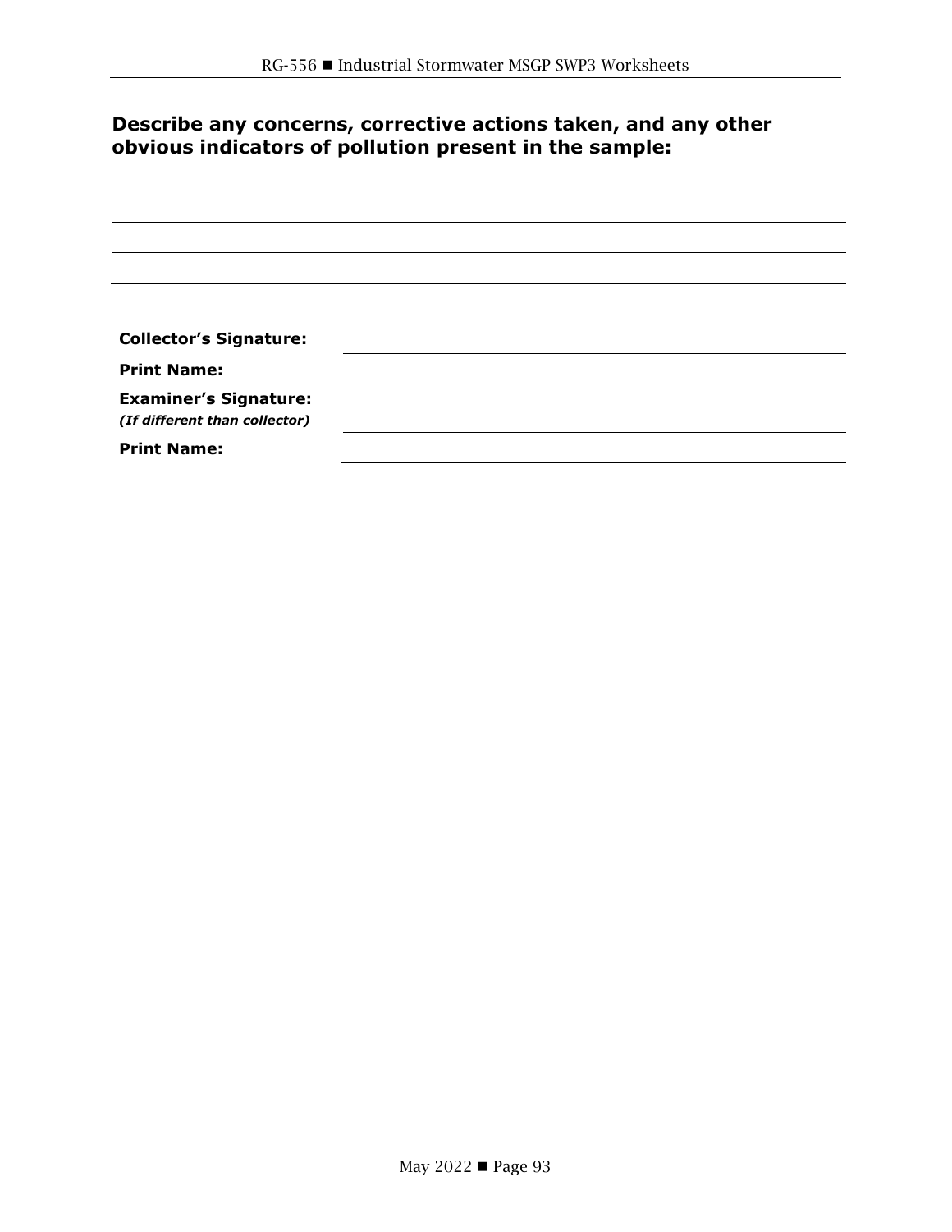**Describe any concerns, corrective actions taken, and any other obvious indicators of pollution present in the sample:**

______________________________________________________________________

______________________________________________________________________

______________________________________________________________________

______________________________________________________________________

| | |
|---|---|
| **Collector's Signature:** | |
| **Print Name:** | |
| **Examiner's Signature:** ***(If different than collector)*** | |
| **Print Name:** | |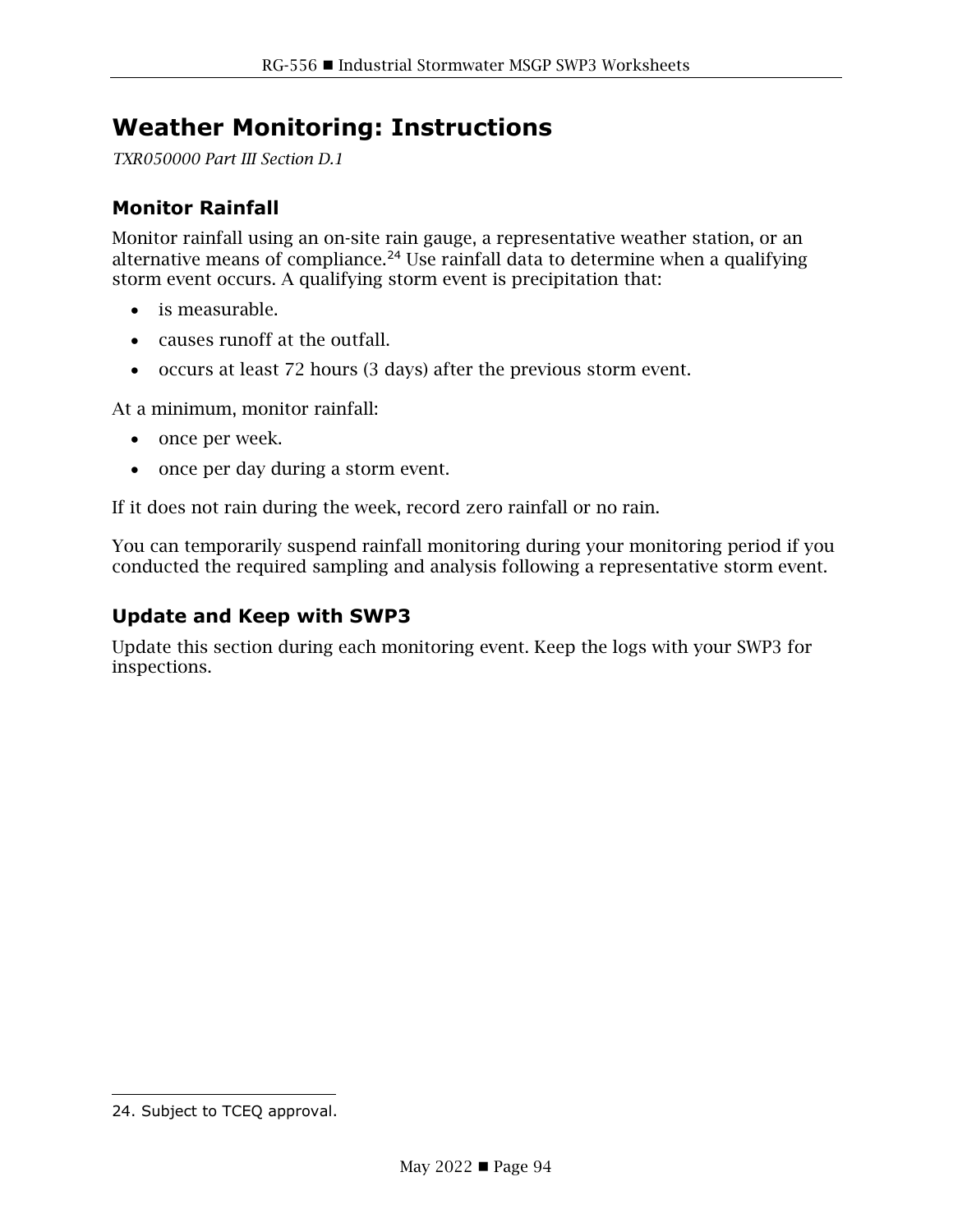# Weather Monitoring: Instructions

*TXR050000 Part III Section D.1*

## Monitor Rainfall

Monitor rainfall using an on-site rain gauge, a representative weather station, or an alternative means of compliance.[24] Use rainfall data to determine when a qualifying storm event occurs. A qualifying storm event is precipitation that:

- is measurable.
- causes runoff at the outfall.
- occurs at least 72 hours (3 days) after the previous storm event.

At a minimum, monitor rainfall:

- once per week.
- once per day during a storm event.

If it does not rain during the week, record zero rainfall or no rain.

You can temporarily suspend rainfall monitoring during your monitoring period if you conducted the required sampling and analysis following a representative storm event.

## Update and Keep with SWP3

Update this section during each monitoring event. Keep the logs with your SWP3 for inspections.

24. Subject to TCEQ approval.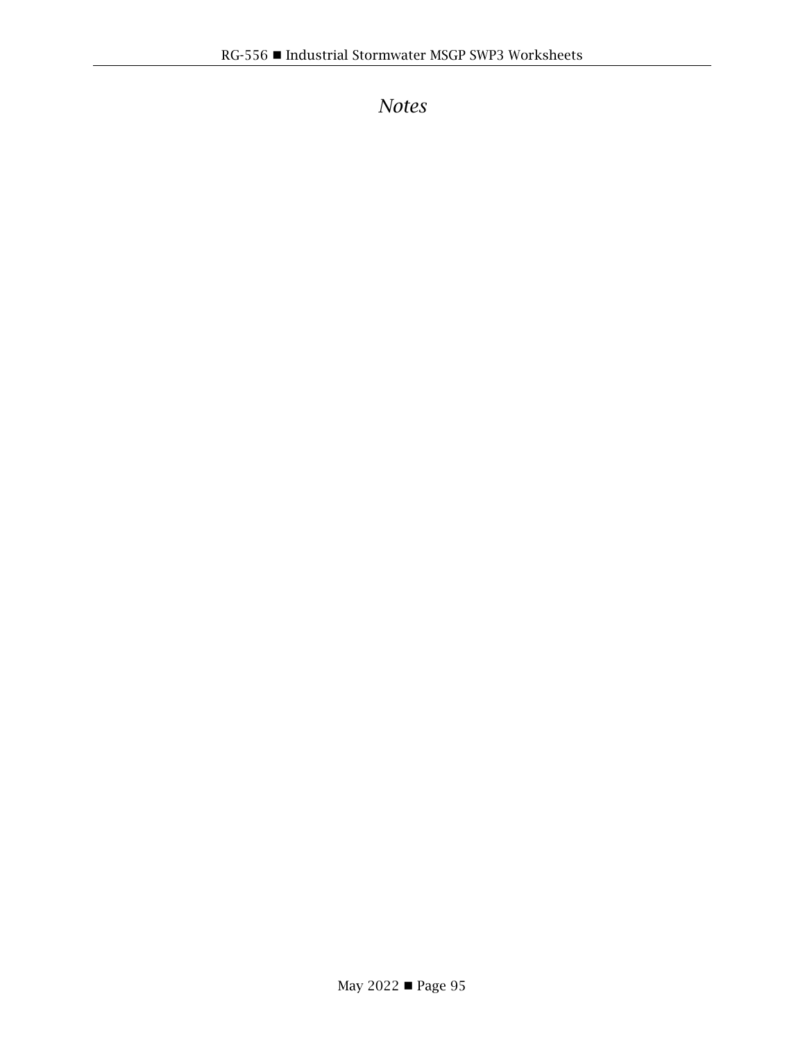*Notes*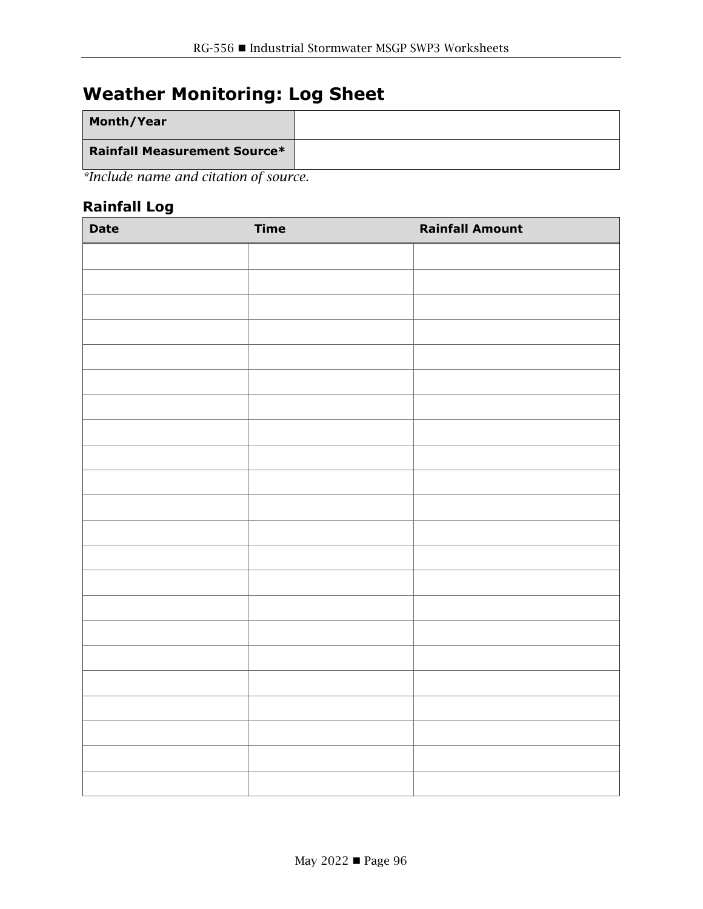# Weather Monitoring: Log Sheet

| Month/Year | |
|---|---|
| **Rainfall Measurement Source*** | |

*\*Include name and citation of source.*

## Rainfall Log

| Date | Time | Rainfall Amount |
|---|---|---|
| | | |
| | | |
| | | |
| | | |
| | | |
| | | |
| | | |
| | | |
| | | |
| | | |
| | | |
| | | |
| | | |
| | | |
| | | |
| | | |
| | | |
| | | |
| | | |
| | | |
| | | |
| | | |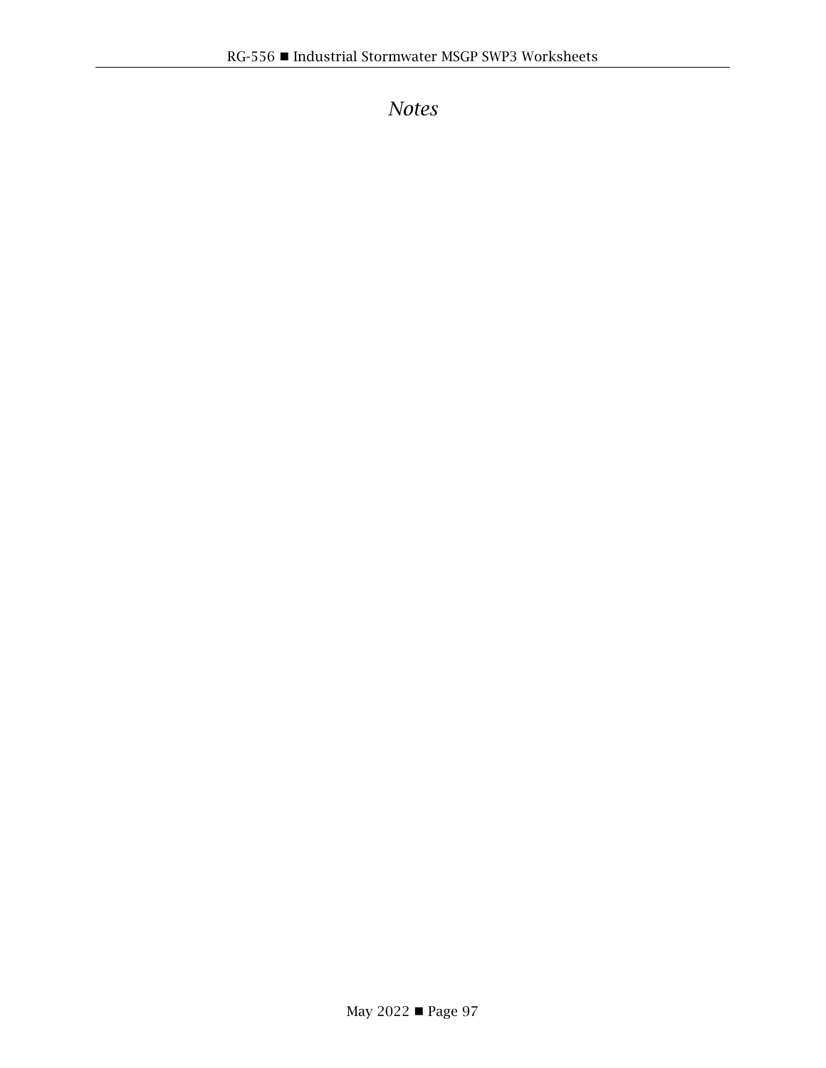*Notes*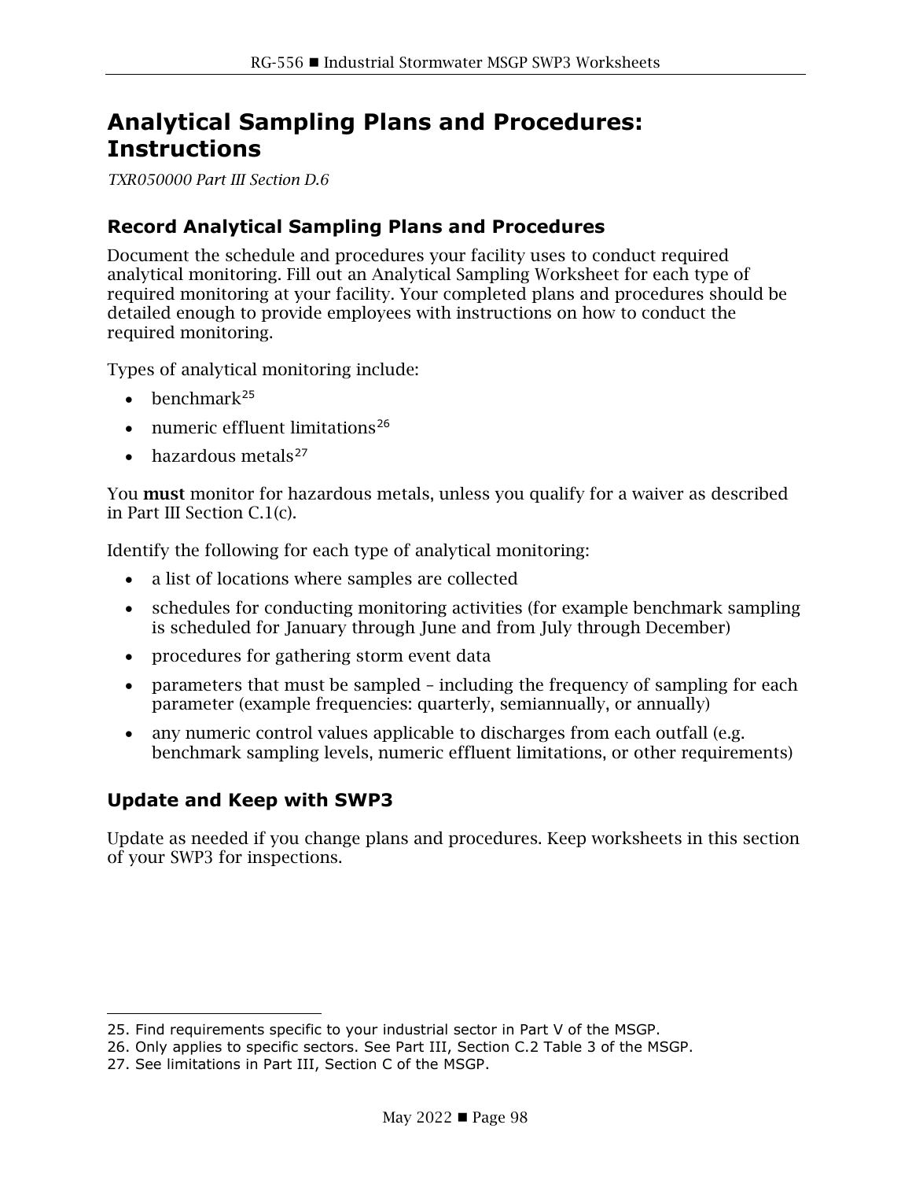# Analytical Sampling Plans and Procedures: Instructions

*TXR050000 Part III Section D.6*

## Record Analytical Sampling Plans and Procedures

Document the schedule and procedures your facility uses to conduct required analytical monitoring. Fill out an Analytical Sampling Worksheet for each type of required monitoring at your facility. Your completed plans and procedures should be detailed enough to provide employees with instructions on how to conduct the required monitoring.

Types of analytical monitoring include:

- benchmark[25]
- numeric effluent limitations[26]
- hazardous metals[27]

You **must** monitor for hazardous metals, unless you qualify for a waiver as described in Part III Section C.1(c).

Identify the following for each type of analytical monitoring:

- a list of locations where samples are collected
- schedules for conducting monitoring activities (for example benchmark sampling is scheduled for January through June and from July through December)
- procedures for gathering storm event data
- parameters that must be sampled – including the frequency of sampling for each parameter (example frequencies: quarterly, semiannually, or annually)
- any numeric control values applicable to discharges from each outfall (e.g. benchmark sampling levels, numeric effluent limitations, or other requirements)

## Update and Keep with SWP3

Update as needed if you change plans and procedures. Keep worksheets in this section of your SWP3 for inspections.

---

25. Find requirements specific to your industrial sector in Part V of the MSGP.
26. Only applies to specific sectors. See Part III, Section C.2 Table 3 of the MSGP.
27. See limitations in Part III, Section C of the MSGP.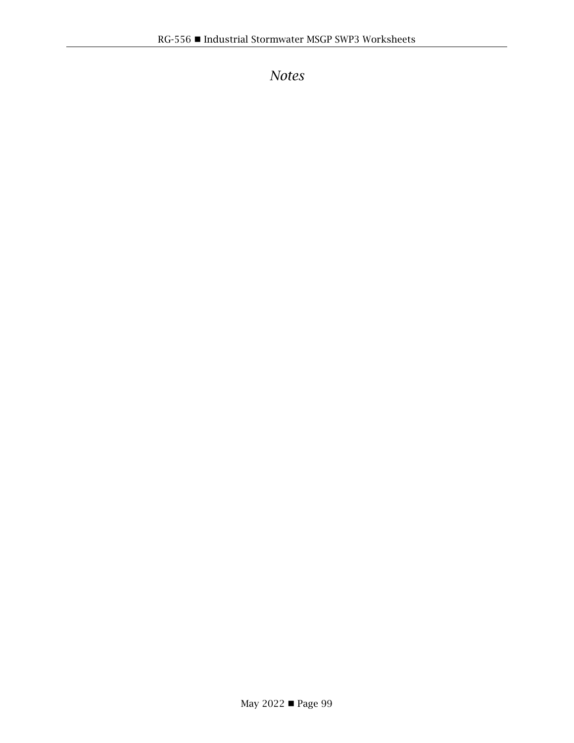*Notes*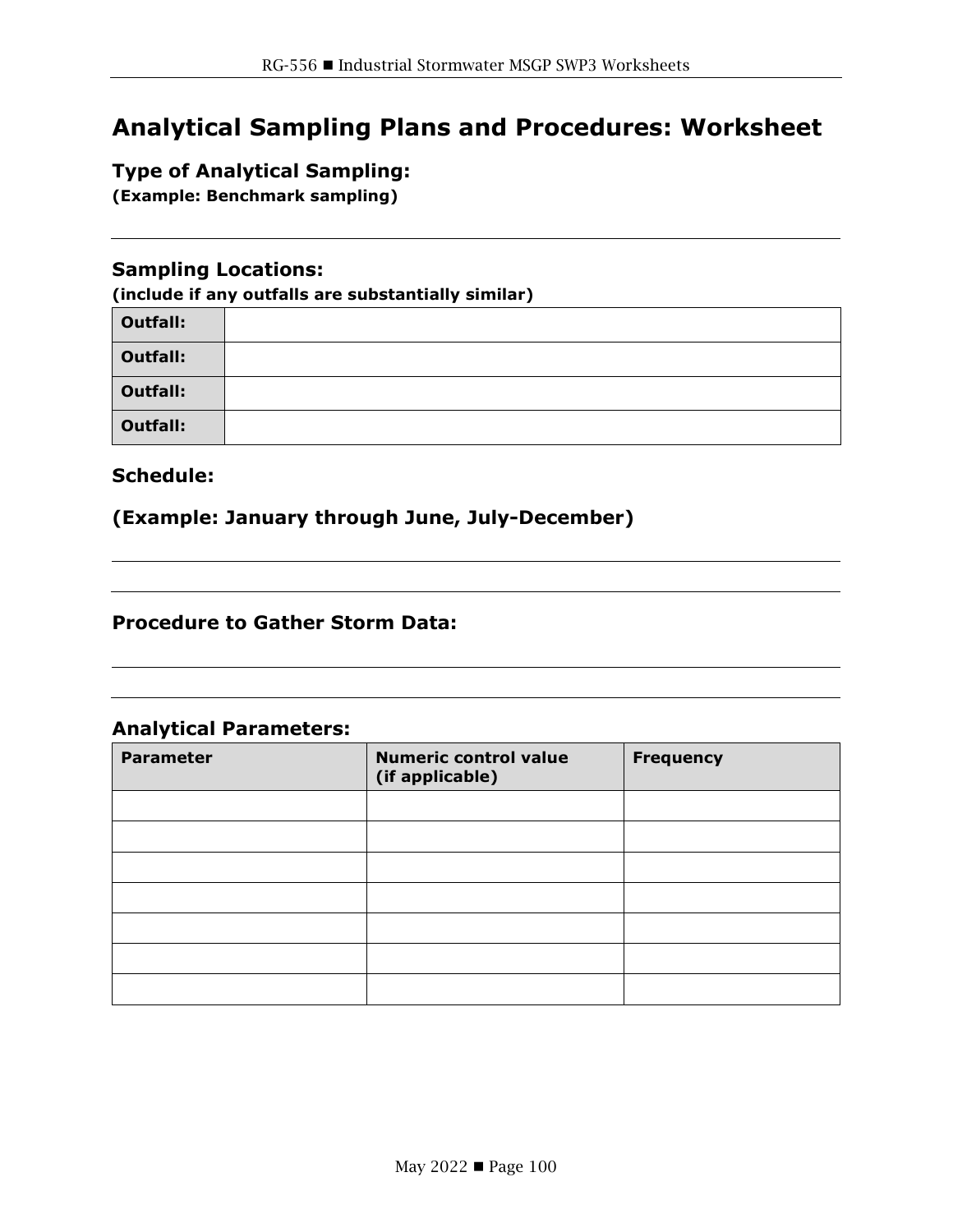# Analytical Sampling Plans and Procedures: Worksheet

### Type of Analytical Sampling:

**(Example: Benchmark sampling)**

---

### Sampling Locations:

**(include if any outfalls are substantially similar)**

| | |
|---|---|
| **Outfall:** | |
| **Outfall:** | |
| **Outfall:** | |
| **Outfall:** | |

### Schedule:

### (Example: January through June, July-December)

---

---

### Procedure to Gather Storm Data:

---

---

### Analytical Parameters:

| Parameter | Numeric control value (if applicable) | Frequency |
|---|---|---|
| | | |
| | | |
| | | |
| | | |
| | | |
| | | |
| | | |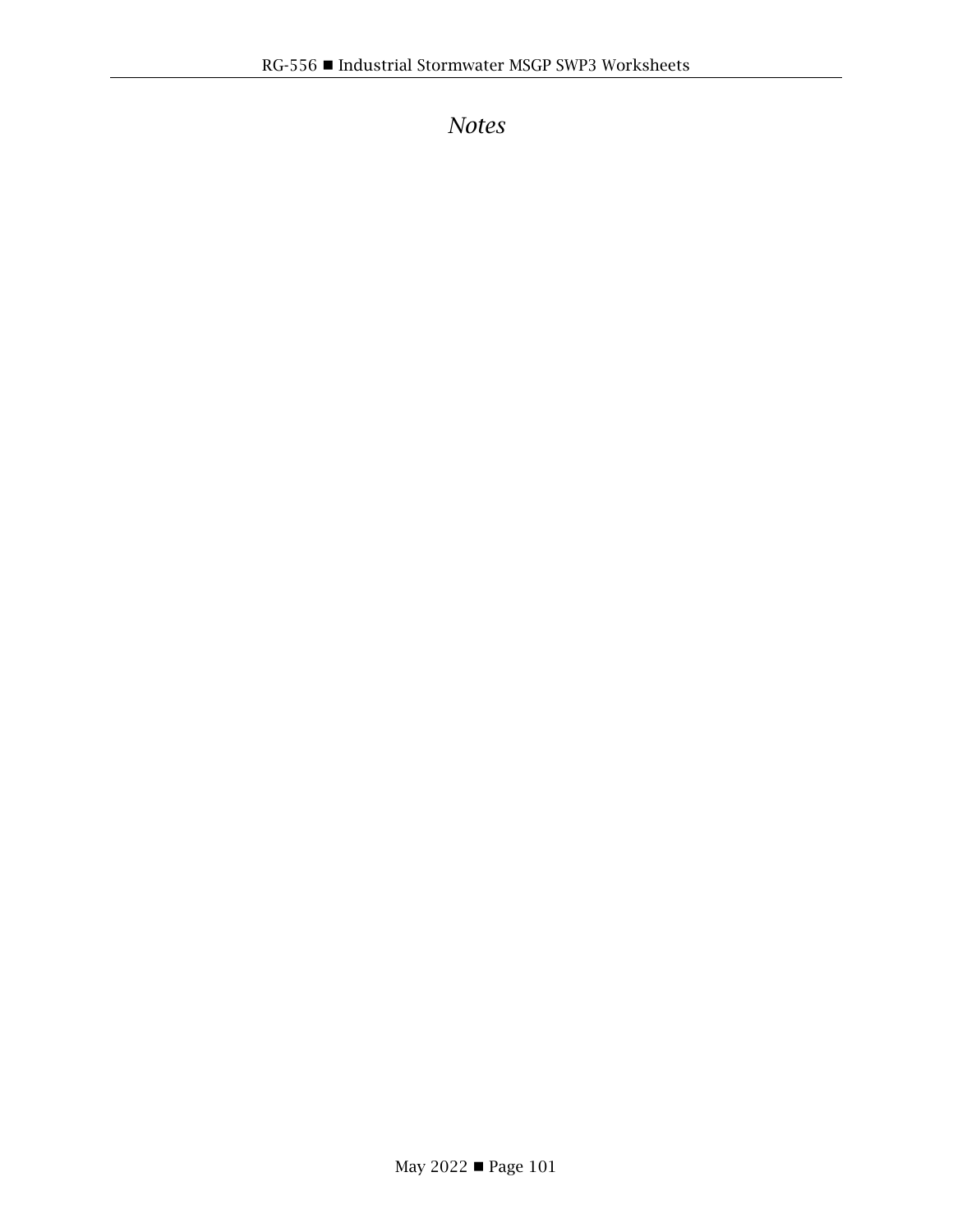*Notes*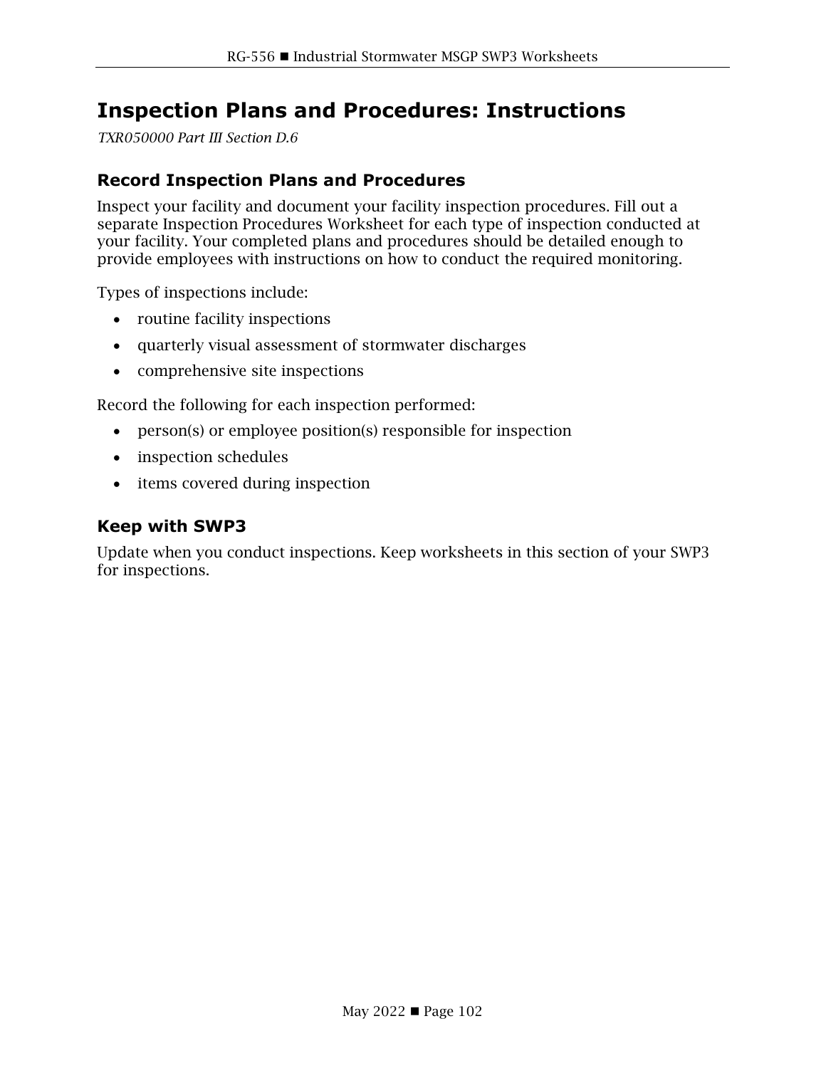# Inspection Plans and Procedures: Instructions

*TXR050000 Part III Section D.6*

## Record Inspection Plans and Procedures

Inspect your facility and document your facility inspection procedures. Fill out a separate Inspection Procedures Worksheet for each type of inspection conducted at your facility. Your completed plans and procedures should be detailed enough to provide employees with instructions on how to conduct the required monitoring.

Types of inspections include:

- routine facility inspections
- quarterly visual assessment of stormwater discharges
- comprehensive site inspections

Record the following for each inspection performed:

- person(s) or employee position(s) responsible for inspection
- inspection schedules
- items covered during inspection

## Keep with SWP3

Update when you conduct inspections. Keep worksheets in this section of your SWP3 for inspections.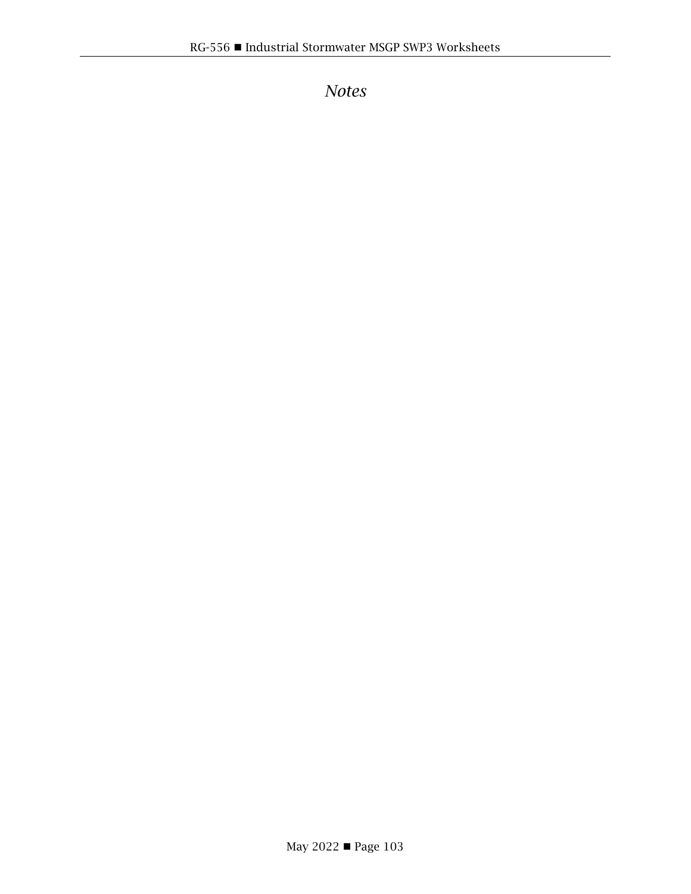*Notes*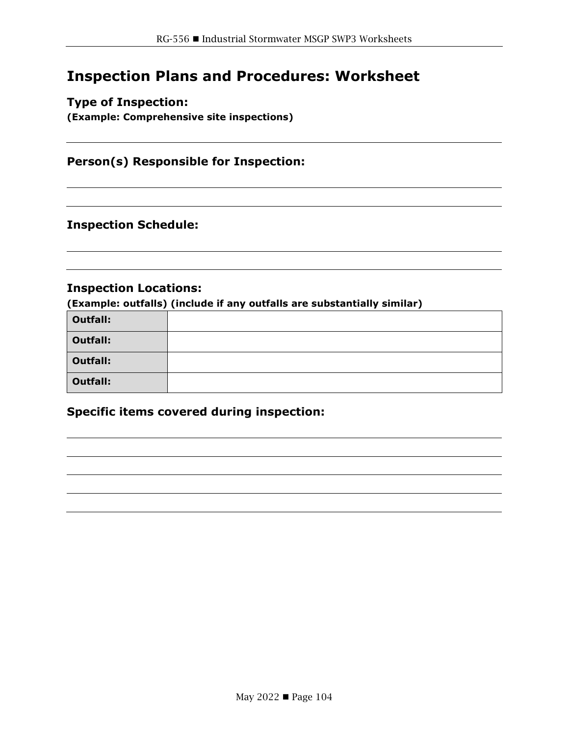# Inspection Plans and Procedures: Worksheet

### Type of Inspection:

**(Example: Comprehensive site inspections)**

### Person(s) Responsible for Inspection:

### Inspection Schedule:

### Inspection Locations:

**(Example: outfalls) (include if any outfalls are substantially similar)**

| | |
|---|---|
| **Outfall:** | |
| **Outfall:** | |
| **Outfall:** | |
| **Outfall:** | |

### Specific items covered during inspection: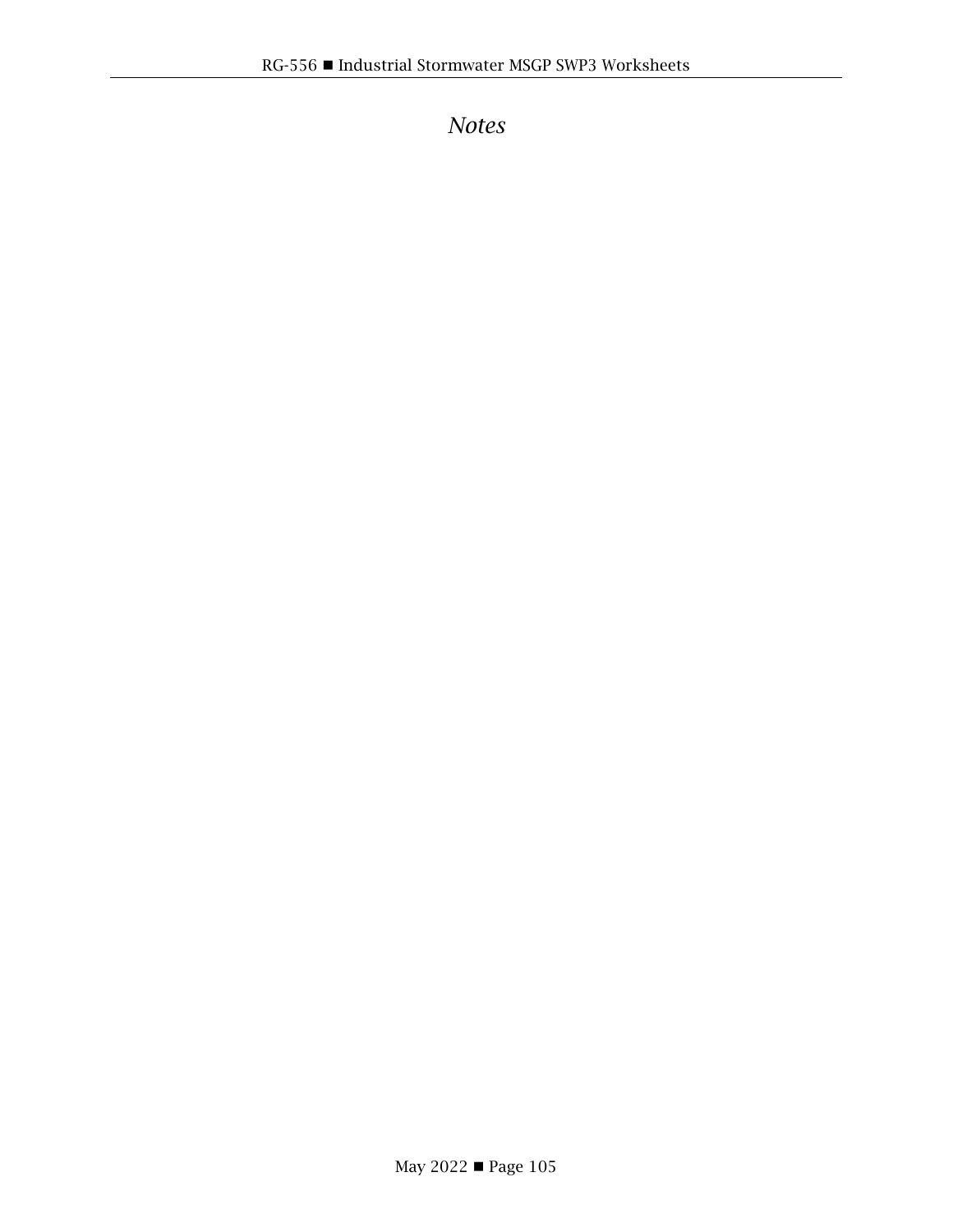*Notes*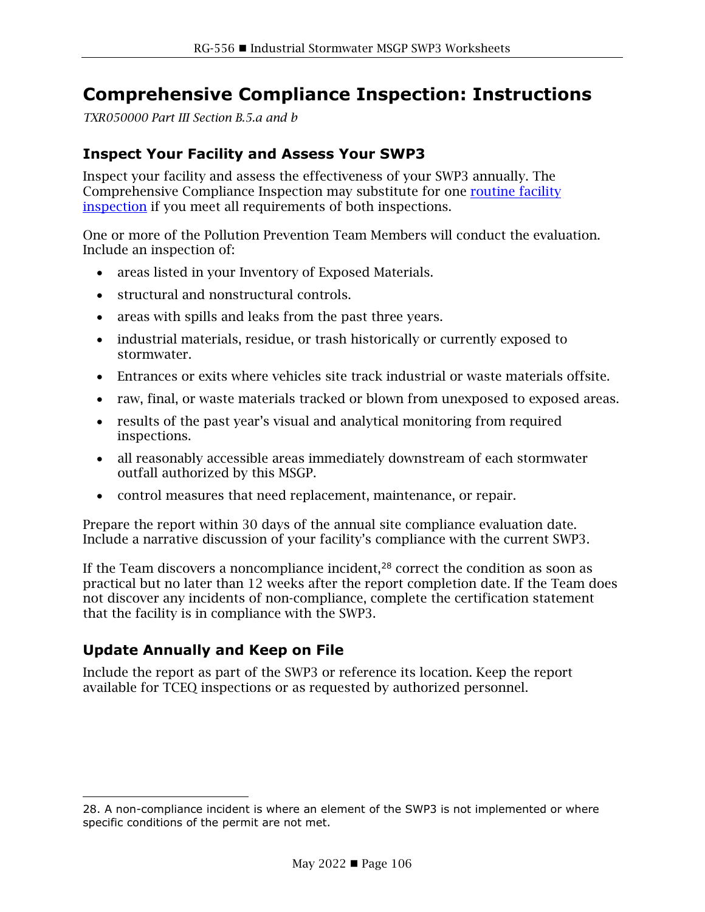# Comprehensive Compliance Inspection: Instructions

*TXR050000 Part III Section B.5.a and b*

## Inspect Your Facility and Assess Your SWP3

Inspect your facility and assess the effectiveness of your SWP3 annually. The Comprehensive Compliance Inspection may substitute for one routine facility inspection if you meet all requirements of both inspections.

One or more of the Pollution Prevention Team Members will conduct the evaluation. Include an inspection of:

- areas listed in your Inventory of Exposed Materials.
- structural and nonstructural controls.
- areas with spills and leaks from the past three years.
- industrial materials, residue, or trash historically or currently exposed to stormwater.
- Entrances or exits where vehicles site track industrial or waste materials offsite.
- raw, final, or waste materials tracked or blown from unexposed to exposed areas.
- results of the past year's visual and analytical monitoring from required inspections.
- all reasonably accessible areas immediately downstream of each stormwater outfall authorized by this MSGP.
- control measures that need replacement, maintenance, or repair.

Prepare the report within 30 days of the annual site compliance evaluation date. Include a narrative discussion of your facility's compliance with the current SWP3.

If the Team discovers a noncompliance incident,[28] correct the condition as soon as practical but no later than 12 weeks after the report completion date. If the Team does not discover any incidents of non-compliance, complete the certification statement that the facility is in compliance with the SWP3.

## Update Annually and Keep on File

Include the report as part of the SWP3 or reference its location. Keep the report available for TCEQ inspections or as requested by authorized personnel.

28. A non-compliance incident is where an element of the SWP3 is not implemented or where specific conditions of the permit are not met.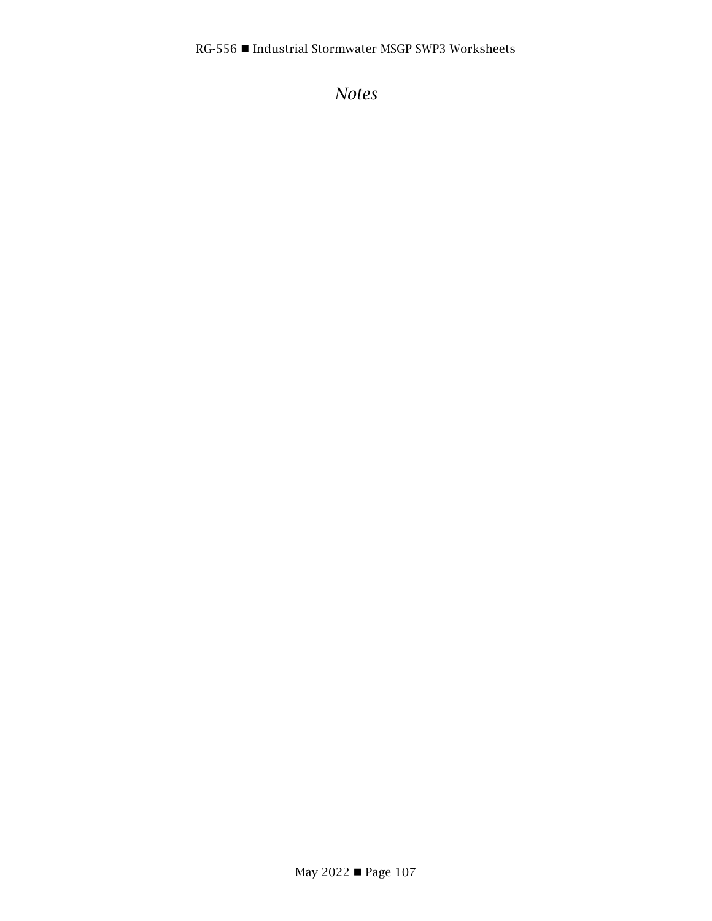*Notes*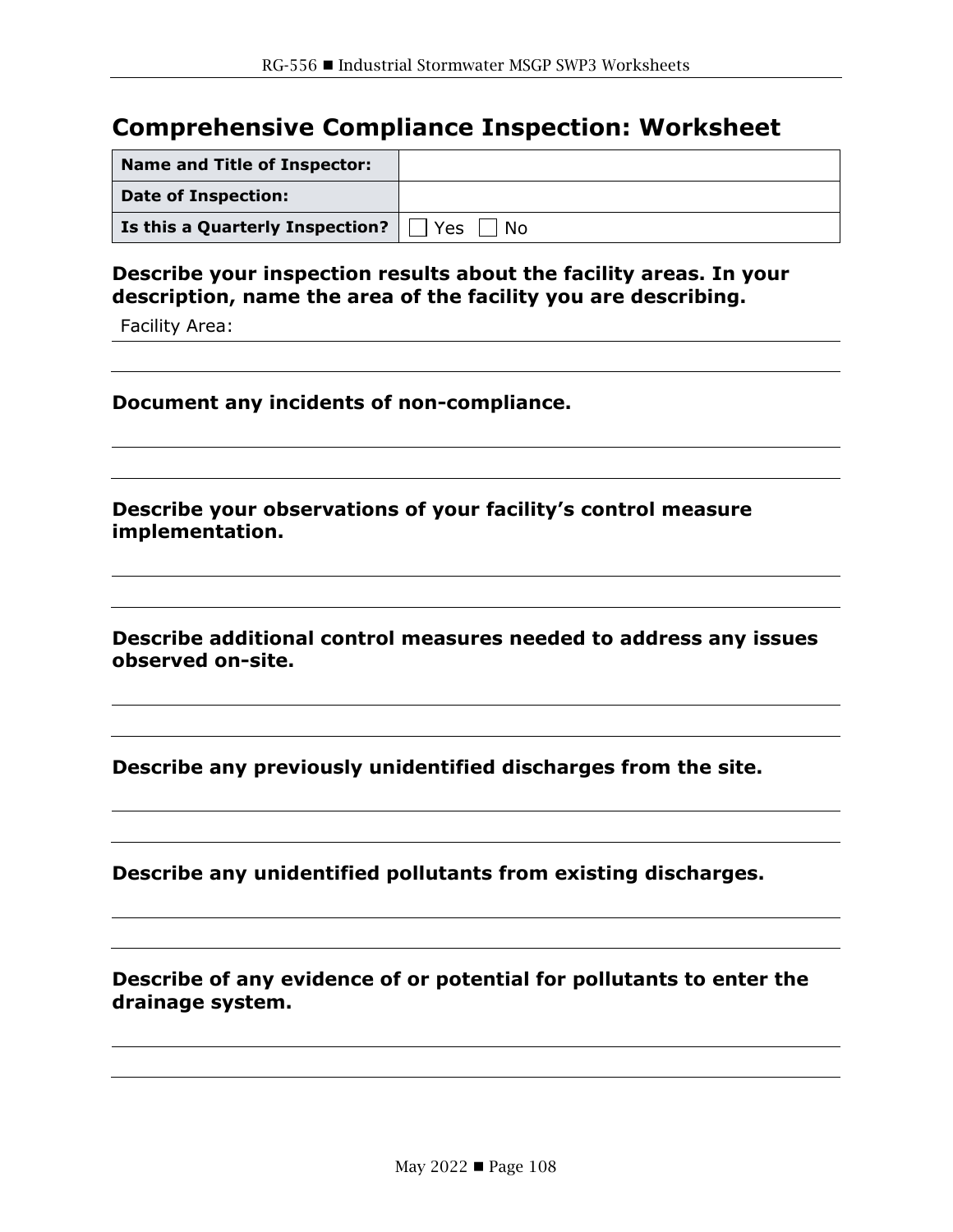## Comprehensive Compliance Inspection: Worksheet

| | |
|---|---|
| **Name and Title of Inspector:** | |
| **Date of Inspection:** | |
| **Is this a Quarterly Inspection?** | ☐ Yes ☐ No |

**Describe your inspection results about the facility areas. In your description, name the area of the facility you are describing.**

Facility Area:

**Document any incidents of non-compliance.**

**Describe your observations of your facility's control measure implementation.**

**Describe additional control measures needed to address any issues observed on-site.**

**Describe any previously unidentified discharges from the site.**

**Describe any unidentified pollutants from existing discharges.**

**Describe of any evidence of or potential for pollutants to enter the drainage system.**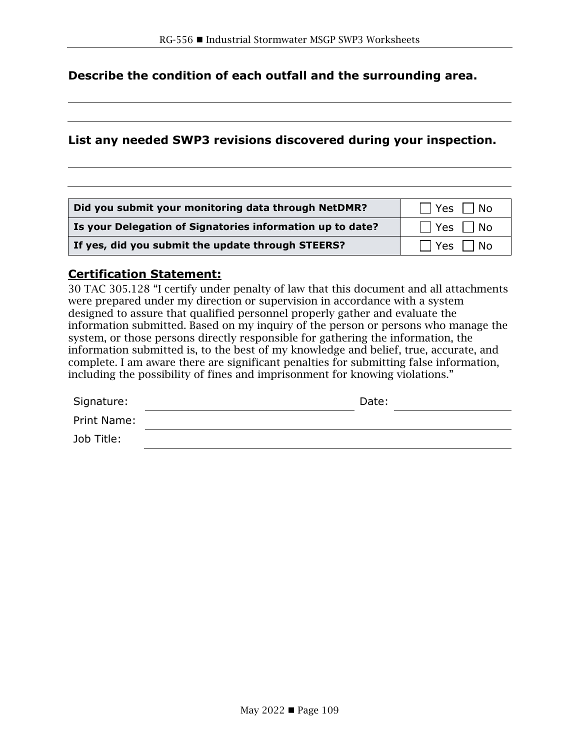**Describe the condition of each outfall and the surrounding area.**

---

---

**List any needed SWP3 revisions discovered during your inspection.**

---

---

| | |
|---|---|
| **Did you submit your monitoring data through NetDMR?** | ☐ Yes ☐ No |
| **Is your Delegation of Signatories information up to date?** | ☐ Yes ☐ No |
| **If yes, did you submit the update through STEERS?** | ☐ Yes ☐ No |

**Certification Statement:**

30 TAC 305.128 "I certify under penalty of law that this document and all attachments were prepared under my direction or supervision in accordance with a system designed to assure that qualified personnel properly gather and evaluate the information submitted. Based on my inquiry of the person or persons who manage the system, or those persons directly responsible for gathering the information, the information submitted is, to the best of my knowledge and belief, true, accurate, and complete. I am aware there are significant penalties for submitting false information, including the possibility of fines and imprisonment for knowing violations."

Signature: ______________________ Date: ______________

Print Name: ______________________

Job Title: ______________________